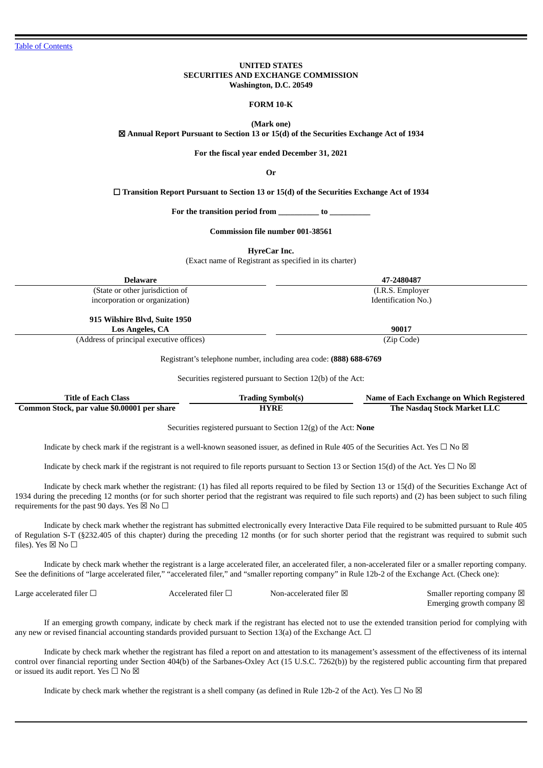[Table of Contents](#)

**UNITED STATES**
**SECURITIES AND EXCHANGE COMMISSION**
**Washington, D.C. 20549**

**FORM 10-K**

**(Mark one)**

☒ **Annual Report Pursuant to Section 13 or 15(d) of the Securities Exchange Act of 1934**

**For the fiscal year ended December 31, 2021**

**Or**

☐ **Transition Report Pursuant to Section 13 or 15(d) of the Securities Exchange Act of 1934**

**For the transition period from __________ to __________**

**Commission file number 001-38561**

**HyreCar Inc.**

(Exact name of Registrant as specified in its charter)

| **Delaware** | **47-2480487** |
|---|---|
| (State or other jurisdiction of incorporation or organization) | (I.R.S. Employer Identification No.) |
| **915 Wilshire Blvd, Suite 1950 Los Angeles, CA** | **90017** |
| (Address of principal executive offices) | (Zip Code) |

Registrant's telephone number, including area code: **(888) 688-6769**

Securities registered pursuant to Section 12(b) of the Act:

| Title of Each Class | Trading Symbol(s) | Name of Each Exchange on Which Registered |
|---|---|---|
| **Common Stock, par value $0.00001 per share** | **HYRE** | **The Nasdaq Stock Market LLC** |

Securities registered pursuant to Section 12(g) of the Act: **None**

Indicate by check mark if the registrant is a well-known seasoned issuer, as defined in Rule 405 of the Securities Act. Yes ☐ No ☒

Indicate by check mark if the registrant is not required to file reports pursuant to Section 13 or Section 15(d) of the Act. Yes ☐ No ☒

Indicate by check mark whether the registrant: (1) has filed all reports required to be filed by Section 13 or 15(d) of the Securities Exchange Act of 1934 during the preceding 12 months (or for such shorter period that the registrant was required to file such reports) and (2) has been subject to such filing requirements for the past 90 days. Yes ☒ No ☐

Indicate by check mark whether the registrant has submitted electronically every Interactive Data File required to be submitted pursuant to Rule 405 of Regulation S-T (§232.405 of this chapter) during the preceding 12 months (or for such shorter period that the registrant was required to submit such files). Yes ☒ No ☐

Indicate by check mark whether the registrant is a large accelerated filer, an accelerated filer, a non-accelerated filer or a smaller reporting company. See the definitions of "large accelerated filer," "accelerated filer," and "smaller reporting company" in Rule 12b-2 of the Exchange Act. (Check one):

| Large accelerated filer ☐ | Accelerated filer ☐ | Non-accelerated filer ☒ | Smaller reporting company ☒ |
|---|---|---|---|
| | | | Emerging growth company ☒ |

If an emerging growth company, indicate by check mark if the registrant has elected not to use the extended transition period for complying with any new or revised financial accounting standards provided pursuant to Section 13(a) of the Exchange Act. ☐

Indicate by check mark whether the registrant has filed a report on and attestation to its management's assessment of the effectiveness of its internal control over financial reporting under Section 404(b) of the Sarbanes-Oxley Act (15 U.S.C. 7262(b)) by the registered public accounting firm that prepared or issued its audit report. Yes ☐ No ☒

Indicate by check mark whether the registrant is a shell company (as defined in Rule 12b-2 of the Act). Yes ☐ No ☒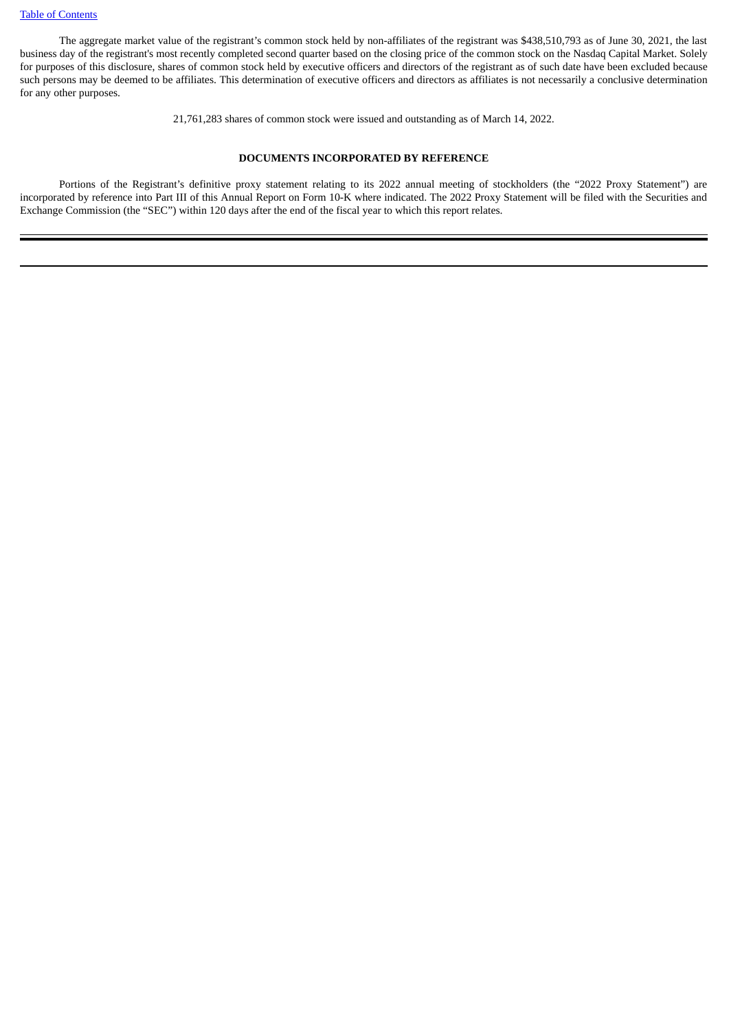The aggregate market value of the registrant's common stock held by non-affiliates of the registrant was $438,510,793 as of June 30, 2021, the last business day of the registrant's most recently completed second quarter based on the closing price of the common stock on the Nasdaq Capital Market. Solely for purposes of this disclosure, shares of common stock held by executive officers and directors of the registrant as of such date have been excluded because such persons may be deemed to be affiliates. This determination of executive officers and directors as affiliates is not necessarily a conclusive determination for any other purposes.

21,761,283 shares of common stock were issued and outstanding as of March 14, 2022.

**DOCUMENTS INCORPORATED BY REFERENCE**

Portions of the Registrant's definitive proxy statement relating to its 2022 annual meeting of stockholders (the "2022 Proxy Statement") are incorporated by reference into Part III of this Annual Report on Form 10-K where indicated. The 2022 Proxy Statement will be filed with the Securities and Exchange Commission (the "SEC") within 120 days after the end of the fiscal year to which this report relates.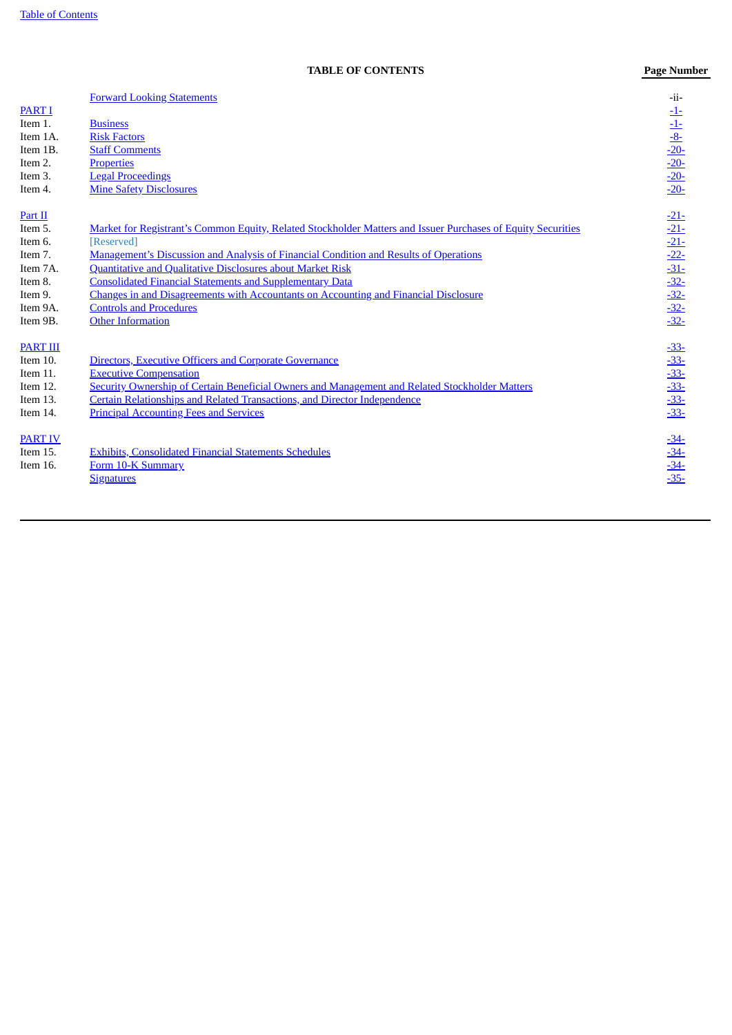## TABLE OF CONTENTS

| | | Page Number |
|---|---|---|
| | Forward Looking Statements | -ii- |
| PART I | | -1- |
| Item 1. | Business | -1- |
| Item 1A. | Risk Factors | -8- |
| Item 1B. | Staff Comments | -20- |
| Item 2. | Properties | -20- |
| Item 3. | Legal Proceedings | -20- |
| Item 4. | Mine Safety Disclosures | -20- |
| Part II | | -21- |
| Item 5. | Market for Registrant's Common Equity, Related Stockholder Matters and Issuer Purchases of Equity Securities | -21- |
| Item 6. | [Reserved] | -21- |
| Item 7. | Management's Discussion and Analysis of Financial Condition and Results of Operations | -22- |
| Item 7A. | Quantitative and Qualitative Disclosures about Market Risk | -31- |
| Item 8. | Consolidated Financial Statements and Supplementary Data | -32- |
| Item 9. | Changes in and Disagreements with Accountants on Accounting and Financial Disclosure | -32- |
| Item 9A. | Controls and Procedures | -32- |
| Item 9B. | Other Information | -32- |
| PART III | | -33- |
| Item 10. | Directors, Executive Officers and Corporate Governance | -33- |
| Item 11. | Executive Compensation | -33- |
| Item 12. | Security Ownership of Certain Beneficial Owners and Management and Related Stockholder Matters | -33- |
| Item 13. | Certain Relationships and Related Transactions, and Director Independence | -33- |
| Item 14. | Principal Accounting Fees and Services | -33- |
| PART IV | | -34- |
| Item 15. | Exhibits, Consolidated Financial Statements Schedules | -34- |
| Item 16. | Form 10-K Summary | -34- |
| | Signatures | -35- |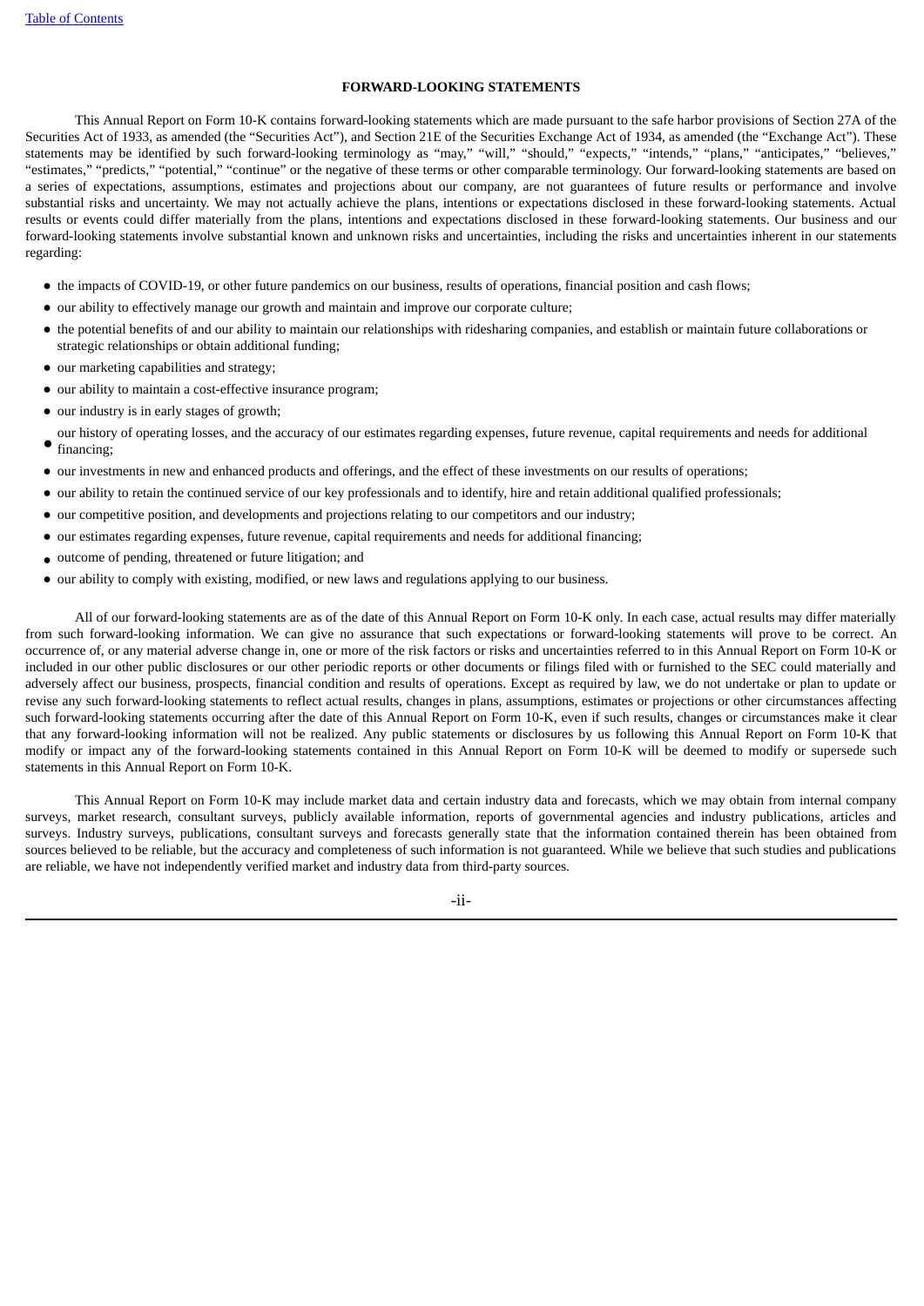## FORWARD-LOOKING STATEMENTS

This Annual Report on Form 10-K contains forward-looking statements which are made pursuant to the safe harbor provisions of Section 27A of the Securities Act of 1933, as amended (the "Securities Act"), and Section 21E of the Securities Exchange Act of 1934, as amended (the "Exchange Act"). These statements may be identified by such forward-looking terminology as "may," "will," "should," "expects," "intends," "plans," "anticipates," "believes," "estimates," "predicts," "potential," "continue" or the negative of these terms or other comparable terminology. Our forward-looking statements are based on a series of expectations, assumptions, estimates and projections about our company, are not guarantees of future results or performance and involve substantial risks and uncertainty. We may not actually achieve the plans, intentions or expectations disclosed in these forward-looking statements. Actual results or events could differ materially from the plans, intentions and expectations disclosed in these forward-looking statements. Our business and our forward-looking statements involve substantial known and unknown risks and uncertainties, including the risks and uncertainties inherent in our statements regarding:

- the impacts of COVID-19, or other future pandemics on our business, results of operations, financial position and cash flows;
- our ability to effectively manage our growth and maintain and improve our corporate culture;
- the potential benefits of and our ability to maintain our relationships with ridesharing companies, and establish or maintain future collaborations or strategic relationships or obtain additional funding;
- our marketing capabilities and strategy;
- our ability to maintain a cost-effective insurance program;
- our industry is in early stages of growth;
- our history of operating losses, and the accuracy of our estimates regarding expenses, future revenue, capital requirements and needs for additional financing;
- our investments in new and enhanced products and offerings, and the effect of these investments on our results of operations;
- our ability to retain the continued service of our key professionals and to identify, hire and retain additional qualified professionals;
- our competitive position, and developments and projections relating to our competitors and our industry;
- our estimates regarding expenses, future revenue, capital requirements and needs for additional financing;
- outcome of pending, threatened or future litigation; and
- our ability to comply with existing, modified, or new laws and regulations applying to our business.

All of our forward-looking statements are as of the date of this Annual Report on Form 10-K only. In each case, actual results may differ materially from such forward-looking information. We can give no assurance that such expectations or forward-looking statements will prove to be correct. An occurrence of, or any material adverse change in, one or more of the risk factors or risks and uncertainties referred to in this Annual Report on Form 10-K or included in our other public disclosures or our other periodic reports or other documents or filings filed with or furnished to the SEC could materially and adversely affect our business, prospects, financial condition and results of operations. Except as required by law, we do not undertake or plan to update or revise any such forward-looking statements to reflect actual results, changes in plans, assumptions, estimates or projections or other circumstances affecting such forward-looking statements occurring after the date of this Annual Report on Form 10-K, even if such results, changes or circumstances make it clear that any forward-looking information will not be realized. Any public statements or disclosures by us following this Annual Report on Form 10-K that modify or impact any of the forward-looking statements contained in this Annual Report on Form 10-K will be deemed to modify or supersede such statements in this Annual Report on Form 10-K.

This Annual Report on Form 10-K may include market data and certain industry data and forecasts, which we may obtain from internal company surveys, market research, consultant surveys, publicly available information, reports of governmental agencies and industry publications, articles and surveys. Industry surveys, publications, consultant surveys and forecasts generally state that the information contained therein has been obtained from sources believed to be reliable, but the accuracy and completeness of such information is not guaranteed. While we believe that such studies and publications are reliable, we have not independently verified market and industry data from third-party sources.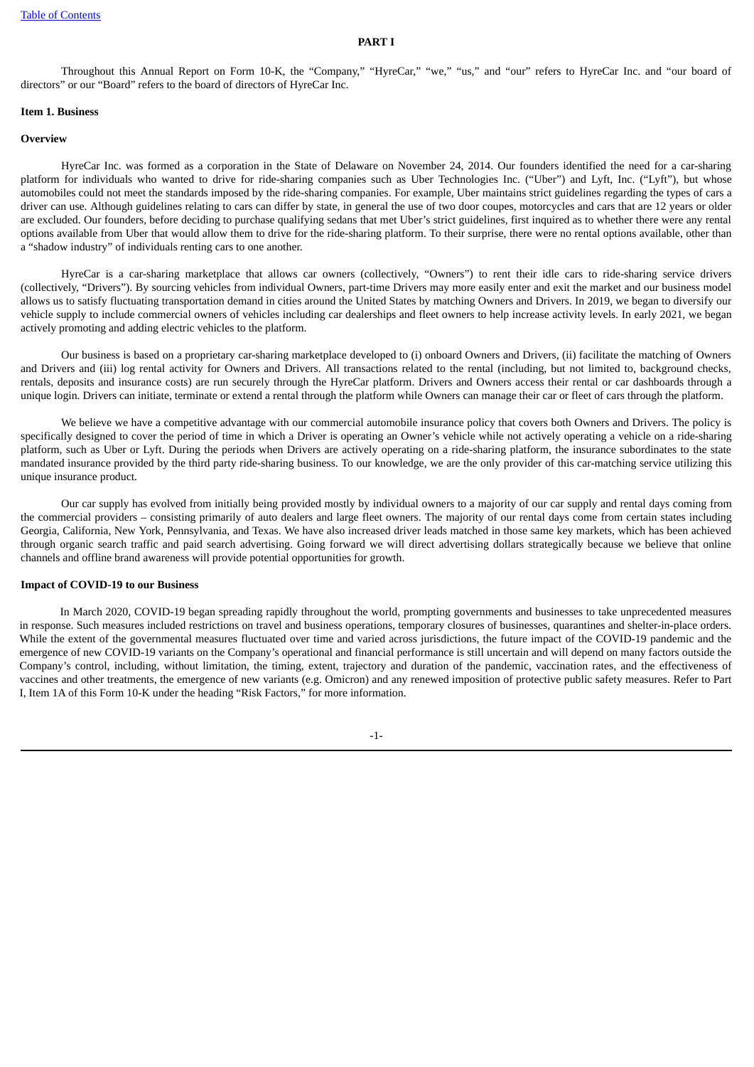# PART I

Throughout this Annual Report on Form 10-K, the "Company," "HyreCar," "we," "us," and "our" refers to HyreCar Inc. and "our board of directors" or our "Board" refers to the board of directors of HyreCar Inc.

## Item 1. Business

### Overview

HyreCar Inc. was formed as a corporation in the State of Delaware on November 24, 2014. Our founders identified the need for a car-sharing platform for individuals who wanted to drive for ride-sharing companies such as Uber Technologies Inc. ("Uber") and Lyft, Inc. ("Lyft"), but whose automobiles could not meet the standards imposed by the ride-sharing companies. For example, Uber maintains strict guidelines regarding the types of cars a driver can use. Although guidelines relating to cars can differ by state, in general the use of two door coupes, motorcycles and cars that are 12 years or older are excluded. Our founders, before deciding to purchase qualifying sedans that met Uber's strict guidelines, first inquired as to whether there were any rental options available from Uber that would allow them to drive for the ride-sharing platform. To their surprise, there were no rental options available, other than a "shadow industry" of individuals renting cars to one another.

HyreCar is a car-sharing marketplace that allows car owners (collectively, "Owners") to rent their idle cars to ride-sharing service drivers (collectively, "Drivers"). By sourcing vehicles from individual Owners, part-time Drivers may more easily enter and exit the market and our business model allows us to satisfy fluctuating transportation demand in cities around the United States by matching Owners and Drivers. In 2019, we began to diversify our vehicle supply to include commercial owners of vehicles including car dealerships and fleet owners to help increase activity levels. In early 2021, we began actively promoting and adding electric vehicles to the platform.

Our business is based on a proprietary car-sharing marketplace developed to (i) onboard Owners and Drivers, (ii) facilitate the matching of Owners and Drivers and (iii) log rental activity for Owners and Drivers. All transactions related to the rental (including, but not limited to, background checks, rentals, deposits and insurance costs) are run securely through the HyreCar platform. Drivers and Owners access their rental or car dashboards through a unique login. Drivers can initiate, terminate or extend a rental through the platform while Owners can manage their car or fleet of cars through the platform.

We believe we have a competitive advantage with our commercial automobile insurance policy that covers both Owners and Drivers. The policy is specifically designed to cover the period of time in which a Driver is operating an Owner's vehicle while not actively operating a vehicle on a ride-sharing platform, such as Uber or Lyft. During the periods when Drivers are actively operating on a ride-sharing platform, the insurance subordinates to the state mandated insurance provided by the third party ride-sharing business. To our knowledge, we are the only provider of this car-matching service utilizing this unique insurance product.

Our car supply has evolved from initially being provided mostly by individual owners to a majority of our car supply and rental days coming from the commercial providers – consisting primarily of auto dealers and large fleet owners. The majority of our rental days come from certain states including Georgia, California, New York, Pennsylvania, and Texas. We have also increased driver leads matched in those same key markets, which has been achieved through organic search traffic and paid search advertising. Going forward we will direct advertising dollars strategically because we believe that online channels and offline brand awareness will provide potential opportunities for growth.

### Impact of COVID-19 to our Business

In March 2020, COVID-19 began spreading rapidly throughout the world, prompting governments and businesses to take unprecedented measures in response. Such measures included restrictions on travel and business operations, temporary closures of businesses, quarantines and shelter-in-place orders. While the extent of the governmental measures fluctuated over time and varied across jurisdictions, the future impact of the COVID-19 pandemic and the emergence of new COVID-19 variants on the Company's operational and financial performance is still uncertain and will depend on many factors outside the Company's control, including, without limitation, the timing, extent, trajectory and duration of the pandemic, vaccination rates, and the effectiveness of vaccines and other treatments, the emergence of new variants (e.g. Omicron) and any renewed imposition of protective public safety measures. Refer to Part I, Item 1A of this Form 10-K under the heading "Risk Factors," for more information.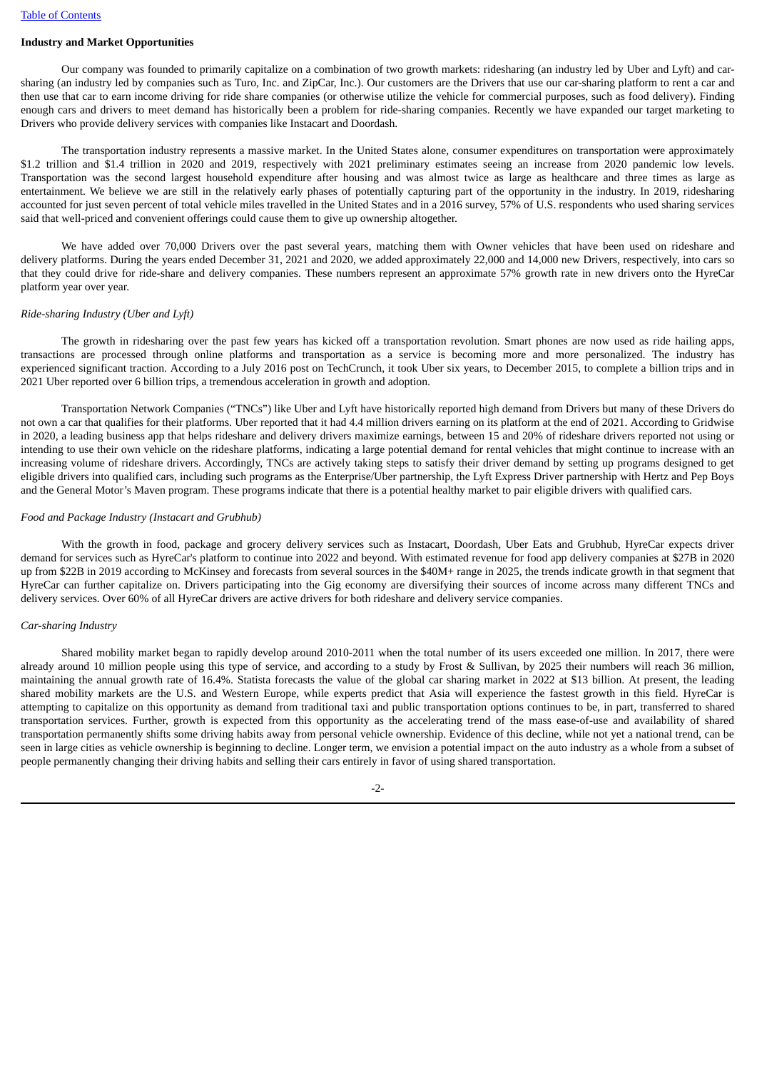**Industry and Market Opportunities**

Our company was founded to primarily capitalize on a combination of two growth markets: ridesharing (an industry led by Uber and Lyft) and car-sharing (an industry led by companies such as Turo, Inc. and ZipCar, Inc.). Our customers are the Drivers that use our car-sharing platform to rent a car and then use that car to earn income driving for ride share companies (or otherwise utilize the vehicle for commercial purposes, such as food delivery). Finding enough cars and drivers to meet demand has historically been a problem for ride-sharing companies. Recently we have expanded our target marketing to Drivers who provide delivery services with companies like Instacart and Doordash.

The transportation industry represents a massive market. In the United States alone, consumer expenditures on transportation were approximately $1.2 trillion and $1.4 trillion in 2020 and 2019, respectively with 2021 preliminary estimates seeing an increase from 2020 pandemic low levels. Transportation was the second largest household expenditure after housing and was almost twice as large as healthcare and three times as large as entertainment. We believe we are still in the relatively early phases of potentially capturing part of the opportunity in the industry. In 2019, ridesharing accounted for just seven percent of total vehicle miles travelled in the United States and in a 2016 survey, 57% of U.S. respondents who used sharing services said that well-priced and convenient offerings could cause them to give up ownership altogether.

We have added over 70,000 Drivers over the past several years, matching them with Owner vehicles that have been used on rideshare and delivery platforms. During the years ended December 31, 2021 and 2020, we added approximately 22,000 and 14,000 new Drivers, respectively, into cars so that they could drive for ride-share and delivery companies. These numbers represent an approximate 57% growth rate in new drivers onto the HyreCar platform year over year.

*Ride-sharing Industry (Uber and Lyft)*

The growth in ridesharing over the past few years has kicked off a transportation revolution. Smart phones are now used as ride hailing apps, transactions are processed through online platforms and transportation as a service is becoming more and more personalized. The industry has experienced significant traction. According to a July 2016 post on TechCrunch, it took Uber six years, to December 2015, to complete a billion trips and in 2021 Uber reported over 6 billion trips, a tremendous acceleration in growth and adoption.

Transportation Network Companies ("TNCs") like Uber and Lyft have historically reported high demand from Drivers but many of these Drivers do not own a car that qualifies for their platforms. Uber reported that it had 4.4 million drivers earning on its platform at the end of 2021. According to Gridwise in 2020, a leading business app that helps rideshare and delivery drivers maximize earnings, between 15 and 20% of rideshare drivers reported not using or intending to use their own vehicle on the rideshare platforms, indicating a large potential demand for rental vehicles that might continue to increase with an increasing volume of rideshare drivers. Accordingly, TNCs are actively taking steps to satisfy their driver demand by setting up programs designed to get eligible drivers into qualified cars, including such programs as the Enterprise/Uber partnership, the Lyft Express Driver partnership with Hertz and Pep Boys and the General Motor's Maven program. These programs indicate that there is a potential healthy market to pair eligible drivers with qualified cars.

*Food and Package Industry (Instacart and Grubhub)*

With the growth in food, package and grocery delivery services such as Instacart, Doordash, Uber Eats and Grubhub, HyreCar expects driver demand for services such as HyreCar's platform to continue into 2022 and beyond. With estimated revenue for food app delivery companies at $27B in 2020 up from $22B in 2019 according to McKinsey and forecasts from several sources in the $40M+ range in 2025, the trends indicate growth in that segment that HyreCar can further capitalize on. Drivers participating into the Gig economy are diversifying their sources of income across many different TNCs and delivery services. Over 60% of all HyreCar drivers are active drivers for both rideshare and delivery service companies.

*Car-sharing Industry*

Shared mobility market began to rapidly develop around 2010-2011 when the total number of its users exceeded one million. In 2017, there were already around 10 million people using this type of service, and according to a study by Frost & Sullivan, by 2025 their numbers will reach 36 million, maintaining the annual growth rate of 16.4%. Statista forecasts the value of the global car sharing market in 2022 at $13 billion. At present, the leading shared mobility markets are the U.S. and Western Europe, while experts predict that Asia will experience the fastest growth in this field. HyreCar is attempting to capitalize on this opportunity as demand from traditional taxi and public transportation options continues to be, in part, transferred to shared transportation services. Further, growth is expected from this opportunity as the accelerating trend of the mass ease-of-use and availability of shared transportation permanently shifts some driving habits away from personal vehicle ownership. Evidence of this decline, while not yet a national trend, can be seen in large cities as vehicle ownership is beginning to decline. Longer term, we envision a potential impact on the auto industry as a whole from a subset of people permanently changing their driving habits and selling their cars entirely in favor of using shared transportation.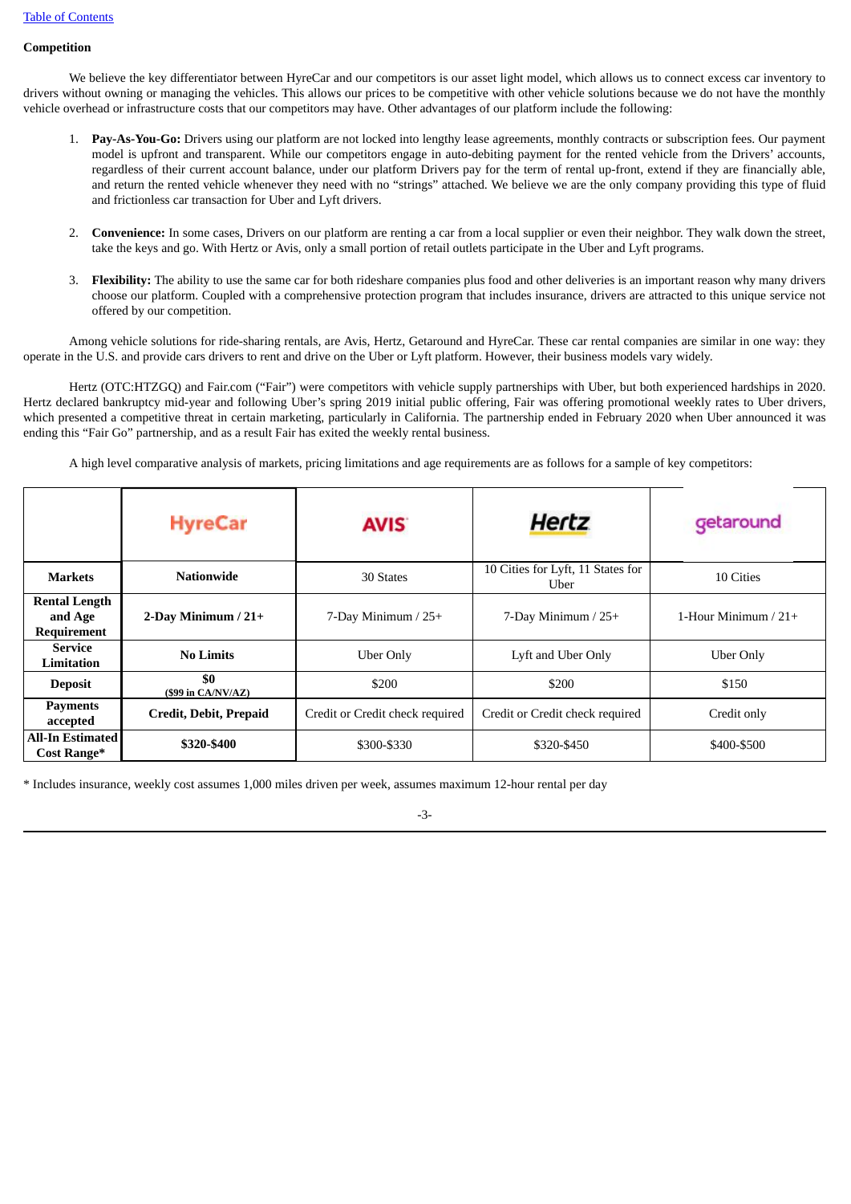**Competition**

We believe the key differentiator between HyreCar and our competitors is our asset light model, which allows us to connect excess car inventory to drivers without owning or managing the vehicles. This allows our prices to be competitive with other vehicle solutions because we do not have the monthly vehicle overhead or infrastructure costs that our competitors may have. Other advantages of our platform include the following:

1. **Pay-As-You-Go:** Drivers using our platform are not locked into lengthy lease agreements, monthly contracts or subscription fees. Our payment model is upfront and transparent. While our competitors engage in auto-debiting payment for the rented vehicle from the Drivers' accounts, regardless of their current account balance, under our platform Drivers pay for the term of rental up-front, extend if they are financially able, and return the rented vehicle whenever they need with no "strings" attached. We believe we are the only company providing this type of fluid and frictionless car transaction for Uber and Lyft drivers.

2. **Convenience:** In some cases, Drivers on our platform are renting a car from a local supplier or even their neighbor. They walk down the street, take the keys and go. With Hertz or Avis, only a small portion of retail outlets participate in the Uber and Lyft programs.

3. **Flexibility:** The ability to use the same car for both rideshare companies plus food and other deliveries is an important reason why many drivers choose our platform. Coupled with a comprehensive protection program that includes insurance, drivers are attracted to this unique service not offered by our competition.

Among vehicle solutions for ride-sharing rentals, are Avis, Hertz, Getaround and HyreCar. These car rental companies are similar in one way: they operate in the U.S. and provide cars drivers to rent and drive on the Uber or Lyft platform. However, their business models vary widely.

Hertz (OTC:HTZGQ) and Fair.com ("Fair") were competitors with vehicle supply partnerships with Uber, but both experienced hardships in 2020. Hertz declared bankruptcy mid-year and following Uber's spring 2019 initial public offering, Fair was offering promotional weekly rates to Uber drivers, which presented a competitive threat in certain marketing, particularly in California. The partnership ended in February 2020 when Uber announced it was ending this "Fair Go" partnership, and as a result Fair has exited the weekly rental business.

A high level comparative analysis of markets, pricing limitations and age requirements are as follows for a sample of key competitors:

| | HyreCar | AVIS | Hertz | getaround |
|---|---|---|---|---|
| **Markets** | **Nationwide** | 30 States | 10 Cities for Lyft, 11 States for Uber | 10 Cities |
| **Rental Length and Age Requirement** | **2-Day Minimum / 21+** | 7-Day Minimum / 25+ | 7-Day Minimum / 25+ | 1-Hour Minimum / 21+ |
| **Service Limitation** | **No Limits** | Uber Only | Lyft and Uber Only | Uber Only |
| **Deposit** | **$0** **($99 in CA/NV/AZ)** | $200 | $200 | $150 |
| **Payments accepted** | **Credit, Debit, Prepaid** | Credit or Credit check required | Credit or Credit check required | Credit only |
| **All-In Estimated Cost Range*** | **$320-$400** | $300-$330 | $320-$450 | $400-$500 |

* Includes insurance, weekly cost assumes 1,000 miles driven per week, assumes maximum 12-hour rental per day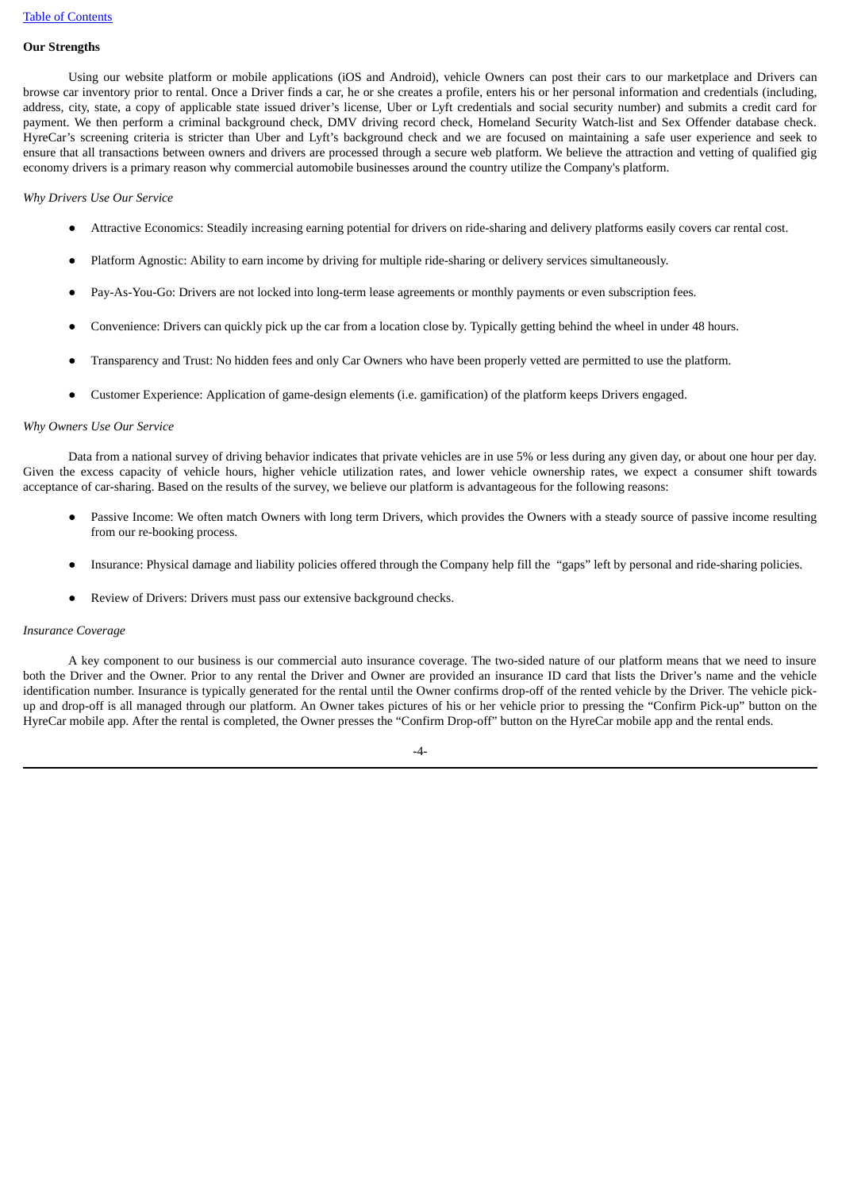**Our Strengths**

Using our website platform or mobile applications (iOS and Android), vehicle Owners can post their cars to our marketplace and Drivers can browse car inventory prior to rental. Once a Driver finds a car, he or she creates a profile, enters his or her personal information and credentials (including, address, city, state, a copy of applicable state issued driver's license, Uber or Lyft credentials and social security number) and submits a credit card for payment. We then perform a criminal background check, DMV driving record check, Homeland Security Watch-list and Sex Offender database check. HyreCar's screening criteria is stricter than Uber and Lyft's background check and we are focused on maintaining a safe user experience and seek to ensure that all transactions between owners and drivers are processed through a secure web platform. We believe the attraction and vetting of qualified gig economy drivers is a primary reason why commercial automobile businesses around the country utilize the Company's platform.

*Why Drivers Use Our Service*

- Attractive Economics: Steadily increasing earning potential for drivers on ride-sharing and delivery platforms easily covers car rental cost.
- Platform Agnostic: Ability to earn income by driving for multiple ride-sharing or delivery services simultaneously.
- Pay-As-You-Go: Drivers are not locked into long-term lease agreements or monthly payments or even subscription fees.
- Convenience: Drivers can quickly pick up the car from a location close by. Typically getting behind the wheel in under 48 hours.
- Transparency and Trust: No hidden fees and only Car Owners who have been properly vetted are permitted to use the platform.
- Customer Experience: Application of game-design elements (i.e. gamification) of the platform keeps Drivers engaged.

*Why Owners Use Our Service*

Data from a national survey of driving behavior indicates that private vehicles are in use 5% or less during any given day, or about one hour per day. Given the excess capacity of vehicle hours, higher vehicle utilization rates, and lower vehicle ownership rates, we expect a consumer shift towards acceptance of car-sharing. Based on the results of the survey, we believe our platform is advantageous for the following reasons:

- Passive Income: We often match Owners with long term Drivers, which provides the Owners with a steady source of passive income resulting from our re-booking process.
- Insurance: Physical damage and liability policies offered through the Company help fill the "gaps" left by personal and ride-sharing policies.
- Review of Drivers: Drivers must pass our extensive background checks.

*Insurance Coverage*

A key component to our business is our commercial auto insurance coverage. The two-sided nature of our platform means that we need to insure both the Driver and the Owner. Prior to any rental the Driver and Owner are provided an insurance ID card that lists the Driver's name and the vehicle identification number. Insurance is typically generated for the rental until the Owner confirms drop-off of the rented vehicle by the Driver. The vehicle pick-up and drop-off is all managed through our platform. An Owner takes pictures of his or her vehicle prior to pressing the "Confirm Pick-up" button on the HyreCar mobile app. After the rental is completed, the Owner presses the "Confirm Drop-off" button on the HyreCar mobile app and the rental ends.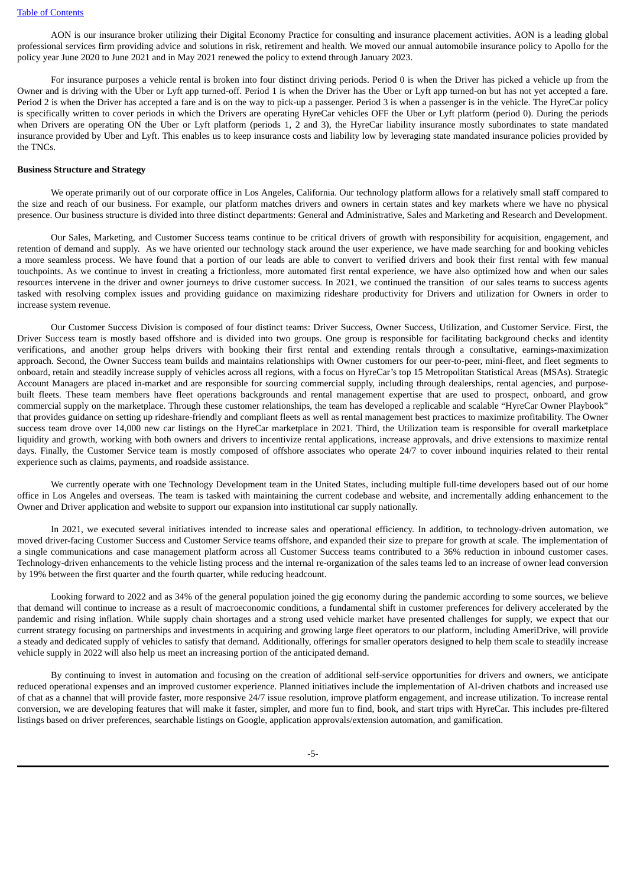AON is our insurance broker utilizing their Digital Economy Practice for consulting and insurance placement activities. AON is a leading global professional services firm providing advice and solutions in risk, retirement and health. We moved our annual automobile insurance policy to Apollo for the policy year June 2020 to June 2021 and in May 2021 renewed the policy to extend through January 2023.

For insurance purposes a vehicle rental is broken into four distinct driving periods. Period 0 is when the Driver has picked a vehicle up from the Owner and is driving with the Uber or Lyft app turned-off. Period 1 is when the Driver has the Uber or Lyft app turned-on but has not yet accepted a fare. Period 2 is when the Driver has accepted a fare and is on the way to pick-up a passenger. Period 3 is when a passenger is in the vehicle. The HyreCar policy is specifically written to cover periods in which the Drivers are operating HyreCar vehicles OFF the Uber or Lyft platform (period 0). During the periods when Drivers are operating ON the Uber or Lyft platform (periods 1, 2 and 3), the HyreCar liability insurance mostly subordinates to state mandated insurance provided by Uber and Lyft. This enables us to keep insurance costs and liability low by leveraging state mandated insurance policies provided by the TNCs.

**Business Structure and Strategy**

We operate primarily out of our corporate office in Los Angeles, California. Our technology platform allows for a relatively small staff compared to the size and reach of our business. For example, our platform matches drivers and owners in certain states and key markets where we have no physical presence. Our business structure is divided into three distinct departments: General and Administrative, Sales and Marketing and Research and Development.

Our Sales, Marketing, and Customer Success teams continue to be critical drivers of growth with responsibility for acquisition, engagement, and retention of demand and supply. As we have oriented our technology stack around the user experience, we have made searching for and booking vehicles a more seamless process. We have found that a portion of our leads are able to convert to verified drivers and book their first rental with few manual touchpoints. As we continue to invest in creating a frictionless, more automated first rental experience, we have also optimized how and when our sales resources intervene in the driver and owner journeys to drive customer success. In 2021, we continued the transition of our sales teams to success agents tasked with resolving complex issues and providing guidance on maximizing rideshare productivity for Drivers and utilization for Owners in order to increase system revenue.

Our Customer Success Division is composed of four distinct teams: Driver Success, Owner Success, Utilization, and Customer Service. First, the Driver Success team is mostly based offshore and is divided into two groups. One group is responsible for facilitating background checks and identity verifications, and another group helps drivers with booking their first rental and extending rentals through a consultative, earnings-maximization approach. Second, the Owner Success team builds and maintains relationships with Owner customers for our peer-to-peer, mini-fleet, and fleet segments to onboard, retain and steadily increase supply of vehicles across all regions, with a focus on HyreCar's top 15 Metropolitan Statistical Areas (MSAs). Strategic Account Managers are placed in-market and are responsible for sourcing commercial supply, including through dealerships, rental agencies, and purpose-built fleets. These team members have fleet operations backgrounds and rental management expertise that are used to prospect, onboard, and grow commercial supply on the marketplace. Through these customer relationships, the team has developed a replicable and scalable "HyreCar Owner Playbook" that provides guidance on setting up rideshare-friendly and compliant fleets as well as rental management best practices to maximize profitability. The Owner success team drove over 14,000 new car listings on the HyreCar marketplace in 2021. Third, the Utilization team is responsible for overall marketplace liquidity and growth, working with both owners and drivers to incentivize rental applications, increase approvals, and drive extensions to maximize rental days. Finally, the Customer Service team is mostly composed of offshore associates who operate 24/7 to cover inbound inquiries related to their rental experience such as claims, payments, and roadside assistance.

We currently operate with one Technology Development team in the United States, including multiple full-time developers based out of our home office in Los Angeles and overseas. The team is tasked with maintaining the current codebase and website, and incrementally adding enhancement to the Owner and Driver application and website to support our expansion into institutional car supply nationally.

In 2021, we executed several initiatives intended to increase sales and operational efficiency. In addition, to technology-driven automation, we moved driver-facing Customer Success and Customer Service teams offshore, and expanded their size to prepare for growth at scale. The implementation of a single communications and case management platform across all Customer Success teams contributed to a 36% reduction in inbound customer cases. Technology-driven enhancements to the vehicle listing process and the internal re-organization of the sales teams led to an increase of owner lead conversion by 19% between the first quarter and the fourth quarter, while reducing headcount.

Looking forward to 2022 and as 34% of the general population joined the gig economy during the pandemic according to some sources, we believe that demand will continue to increase as a result of macroeconomic conditions, a fundamental shift in customer preferences for delivery accelerated by the pandemic and rising inflation. While supply chain shortages and a strong used vehicle market have presented challenges for supply, we expect that our current strategy focusing on partnerships and investments in acquiring and growing large fleet operators to our platform, including AmeriDrive, will provide a steady and dedicated supply of vehicles to satisfy that demand. Additionally, offerings for smaller operators designed to help them scale to steadily increase vehicle supply in 2022 will also help us meet an increasing portion of the anticipated demand.

By continuing to invest in automation and focusing on the creation of additional self-service opportunities for drivers and owners, we anticipate reduced operational expenses and an improved customer experience. Planned initiatives include the implementation of AI-driven chatbots and increased use of chat as a channel that will provide faster, more responsive 24/7 issue resolution, improve platform engagement, and increase utilization. To increase rental conversion, we are developing features that will make it faster, simpler, and more fun to find, book, and start trips with HyreCar. This includes pre-filtered listings based on driver preferences, searchable listings on Google, application approvals/extension automation, and gamification.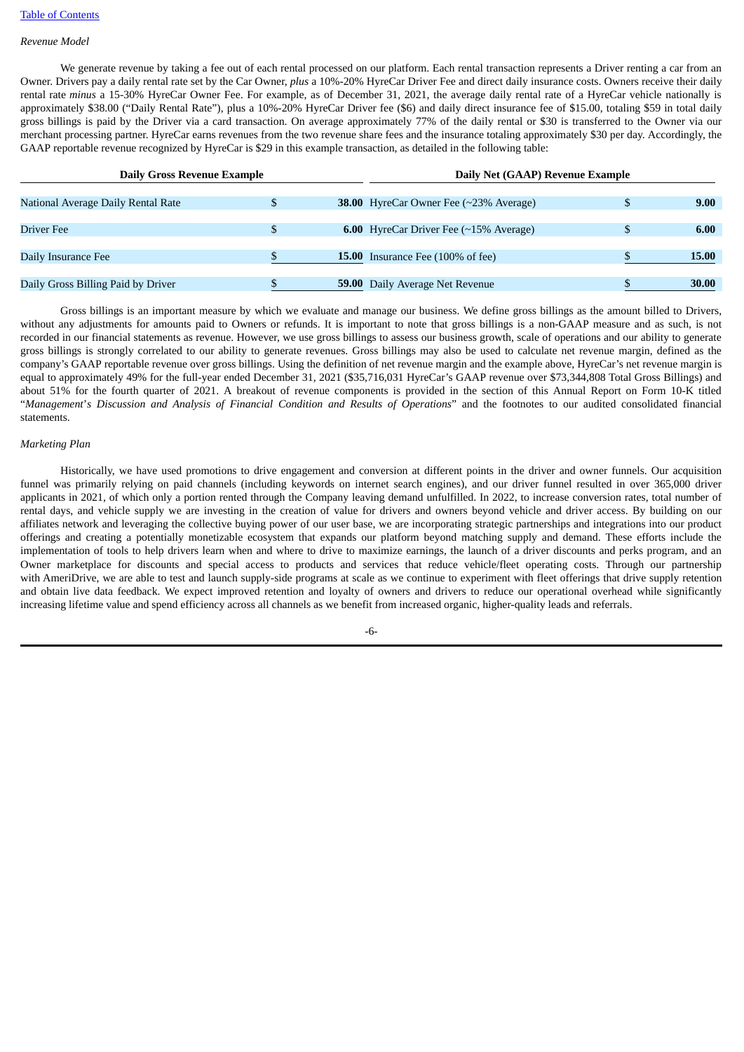*Revenue Model*

We generate revenue by taking a fee out of each rental processed on our platform. Each rental transaction represents a Driver renting a car from an Owner. Drivers pay a daily rental rate set by the Car Owner, *plus* a 10%-20% HyreCar Driver Fee and direct daily insurance costs. Owners receive their daily rental rate *minus* a 15-30% HyreCar Owner Fee. For example, as of December 31, 2021, the average daily rental rate of a HyreCar vehicle nationally is approximately $38.00 ("Daily Rental Rate"), plus a 10%-20% HyreCar Driver fee ($6) and daily direct insurance fee of $15.00, totaling $59 in total daily gross billings is paid by the Driver via a card transaction. On average approximately 77% of the daily rental or $30 is transferred to the Owner via our merchant processing partner. HyreCar earns revenues from the two revenue share fees and the insurance totaling approximately $30 per day. Accordingly, the GAAP reportable revenue recognized by HyreCar is $29 in this example transaction, as detailed in the following table:

| Daily Gross Revenue Example | | | Daily Net (GAAP) Revenue Example | | |
|---|---|---|---|---|---|
| National Average Daily Rental Rate | $ | **38.00** | HyreCar Owner Fee (~23% Average) | $ | **9.00** |
| Driver Fee | $ | **6.00** | HyreCar Driver Fee (~15% Average) | $ | **6.00** |
| Daily Insurance Fee | $ | **15.00** | Insurance Fee (100% of fee) | $ | **15.00** |
| Daily Gross Billing Paid by Driver | $ | **59.00** | Daily Average Net Revenue | $ | **30.00** |

Gross billings is an important measure by which we evaluate and manage our business. We define gross billings as the amount billed to Drivers, without any adjustments for amounts paid to Owners or refunds. It is important to note that gross billings is a non-GAAP measure and as such, is not recorded in our financial statements as revenue. However, we use gross billings to assess our business growth, scale of operations and our ability to generate gross billings is strongly correlated to our ability to generate revenues. Gross billings may also be used to calculate net revenue margin, defined as the company's GAAP reportable revenue over gross billings. Using the definition of net revenue margin and the example above, HyreCar's net revenue margin is equal to approximately 49% for the full-year ended December 31, 2021 ($35,716,031 HyreCar's GAAP revenue over $73,344,808 Total Gross Billings) and about 51% for the fourth quarter of 2021. A breakout of revenue components is provided in the section of this Annual Report on Form 10-K titled "*Management's Discussion and Analysis of Financial Condition and Results of Operations*" and the footnotes to our audited consolidated financial statements.

*Marketing Plan*

Historically, we have used promotions to drive engagement and conversion at different points in the driver and owner funnels. Our acquisition funnel was primarily relying on paid channels (including keywords on internet search engines), and our driver funnel resulted in over 365,000 driver applicants in 2021, of which only a portion rented through the Company leaving demand unfulfilled. In 2022, to increase conversion rates, total number of rental days, and vehicle supply we are investing in the creation of value for drivers and owners beyond vehicle and driver access. By building on our affiliates network and leveraging the collective buying power of our user base, we are incorporating strategic partnerships and integrations into our product offerings and creating a potentially monetizable ecosystem that expands our platform beyond matching supply and demand. These efforts include the implementation of tools to help drivers learn when and where to drive to maximize earnings, the launch of a driver discounts and perks program, and an Owner marketplace for discounts and special access to products and services that reduce vehicle/fleet operating costs. Through our partnership with AmeriDrive, we are able to test and launch supply-side programs at scale as we continue to experiment with fleet offerings that drive supply retention and obtain live data feedback. We expect improved retention and loyalty of owners and drivers to reduce our operational overhead while significantly increasing lifetime value and spend efficiency across all channels as we benefit from increased organic, higher-quality leads and referrals.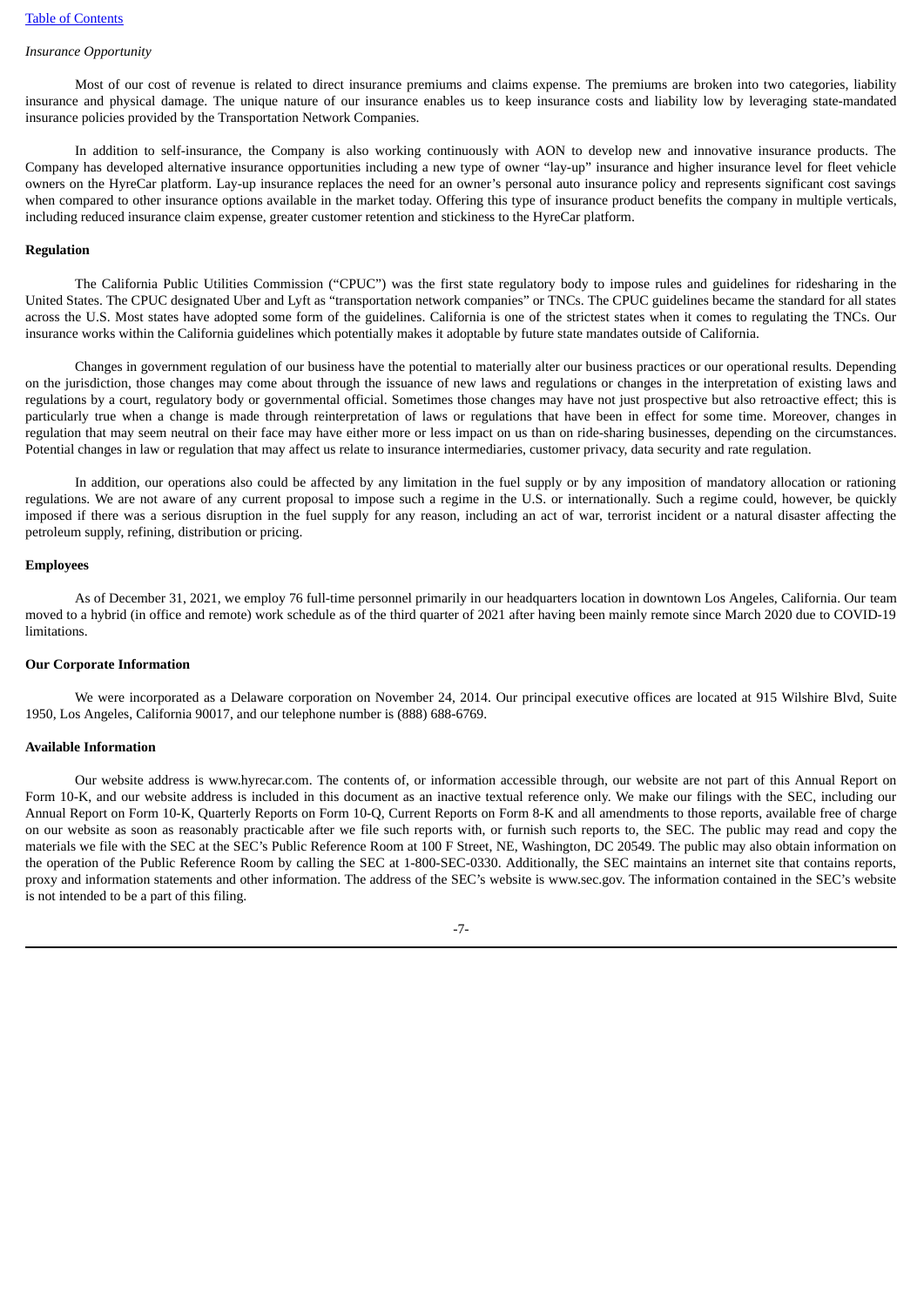*Insurance Opportunity*

Most of our cost of revenue is related to direct insurance premiums and claims expense. The premiums are broken into two categories, liability insurance and physical damage. The unique nature of our insurance enables us to keep insurance costs and liability low by leveraging state-mandated insurance policies provided by the Transportation Network Companies.

In addition to self-insurance, the Company is also working continuously with AON to develop new and innovative insurance products. The Company has developed alternative insurance opportunities including a new type of owner "lay-up" insurance and higher insurance level for fleet vehicle owners on the HyreCar platform. Lay-up insurance replaces the need for an owner's personal auto insurance policy and represents significant cost savings when compared to other insurance options available in the market today. Offering this type of insurance product benefits the company in multiple verticals, including reduced insurance claim expense, greater customer retention and stickiness to the HyreCar platform.

**Regulation**

The California Public Utilities Commission ("CPUC") was the first state regulatory body to impose rules and guidelines for ridesharing in the United States. The CPUC designated Uber and Lyft as "transportation network companies" or TNCs. The CPUC guidelines became the standard for all states across the U.S. Most states have adopted some form of the guidelines. California is one of the strictest states when it comes to regulating the TNCs. Our insurance works within the California guidelines which potentially makes it adoptable by future state mandates outside of California.

Changes in government regulation of our business have the potential to materially alter our business practices or our operational results. Depending on the jurisdiction, those changes may come about through the issuance of new laws and regulations or changes in the interpretation of existing laws and regulations by a court, regulatory body or governmental official. Sometimes those changes may have not just prospective but also retroactive effect; this is particularly true when a change is made through reinterpretation of laws or regulations that have been in effect for some time. Moreover, changes in regulation that may seem neutral on their face may have either more or less impact on us than on ride-sharing businesses, depending on the circumstances. Potential changes in law or regulation that may affect us relate to insurance intermediaries, customer privacy, data security and rate regulation.

In addition, our operations also could be affected by any limitation in the fuel supply or by any imposition of mandatory allocation or rationing regulations. We are not aware of any current proposal to impose such a regime in the U.S. or internationally. Such a regime could, however, be quickly imposed if there was a serious disruption in the fuel supply for any reason, including an act of war, terrorist incident or a natural disaster affecting the petroleum supply, refining, distribution or pricing.

**Employees**

As of December 31, 2021, we employ 76 full-time personnel primarily in our headquarters location in downtown Los Angeles, California. Our team moved to a hybrid (in office and remote) work schedule as of the third quarter of 2021 after having been mainly remote since March 2020 due to COVID-19 limitations.

**Our Corporate Information**

We were incorporated as a Delaware corporation on November 24, 2014. Our principal executive offices are located at 915 Wilshire Blvd, Suite 1950, Los Angeles, California 90017, and our telephone number is (888) 688-6769.

**Available Information**

Our website address is www.hyrecar.com. The contents of, or information accessible through, our website are not part of this Annual Report on Form 10-K, and our website address is included in this document as an inactive textual reference only. We make our filings with the SEC, including our Annual Report on Form 10-K, Quarterly Reports on Form 10-Q, Current Reports on Form 8-K and all amendments to those reports, available free of charge on our website as soon as reasonably practicable after we file such reports with, or furnish such reports to, the SEC. The public may read and copy the materials we file with the SEC at the SEC's Public Reference Room at 100 F Street, NE, Washington, DC 20549. The public may also obtain information on the operation of the Public Reference Room by calling the SEC at 1-800-SEC-0330. Additionally, the SEC maintains an internet site that contains reports, proxy and information statements and other information. The address of the SEC's website is www.sec.gov. The information contained in the SEC's website is not intended to be a part of this filing.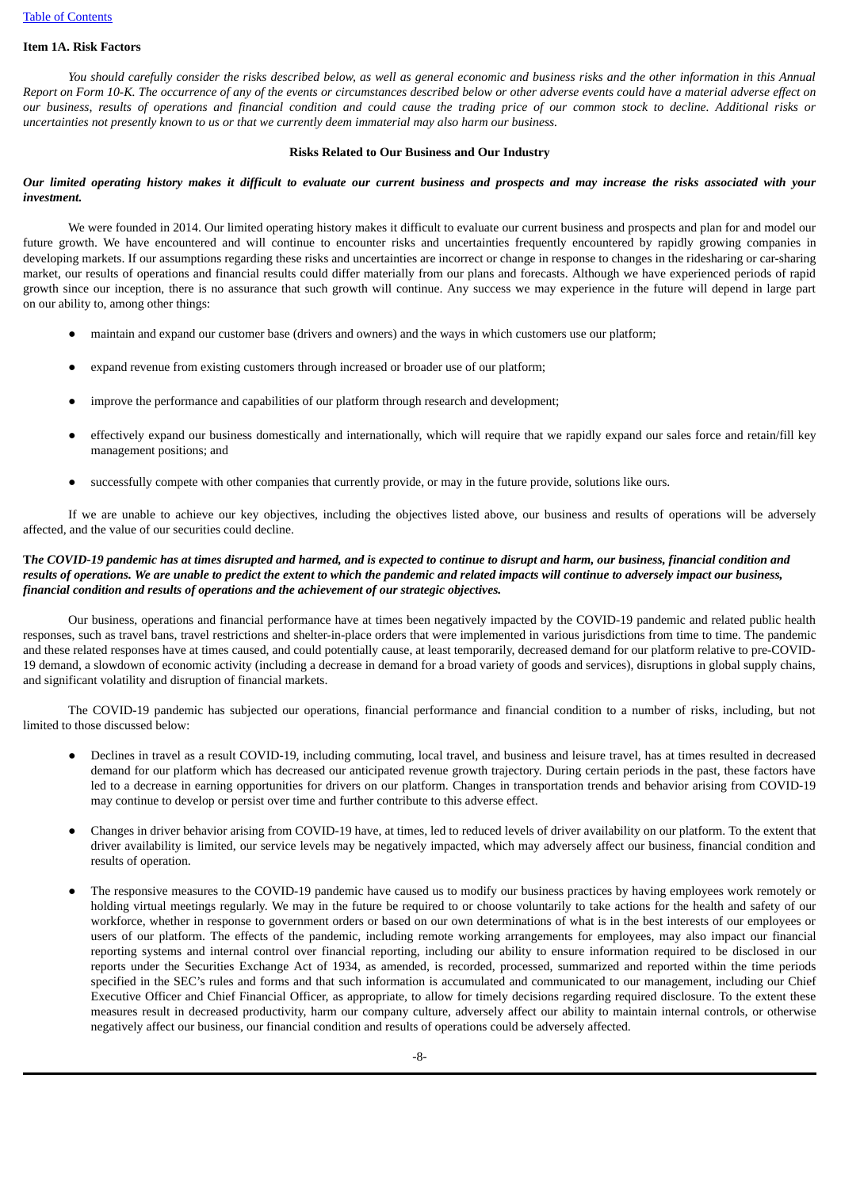[Table of Contents](#)

## Item 1A. Risk Factors

*You should carefully consider the risks described below, as well as general economic and business risks and the other information in this Annual Report on Form 10-K. The occurrence of any of the events or circumstances described below or other adverse events could have a material adverse effect on our business, results of operations and financial condition and could cause the trading price of our common stock to decline. Additional risks or uncertainties not presently known to us or that we currently deem immaterial may also harm our business.*

### Risks Related to Our Business and Our Industry

***Our limited operating history makes it difficult to evaluate our current business and prospects and may increase the risks associated with your investment.***

We were founded in 2014. Our limited operating history makes it difficult to evaluate our current business and prospects and plan for and model our future growth. We have encountered and will continue to encounter risks and uncertainties frequently encountered by rapidly growing companies in developing markets. If our assumptions regarding these risks and uncertainties are incorrect or change in response to changes in the ridesharing or car-sharing market, our results of operations and financial results could differ materially from our plans and forecasts. Although we have experienced periods of rapid growth since our inception, there is no assurance that such growth will continue. Any success we may experience in the future will depend in large part on our ability to, among other things:

- maintain and expand our customer base (drivers and owners) and the ways in which customers use our platform;
- expand revenue from existing customers through increased or broader use of our platform;
- improve the performance and capabilities of our platform through research and development;
- effectively expand our business domestically and internationally, which will require that we rapidly expand our sales force and retain/fill key management positions; and
- successfully compete with other companies that currently provide, or may in the future provide, solutions like ours.

If we are unable to achieve our key objectives, including the objectives listed above, our business and results of operations will be adversely affected, and the value of our securities could decline.

***The COVID-19 pandemic has at times disrupted and harmed, and is expected to continue to disrupt and harm, our business, financial condition and results of operations. We are unable to predict the extent to which the pandemic and related impacts will continue to adversely impact our business, financial condition and results of operations and the achievement of our strategic objectives.***

Our business, operations and financial performance have at times been negatively impacted by the COVID-19 pandemic and related public health responses, such as travel bans, travel restrictions and shelter-in-place orders that were implemented in various jurisdictions from time to time. The pandemic and these related responses have at times caused, and could potentially cause, at least temporarily, decreased demand for our platform relative to pre-COVID-19 demand, a slowdown of economic activity (including a decrease in demand for a broad variety of goods and services), disruptions in global supply chains, and significant volatility and disruption of financial markets.

The COVID-19 pandemic has subjected our operations, financial performance and financial condition to a number of risks, including, but not limited to those discussed below:

- Declines in travel as a result COVID-19, including commuting, local travel, and business and leisure travel, has at times resulted in decreased demand for our platform which has decreased our anticipated revenue growth trajectory. During certain periods in the past, these factors have led to a decrease in earning opportunities for drivers on our platform. Changes in transportation trends and behavior arising from COVID-19 may continue to develop or persist over time and further contribute to this adverse effect.
- Changes in driver behavior arising from COVID-19 have, at times, led to reduced levels of driver availability on our platform. To the extent that driver availability is limited, our service levels may be negatively impacted, which may adversely affect our business, financial condition and results of operation.
- The responsive measures to the COVID-19 pandemic have caused us to modify our business practices by having employees work remotely or holding virtual meetings regularly. We may in the future be required to or choose voluntarily to take actions for the health and safety of our workforce, whether in response to government orders or based on our own determinations of what is in the best interests of our employees or users of our platform. The effects of the pandemic, including remote working arrangements for employees, may also impact our financial reporting systems and internal control over financial reporting, including our ability to ensure information required to be disclosed in our reports under the Securities Exchange Act of 1934, as amended, is recorded, processed, summarized and reported within the time periods specified in the SEC's rules and forms and that such information is accumulated and communicated to our management, including our Chief Executive Officer and Chief Financial Officer, as appropriate, to allow for timely decisions regarding required disclosure. To the extent these measures result in decreased productivity, harm our company culture, adversely affect our ability to maintain internal controls, or otherwise negatively affect our business, our financial condition and results of operations could be adversely affected.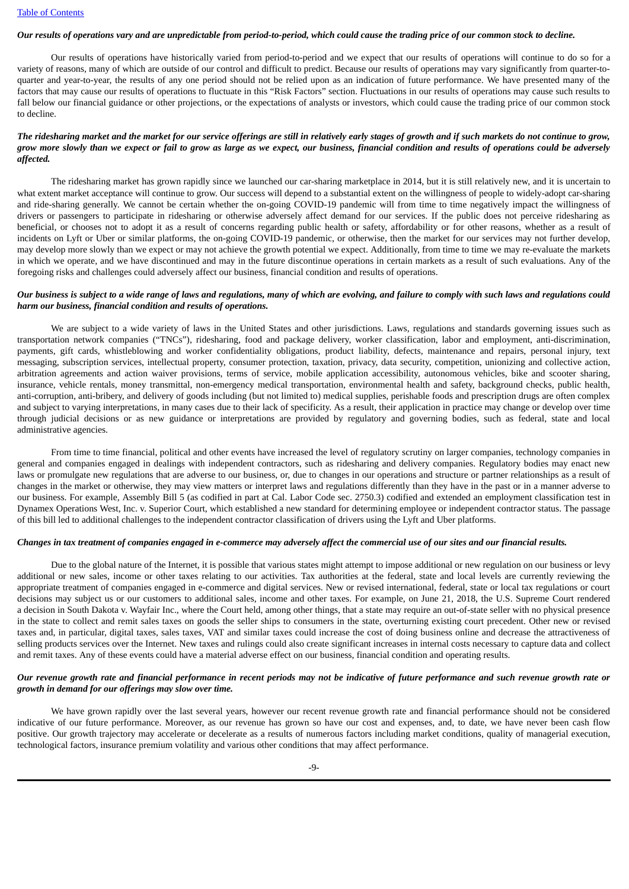***Our results of operations vary and are unpredictable from period-to-period, which could cause the trading price of our common stock to decline.***

Our results of operations have historically varied from period-to-period and we expect that our results of operations will continue to do so for a variety of reasons, many of which are outside of our control and difficult to predict. Because our results of operations may vary significantly from quarter-to-quarter and year-to-year, the results of any one period should not be relied upon as an indication of future performance. We have presented many of the factors that may cause our results of operations to fluctuate in this "Risk Factors" section. Fluctuations in our results of operations may cause such results to fall below our financial guidance or other projections, or the expectations of analysts or investors, which could cause the trading price of our common stock to decline.

***The ridesharing market and the market for our service offerings are still in relatively early stages of growth and if such markets do not continue to grow, grow more slowly than we expect or fail to grow as large as we expect, our business, financial condition and results of operations could be adversely affected.***

The ridesharing market has grown rapidly since we launched our car-sharing marketplace in 2014, but it is still relatively new, and it is uncertain to what extent market acceptance will continue to grow. Our success will depend to a substantial extent on the willingness of people to widely-adopt car-sharing and ride-sharing generally. We cannot be certain whether the on-going COVID-19 pandemic will from time to time negatively impact the willingness of drivers or passengers to participate in ridesharing or otherwise adversely affect demand for our services. If the public does not perceive ridesharing as beneficial, or chooses not to adopt it as a result of concerns regarding public health or safety, affordability or for other reasons, whether as a result of incidents on Lyft or Uber or similar platforms, the on-going COVID-19 pandemic, or otherwise, then the market for our services may not further develop, may develop more slowly than we expect or may not achieve the growth potential we expect. Additionally, from time to time we may re-evaluate the markets in which we operate, and we have discontinued and may in the future discontinue operations in certain markets as a result of such evaluations. Any of the foregoing risks and challenges could adversely affect our business, financial condition and results of operations.

***Our business is subject to a wide range of laws and regulations, many of which are evolving, and failure to comply with such laws and regulations could harm our business, financial condition and results of operations.***

We are subject to a wide variety of laws in the United States and other jurisdictions. Laws, regulations and standards governing issues such as transportation network companies ("TNCs"), ridesharing, food and package delivery, worker classification, labor and employment, anti-discrimination, payments, gift cards, whistleblowing and worker confidentiality obligations, product liability, defects, maintenance and repairs, personal injury, text messaging, subscription services, intellectual property, consumer protection, taxation, privacy, data security, competition, unionizing and collective action, arbitration agreements and action waiver provisions, terms of service, mobile application accessibility, autonomous vehicles, bike and scooter sharing, insurance, vehicle rentals, money transmittal, non-emergency medical transportation, environmental health and safety, background checks, public health, anti-corruption, anti-bribery, and delivery of goods including (but not limited to) medical supplies, perishable foods and prescription drugs are often complex and subject to varying interpretations, in many cases due to their lack of specificity. As a result, their application in practice may change or develop over time through judicial decisions or as new guidance or interpretations are provided by regulatory and governing bodies, such as federal, state and local administrative agencies.

From time to time financial, political and other events have increased the level of regulatory scrutiny on larger companies, technology companies in general and companies engaged in dealings with independent contractors, such as ridesharing and delivery companies. Regulatory bodies may enact new laws or promulgate new regulations that are adverse to our business, or, due to changes in our operations and structure or partner relationships as a result of changes in the market or otherwise, they may view matters or interpret laws and regulations differently than they have in the past or in a manner adverse to our business. For example, Assembly Bill 5 (as codified in part at Cal. Labor Code sec. 2750.3) codified and extended an employment classification test in Dynamex Operations West, Inc. v. Superior Court, which established a new standard for determining employee or independent contractor status. The passage of this bill led to additional challenges to the independent contractor classification of drivers using the Lyft and Uber platforms.

***Changes in tax treatment of companies engaged in e-commerce may adversely affect the commercial use of our sites and our financial results.***

Due to the global nature of the Internet, it is possible that various states might attempt to impose additional or new regulation on our business or levy additional or new sales, income or other taxes relating to our activities. Tax authorities at the federal, state and local levels are currently reviewing the appropriate treatment of companies engaged in e-commerce and digital services. New or revised international, federal, state or local tax regulations or court decisions may subject us or our customers to additional sales, income and other taxes. For example, on June 21, 2018, the U.S. Supreme Court rendered a decision in South Dakota v. Wayfair Inc., where the Court held, among other things, that a state may require an out-of-state seller with no physical presence in the state to collect and remit sales taxes on goods the seller ships to consumers in the state, overturning existing court precedent. Other new or revised taxes and, in particular, digital taxes, sales taxes, VAT and similar taxes could increase the cost of doing business online and decrease the attractiveness of selling products services over the Internet. New taxes and rulings could also create significant increases in internal costs necessary to capture data and collect and remit taxes. Any of these events could have a material adverse effect on our business, financial condition and operating results.

***Our revenue growth rate and financial performance in recent periods may not be indicative of future performance and such revenue growth rate or growth in demand for our offerings may slow over time.***

We have grown rapidly over the last several years, however our recent revenue growth rate and financial performance should not be considered indicative of our future performance. Moreover, as our revenue has grown so have our cost and expenses, and, to date, we have never been cash flow positive. Our growth trajectory may accelerate or decelerate as a results of numerous factors including market conditions, quality of managerial execution, technological factors, insurance premium volatility and various other conditions that may affect performance.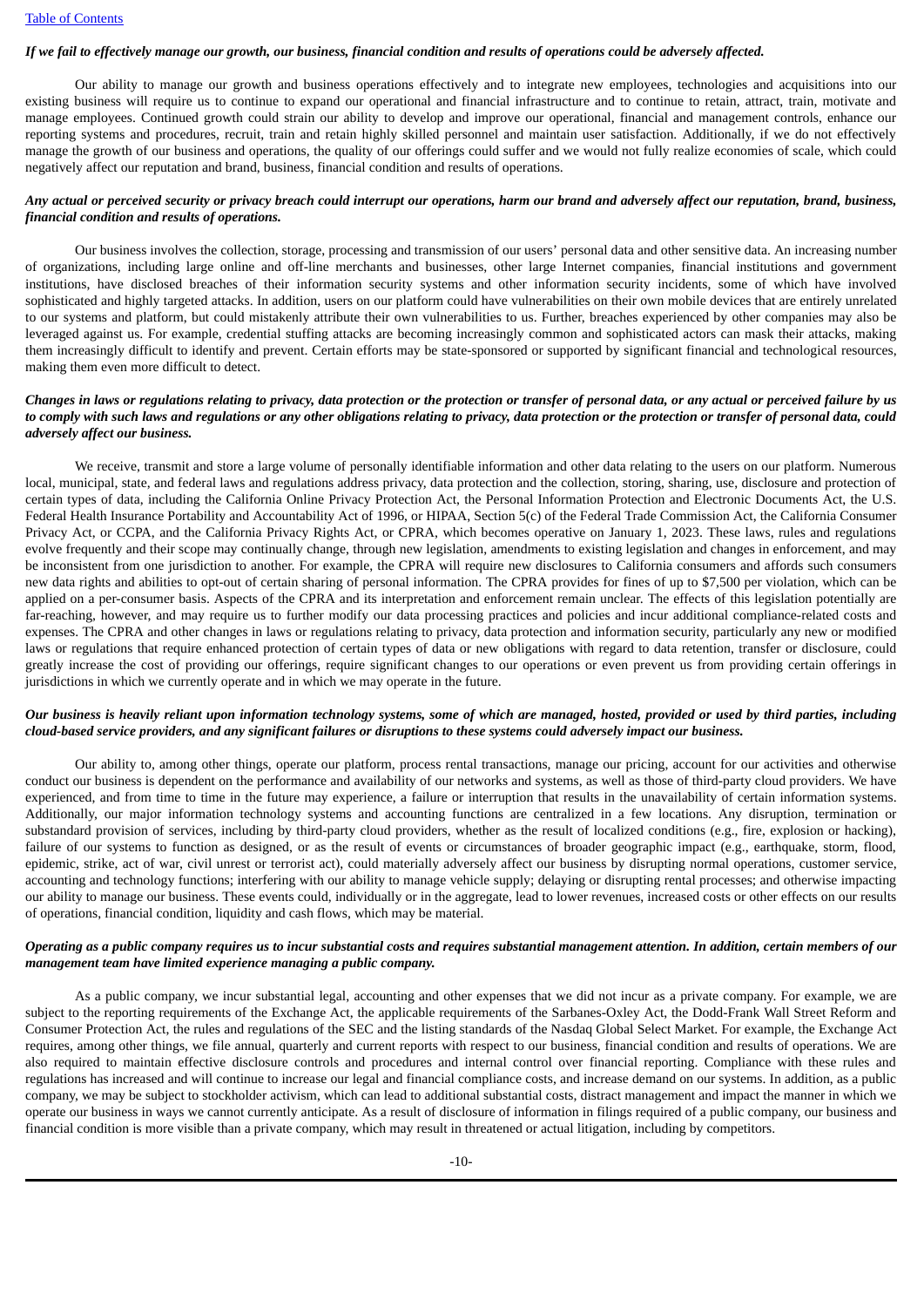*If we fail to effectively manage our growth, our business, financial condition and results of operations could be adversely affected.*

Our ability to manage our growth and business operations effectively and to integrate new employees, technologies and acquisitions into our existing business will require us to continue to expand our operational and financial infrastructure and to continue to retain, attract, train, motivate and manage employees. Continued growth could strain our ability to develop and improve our operational, financial and management controls, enhance our reporting systems and procedures, recruit, train and retain highly skilled personnel and maintain user satisfaction. Additionally, if we do not effectively manage the growth of our business and operations, the quality of our offerings could suffer and we would not fully realize economies of scale, which could negatively affect our reputation and brand, business, financial condition and results of operations.

*Any actual or perceived security or privacy breach could interrupt our operations, harm our brand and adversely affect our reputation, brand, business, financial condition and results of operations.*

Our business involves the collection, storage, processing and transmission of our users' personal data and other sensitive data. An increasing number of organizations, including large online and off-line merchants and businesses, other large Internet companies, financial institutions and government institutions, have disclosed breaches of their information security systems and other information security incidents, some of which have involved sophisticated and highly targeted attacks. In addition, users on our platform could have vulnerabilities on their own mobile devices that are entirely unrelated to our systems and platform, but could mistakenly attribute their own vulnerabilities to us. Further, breaches experienced by other companies may also be leveraged against us. For example, credential stuffing attacks are becoming increasingly common and sophisticated actors can mask their attacks, making them increasingly difficult to identify and prevent. Certain efforts may be state-sponsored or supported by significant financial and technological resources, making them even more difficult to detect.

*Changes in laws or regulations relating to privacy, data protection or the protection or transfer of personal data, or any actual or perceived failure by us to comply with such laws and regulations or any other obligations relating to privacy, data protection or the protection or transfer of personal data, could adversely affect our business.*

We receive, transmit and store a large volume of personally identifiable information and other data relating to the users on our platform. Numerous local, municipal, state, and federal laws and regulations address privacy, data protection and the collection, storing, sharing, use, disclosure and protection of certain types of data, including the California Online Privacy Protection Act, the Personal Information Protection and Electronic Documents Act, the U.S. Federal Health Insurance Portability and Accountability Act of 1996, or HIPAA, Section 5(c) of the Federal Trade Commission Act, the California Consumer Privacy Act, or CCPA, and the California Privacy Rights Act, or CPRA, which becomes operative on January 1, 2023. These laws, rules and regulations evolve frequently and their scope may continually change, through new legislation, amendments to existing legislation and changes in enforcement, and may be inconsistent from one jurisdiction to another. For example, the CPRA will require new disclosures to California consumers and affords such consumers new data rights and abilities to opt-out of certain sharing of personal information. The CPRA provides for fines of up to $7,500 per violation, which can be applied on a per-consumer basis. Aspects of the CPRA and its interpretation and enforcement remain unclear. The effects of this legislation potentially are far-reaching, however, and may require us to further modify our data processing practices and policies and incur additional compliance-related costs and expenses. The CPRA and other changes in laws or regulations relating to privacy, data protection and information security, particularly any new or modified laws or regulations that require enhanced protection of certain types of data or new obligations with regard to data retention, transfer or disclosure, could greatly increase the cost of providing our offerings, require significant changes to our operations or even prevent us from providing certain offerings in jurisdictions in which we currently operate and in which we may operate in the future.

*Our business is heavily reliant upon information technology systems, some of which are managed, hosted, provided or used by third parties, including cloud-based service providers, and any significant failures or disruptions to these systems could adversely impact our business.*

Our ability to, among other things, operate our platform, process rental transactions, manage our pricing, account for our activities and otherwise conduct our business is dependent on the performance and availability of our networks and systems, as well as those of third-party cloud providers. We have experienced, and from time to time in the future may experience, a failure or interruption that results in the unavailability of certain information systems. Additionally, our major information technology systems and accounting functions are centralized in a few locations. Any disruption, termination or substandard provision of services, including by third-party cloud providers, whether as the result of localized conditions (e.g., fire, explosion or hacking), failure of our systems to function as designed, or as the result of events or circumstances of broader geographic impact (e.g., earthquake, storm, flood, epidemic, strike, act of war, civil unrest or terrorist act), could materially adversely affect our business by disrupting normal operations, customer service, accounting and technology functions; interfering with our ability to manage vehicle supply; delaying or disrupting rental processes; and otherwise impacting our ability to manage our business. These events could, individually or in the aggregate, lead to lower revenues, increased costs or other effects on our results of operations, financial condition, liquidity and cash flows, which may be material.

*Operating as a public company requires us to incur substantial costs and requires substantial management attention. In addition, certain members of our management team have limited experience managing a public company.*

As a public company, we incur substantial legal, accounting and other expenses that we did not incur as a private company. For example, we are subject to the reporting requirements of the Exchange Act, the applicable requirements of the Sarbanes-Oxley Act, the Dodd-Frank Wall Street Reform and Consumer Protection Act, the rules and regulations of the SEC and the listing standards of the Nasdaq Global Select Market. For example, the Exchange Act requires, among other things, we file annual, quarterly and current reports with respect to our business, financial condition and results of operations. We are also required to maintain effective disclosure controls and procedures and internal control over financial reporting. Compliance with these rules and regulations has increased and will continue to increase our legal and financial compliance costs, and increase demand on our systems. In addition, as a public company, we may be subject to stockholder activism, which can lead to additional substantial costs, distract management and impact the manner in which we operate our business in ways we cannot currently anticipate. As a result of disclosure of information in filings required of a public company, our business and financial condition is more visible than a private company, which may result in threatened or actual litigation, including by competitors.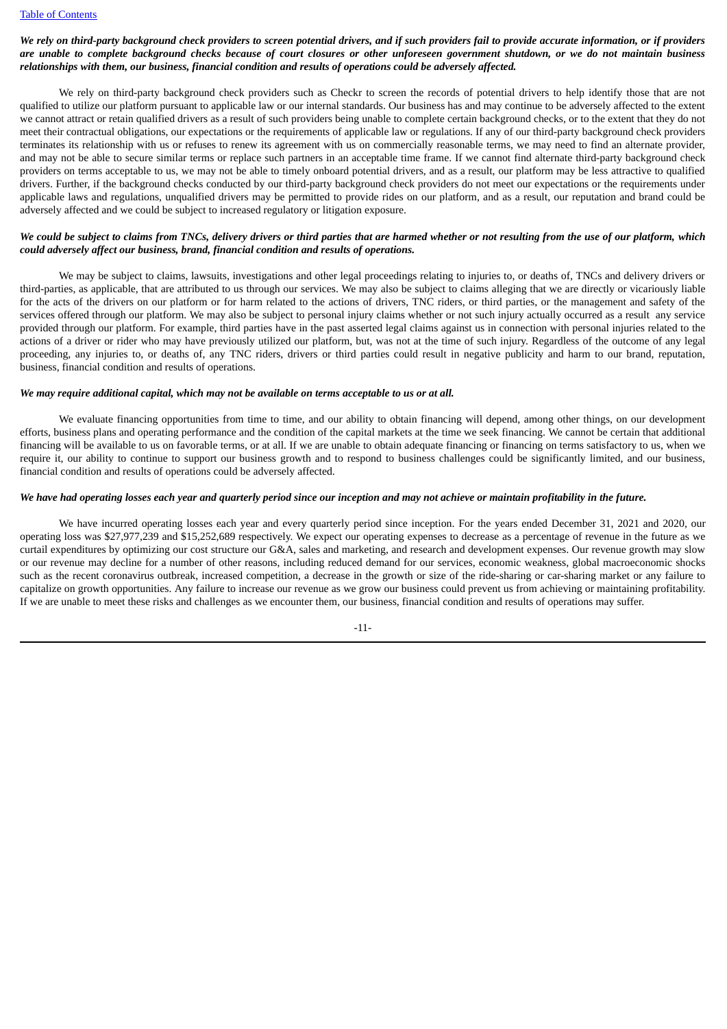***We rely on third-party background check providers to screen potential drivers, and if such providers fail to provide accurate information, or if providers are unable to complete background checks because of court closures or other unforeseen government shutdown, or we do not maintain business relationships with them, our business, financial condition and results of operations could be adversely affected.***

We rely on third-party background check providers such as Checkr to screen the records of potential drivers to help identify those that are not qualified to utilize our platform pursuant to applicable law or our internal standards. Our business has and may continue to be adversely affected to the extent we cannot attract or retain qualified drivers as a result of such providers being unable to complete certain background checks, or to the extent that they do not meet their contractual obligations, our expectations or the requirements of applicable law or regulations. If any of our third-party background check providers terminates its relationship with us or refuses to renew its agreement with us on commercially reasonable terms, we may need to find an alternate provider, and may not be able to secure similar terms or replace such partners in an acceptable time frame. If we cannot find alternate third-party background check providers on terms acceptable to us, we may not be able to timely onboard potential drivers, and as a result, our platform may be less attractive to qualified drivers. Further, if the background checks conducted by our third-party background check providers do not meet our expectations or the requirements under applicable laws and regulations, unqualified drivers may be permitted to provide rides on our platform, and as a result, our reputation and brand could be adversely affected and we could be subject to increased regulatory or litigation exposure.

***We could be subject to claims from TNCs, delivery drivers or third parties that are harmed whether or not resulting from the use of our platform, which could adversely affect our business, brand, financial condition and results of operations.***

We may be subject to claims, lawsuits, investigations and other legal proceedings relating to injuries to, or deaths of, TNCs and delivery drivers or third-parties, as applicable, that are attributed to us through our services. We may also be subject to claims alleging that we are directly or vicariously liable for the acts of the drivers on our platform or for harm related to the actions of drivers, TNC riders, or third parties, or the management and safety of the services offered through our platform. We may also be subject to personal injury claims whether or not such injury actually occurred as a result any service provided through our platform. For example, third parties have in the past asserted legal claims against us in connection with personal injuries related to the actions of a driver or rider who may have previously utilized our platform, but, was not at the time of such injury. Regardless of the outcome of any legal proceeding, any injuries to, or deaths of, any TNC riders, drivers or third parties could result in negative publicity and harm to our brand, reputation, business, financial condition and results of operations.

***We may require additional capital, which may not be available on terms acceptable to us or at all.***

We evaluate financing opportunities from time to time, and our ability to obtain financing will depend, among other things, on our development efforts, business plans and operating performance and the condition of the capital markets at the time we seek financing. We cannot be certain that additional financing will be available to us on favorable terms, or at all. If we are unable to obtain adequate financing or financing on terms satisfactory to us, when we require it, our ability to continue to support our business growth and to respond to business challenges could be significantly limited, and our business, financial condition and results of operations could be adversely affected.

***We have had operating losses each year and quarterly period since our inception and may not achieve or maintain profitability in the future.***

We have incurred operating losses each year and every quarterly period since inception. For the years ended December 31, 2021 and 2020, our operating loss was $27,977,239 and $15,252,689 respectively. We expect our operating expenses to decrease as a percentage of revenue in the future as we curtail expenditures by optimizing our cost structure our G&A, sales and marketing, and research and development expenses. Our revenue growth may slow or our revenue may decline for a number of other reasons, including reduced demand for our services, economic weakness, global macroeconomic shocks such as the recent coronavirus outbreak, increased competition, a decrease in the growth or size of the ride-sharing or car-sharing market or any failure to capitalize on growth opportunities. Any failure to increase our revenue as we grow our business could prevent us from achieving or maintaining profitability. If we are unable to meet these risks and challenges as we encounter them, our business, financial condition and results of operations may suffer.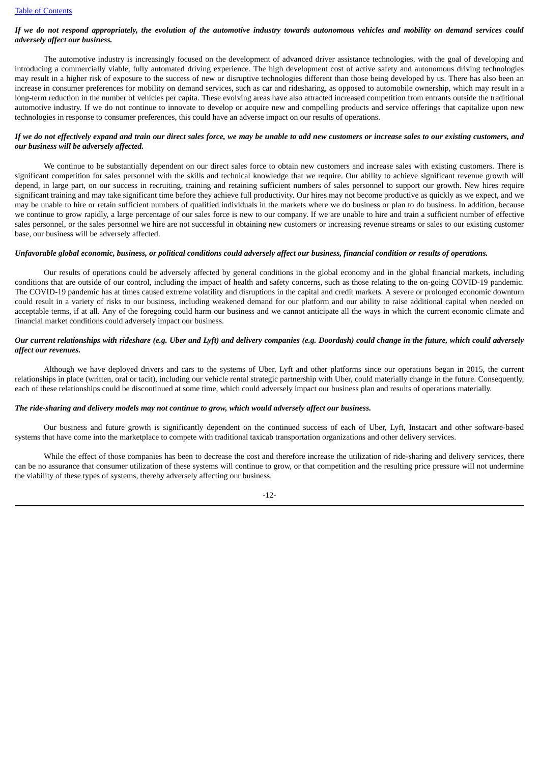***If we do not respond appropriately, the evolution of the automotive industry towards autonomous vehicles and mobility on demand services could adversely affect our business.***

The automotive industry is increasingly focused on the development of advanced driver assistance technologies, with the goal of developing and introducing a commercially viable, fully automated driving experience. The high development cost of active safety and autonomous driving technologies may result in a higher risk of exposure to the success of new or disruptive technologies different than those being developed by us. There has also been an increase in consumer preferences for mobility on demand services, such as car and ridesharing, as opposed to automobile ownership, which may result in a long-term reduction in the number of vehicles per capita. These evolving areas have also attracted increased competition from entrants outside the traditional automotive industry. If we do not continue to innovate to develop or acquire new and compelling products and service offerings that capitalize upon new technologies in response to consumer preferences, this could have an adverse impact on our results of operations.

***If we do not effectively expand and train our direct sales force, we may be unable to add new customers or increase sales to our existing customers, and our business will be adversely affected.***

We continue to be substantially dependent on our direct sales force to obtain new customers and increase sales with existing customers. There is significant competition for sales personnel with the skills and technical knowledge that we require. Our ability to achieve significant revenue growth will depend, in large part, on our success in recruiting, training and retaining sufficient numbers of sales personnel to support our growth. New hires require significant training and may take significant time before they achieve full productivity. Our hires may not become productive as quickly as we expect, and we may be unable to hire or retain sufficient numbers of qualified individuals in the markets where we do business or plan to do business. In addition, because we continue to grow rapidly, a large percentage of our sales force is new to our company. If we are unable to hire and train a sufficient number of effective sales personnel, or the sales personnel we hire are not successful in obtaining new customers or increasing revenue streams or sales to our existing customer base, our business will be adversely affected.

***Unfavorable global economic, business, or political conditions could adversely affect our business, financial condition or results of operations.***

Our results of operations could be adversely affected by general conditions in the global economy and in the global financial markets, including conditions that are outside of our control, including the impact of health and safety concerns, such as those relating to the on-going COVID-19 pandemic. The COVID-19 pandemic has at times caused extreme volatility and disruptions in the capital and credit markets. A severe or prolonged economic downturn could result in a variety of risks to our business, including weakened demand for our platform and our ability to raise additional capital when needed on acceptable terms, if at all. Any of the foregoing could harm our business and we cannot anticipate all the ways in which the current economic climate and financial market conditions could adversely impact our business.

***Our current relationships with rideshare (e.g. Uber and Lyft) and delivery companies (e.g. Doordash) could change in the future, which could adversely affect our revenues.***

Although we have deployed drivers and cars to the systems of Uber, Lyft and other platforms since our operations began in 2015, the current relationships in place (written, oral or tacit), including our vehicle rental strategic partnership with Uber, could materially change in the future. Consequently, each of these relationships could be discontinued at some time, which could adversely impact our business plan and results of operations materially.

***The ride-sharing and delivery models may not continue to grow, which would adversely affect our business.***

Our business and future growth is significantly dependent on the continued success of each of Uber, Lyft, Instacart and other software-based systems that have come into the marketplace to compete with traditional taxicab transportation organizations and other delivery services.

While the effect of those companies has been to decrease the cost and therefore increase the utilization of ride-sharing and delivery services, there can be no assurance that consumer utilization of these systems will continue to grow, or that competition and the resulting price pressure will not undermine the viability of these types of systems, thereby adversely affecting our business.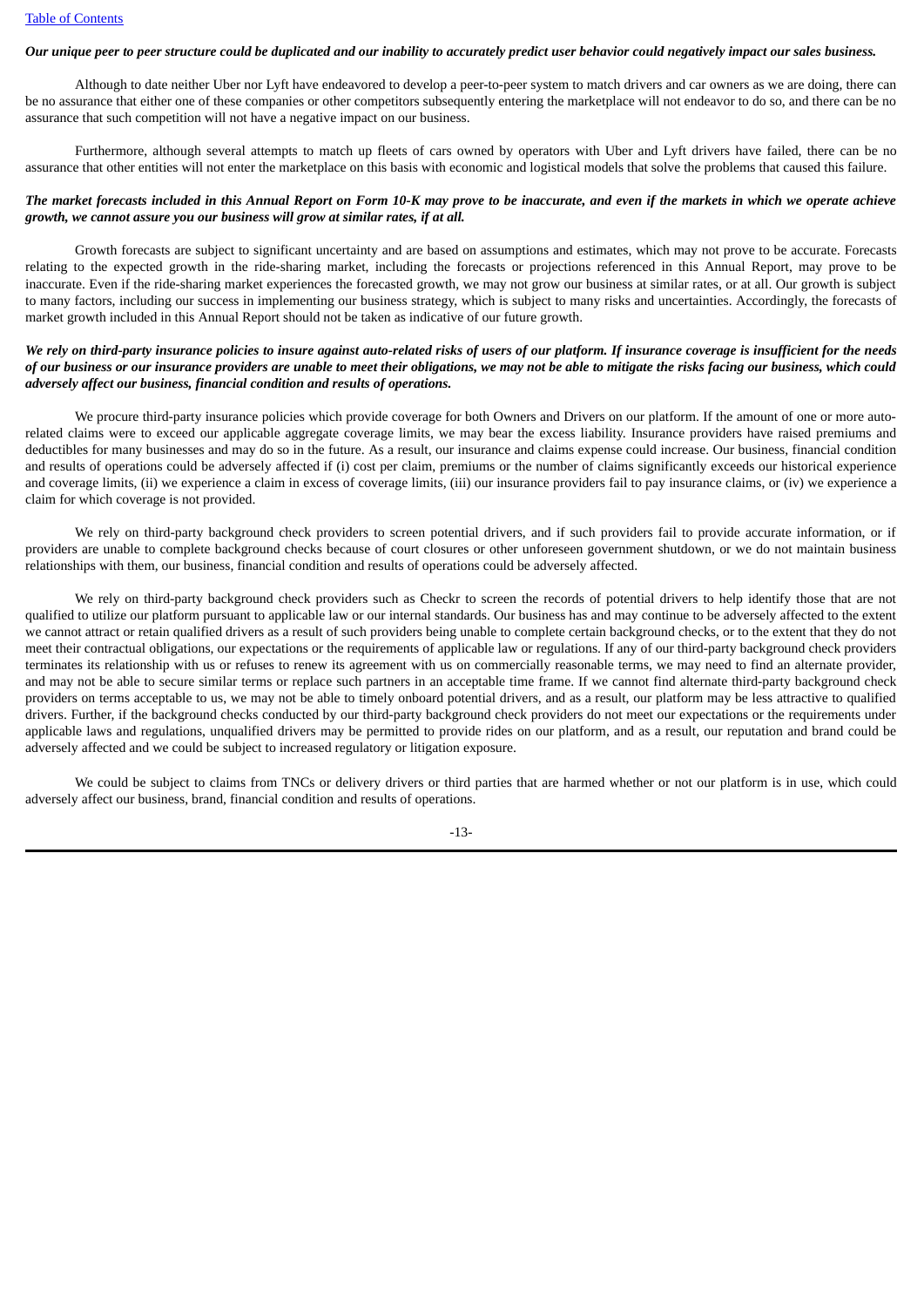***Our unique peer to peer structure could be duplicated and our inability to accurately predict user behavior could negatively impact our sales business.***

Although to date neither Uber nor Lyft have endeavored to develop a peer-to-peer system to match drivers and car owners as we are doing, there can be no assurance that either one of these companies or other competitors subsequently entering the marketplace will not endeavor to do so, and there can be no assurance that such competition will not have a negative impact on our business.

Furthermore, although several attempts to match up fleets of cars owned by operators with Uber and Lyft drivers have failed, there can be no assurance that other entities will not enter the marketplace on this basis with economic and logistical models that solve the problems that caused this failure.

***The market forecasts included in this Annual Report on Form 10-K may prove to be inaccurate, and even if the markets in which we operate achieve growth, we cannot assure you our business will grow at similar rates, if at all.***

Growth forecasts are subject to significant uncertainty and are based on assumptions and estimates, which may not prove to be accurate. Forecasts relating to the expected growth in the ride-sharing market, including the forecasts or projections referenced in this Annual Report, may prove to be inaccurate. Even if the ride-sharing market experiences the forecasted growth, we may not grow our business at similar rates, or at all. Our growth is subject to many factors, including our success in implementing our business strategy, which is subject to many risks and uncertainties. Accordingly, the forecasts of market growth included in this Annual Report should not be taken as indicative of our future growth.

***We rely on third-party insurance policies to insure against auto-related risks of users of our platform. If insurance coverage is insufficient for the needs of our business or our insurance providers are unable to meet their obligations, we may not be able to mitigate the risks facing our business, which could adversely affect our business, financial condition and results of operations.***

We procure third-party insurance policies which provide coverage for both Owners and Drivers on our platform. If the amount of one or more auto-related claims were to exceed our applicable aggregate coverage limits, we may bear the excess liability. Insurance providers have raised premiums and deductibles for many businesses and may do so in the future. As a result, our insurance and claims expense could increase. Our business, financial condition and results of operations could be adversely affected if (i) cost per claim, premiums or the number of claims significantly exceeds our historical experience and coverage limits, (ii) we experience a claim in excess of coverage limits, (iii) our insurance providers fail to pay insurance claims, or (iv) we experience a claim for which coverage is not provided.

We rely on third-party background check providers to screen potential drivers, and if such providers fail to provide accurate information, or if providers are unable to complete background checks because of court closures or other unforeseen government shutdown, or we do not maintain business relationships with them, our business, financial condition and results of operations could be adversely affected.

We rely on third-party background check providers such as Checkr to screen the records of potential drivers to help identify those that are not qualified to utilize our platform pursuant to applicable law or our internal standards. Our business has and may continue to be adversely affected to the extent we cannot attract or retain qualified drivers as a result of such providers being unable to complete certain background checks, or to the extent that they do not meet their contractual obligations, our expectations or the requirements of applicable law or regulations. If any of our third-party background check providers terminates its relationship with us or refuses to renew its agreement with us on commercially reasonable terms, we may need to find an alternate provider, and may not be able to secure similar terms or replace such partners in an acceptable time frame. If we cannot find alternate third-party background check providers on terms acceptable to us, we may not be able to timely onboard potential drivers, and as a result, our platform may be less attractive to qualified drivers. Further, if the background checks conducted by our third-party background check providers do not meet our expectations or the requirements under applicable laws and regulations, unqualified drivers may be permitted to provide rides on our platform, and as a result, our reputation and brand could be adversely affected and we could be subject to increased regulatory or litigation exposure.

We could be subject to claims from TNCs or delivery drivers or third parties that are harmed whether or not our platform is in use, which could adversely affect our business, brand, financial condition and results of operations.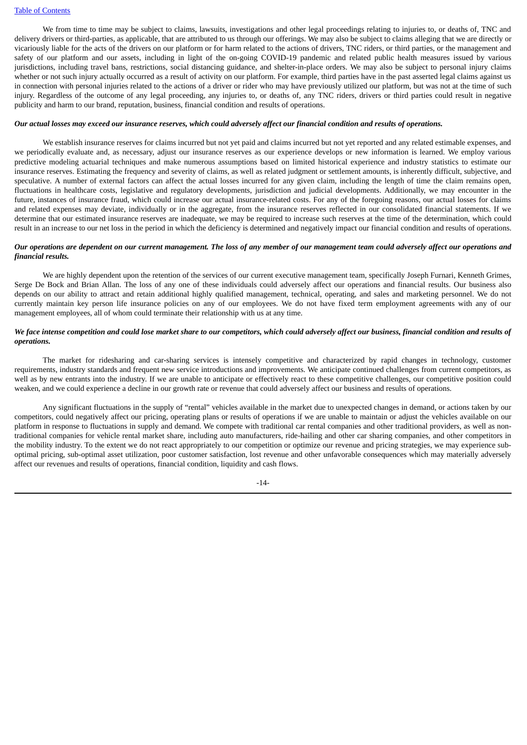We from time to time may be subject to claims, lawsuits, investigations and other legal proceedings relating to injuries to, or deaths of, TNC and delivery drivers or third-parties, as applicable, that are attributed to us through our offerings. We may also be subject to claims alleging that we are directly or vicariously liable for the acts of the drivers on our platform or for harm related to the actions of drivers, TNC riders, or third parties, or the management and safety of our platform and our assets, including in light of the on-going COVID-19 pandemic and related public health measures issued by various jurisdictions, including travel bans, restrictions, social distancing guidance, and shelter-in-place orders. We may also be subject to personal injury claims whether or not such injury actually occurred as a result of activity on our platform. For example, third parties have in the past asserted legal claims against us in connection with personal injuries related to the actions of a driver or rider who may have previously utilized our platform, but was not at the time of such injury. Regardless of the outcome of any legal proceeding, any injuries to, or deaths of, any TNC riders, drivers or third parties could result in negative publicity and harm to our brand, reputation, business, financial condition and results of operations.

***Our actual losses may exceed our insurance reserves, which could adversely affect our financial condition and results of operations.***

We establish insurance reserves for claims incurred but not yet paid and claims incurred but not yet reported and any related estimable expenses, and we periodically evaluate and, as necessary, adjust our insurance reserves as our experience develops or new information is learned. We employ various predictive modeling actuarial techniques and make numerous assumptions based on limited historical experience and industry statistics to estimate our insurance reserves. Estimating the frequency and severity of claims, as well as related judgment or settlement amounts, is inherently difficult, subjective, and speculative. A number of external factors can affect the actual losses incurred for any given claim, including the length of time the claim remains open, fluctuations in healthcare costs, legislative and regulatory developments, jurisdiction and judicial developments. Additionally, we may encounter in the future, instances of insurance fraud, which could increase our actual insurance-related costs. For any of the foregoing reasons, our actual losses for claims and related expenses may deviate, individually or in the aggregate, from the insurance reserves reflected in our consolidated financial statements. If we determine that our estimated insurance reserves are inadequate, we may be required to increase such reserves at the time of the determination, which could result in an increase to our net loss in the period in which the deficiency is determined and negatively impact our financial condition and results of operations.

***Our operations are dependent on our current management. The loss of any member of our management team could adversely affect our operations and financial results.***

We are highly dependent upon the retention of the services of our current executive management team, specifically Joseph Furnari, Kenneth Grimes, Serge De Bock and Brian Allan. The loss of any one of these individuals could adversely affect our operations and financial results. Our business also depends on our ability to attract and retain additional highly qualified management, technical, operating, and sales and marketing personnel. We do not currently maintain key person life insurance policies on any of our employees. We do not have fixed term employment agreements with any of our management employees, all of whom could terminate their relationship with us at any time.

***We face intense competition and could lose market share to our competitors, which could adversely affect our business, financial condition and results of operations.***

The market for ridesharing and car-sharing services is intensely competitive and characterized by rapid changes in technology, customer requirements, industry standards and frequent new service introductions and improvements. We anticipate continued challenges from current competitors, as well as by new entrants into the industry. If we are unable to anticipate or effectively react to these competitive challenges, our competitive position could weaken, and we could experience a decline in our growth rate or revenue that could adversely affect our business and results of operations.

Any significant fluctuations in the supply of "rental" vehicles available in the market due to unexpected changes in demand, or actions taken by our competitors, could negatively affect our pricing, operating plans or results of operations if we are unable to maintain or adjust the vehicles available on our platform in response to fluctuations in supply and demand. We compete with traditional car rental companies and other traditional providers, as well as non-traditional companies for vehicle rental market share, including auto manufacturers, ride-hailing and other car sharing companies, and other competitors in the mobility industry. To the extent we do not react appropriately to our competition or optimize our revenue and pricing strategies, we may experience sub-optimal pricing, sub-optimal asset utilization, poor customer satisfaction, lost revenue and other unfavorable consequences which may materially adversely affect our revenues and results of operations, financial condition, liquidity and cash flows.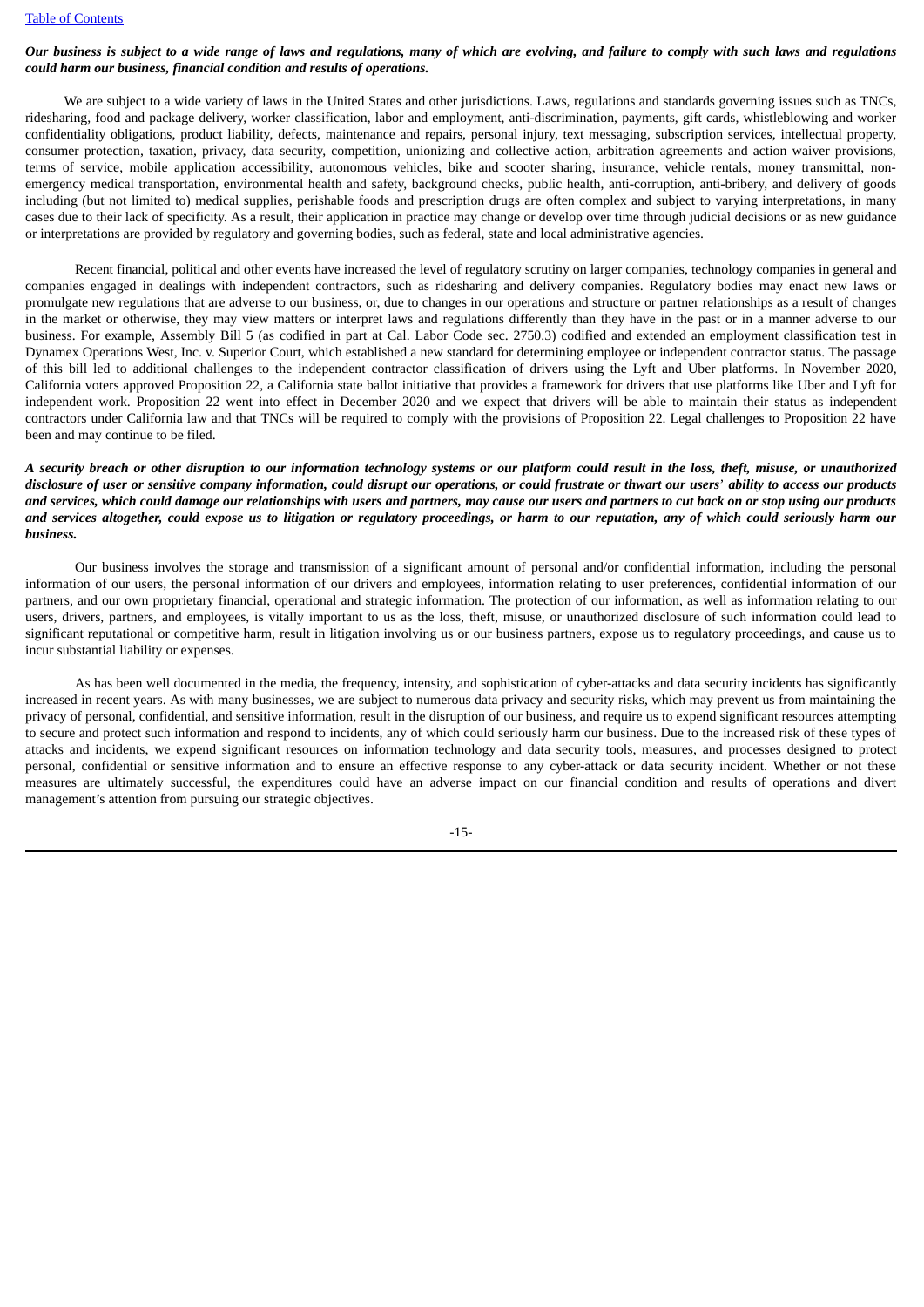***Our business is subject to a wide range of laws and regulations, many of which are evolving, and failure to comply with such laws and regulations could harm our business, financial condition and results of operations.***

We are subject to a wide variety of laws in the United States and other jurisdictions. Laws, regulations and standards governing issues such as TNCs, ridesharing, food and package delivery, worker classification, labor and employment, anti-discrimination, payments, gift cards, whistleblowing and worker confidentiality obligations, product liability, defects, maintenance and repairs, personal injury, text messaging, subscription services, intellectual property, consumer protection, taxation, privacy, data security, competition, unionizing and collective action, arbitration agreements and action waiver provisions, terms of service, mobile application accessibility, autonomous vehicles, bike and scooter sharing, insurance, vehicle rentals, money transmittal, non-emergency medical transportation, environmental health and safety, background checks, public health, anti-corruption, anti-bribery, and delivery of goods including (but not limited to) medical supplies, perishable foods and prescription drugs are often complex and subject to varying interpretations, in many cases due to their lack of specificity. As a result, their application in practice may change or develop over time through judicial decisions or as new guidance or interpretations are provided by regulatory and governing bodies, such as federal, state and local administrative agencies.

Recent financial, political and other events have increased the level of regulatory scrutiny on larger companies, technology companies in general and companies engaged in dealings with independent contractors, such as ridesharing and delivery companies. Regulatory bodies may enact new laws or promulgate new regulations that are adverse to our business, or, due to changes in our operations and structure or partner relationships as a result of changes in the market or otherwise, they may view matters or interpret laws and regulations differently than they have in the past or in a manner adverse to our business. For example, Assembly Bill 5 (as codified in part at Cal. Labor Code sec. 2750.3) codified and extended an employment classification test in Dynamex Operations West, Inc. v. Superior Court, which established a new standard for determining employee or independent contractor status. The passage of this bill led to additional challenges to the independent contractor classification of drivers using the Lyft and Uber platforms. In November 2020, California voters approved Proposition 22, a California state ballot initiative that provides a framework for drivers that use platforms like Uber and Lyft for independent work. Proposition 22 went into effect in December 2020 and we expect that drivers will be able to maintain their status as independent contractors under California law and that TNCs will be required to comply with the provisions of Proposition 22. Legal challenges to Proposition 22 have been and may continue to be filed.

***A security breach or other disruption to our information technology systems or our platform could result in the loss, theft, misuse, or unauthorized disclosure of user or sensitive company information, could disrupt our operations, or could frustrate or thwart our users' ability to access our products and services, which could damage our relationships with users and partners, may cause our users and partners to cut back on or stop using our products and services altogether, could expose us to litigation or regulatory proceedings, or harm to our reputation, any of which could seriously harm our business.***

Our business involves the storage and transmission of a significant amount of personal and/or confidential information, including the personal information of our users, the personal information of our drivers and employees, information relating to user preferences, confidential information of our partners, and our own proprietary financial, operational and strategic information. The protection of our information, as well as information relating to our users, drivers, partners, and employees, is vitally important to us as the loss, theft, misuse, or unauthorized disclosure of such information could lead to significant reputational or competitive harm, result in litigation involving us or our business partners, expose us to regulatory proceedings, and cause us to incur substantial liability or expenses.

As has been well documented in the media, the frequency, intensity, and sophistication of cyber-attacks and data security incidents has significantly increased in recent years. As with many businesses, we are subject to numerous data privacy and security risks, which may prevent us from maintaining the privacy of personal, confidential, and sensitive information, result in the disruption of our business, and require us to expend significant resources attempting to secure and protect such information and respond to incidents, any of which could seriously harm our business. Due to the increased risk of these types of attacks and incidents, we expend significant resources on information technology and data security tools, measures, and processes designed to protect personal, confidential or sensitive information and to ensure an effective response to any cyber-attack or data security incident. Whether or not these measures are ultimately successful, the expenditures could have an adverse impact on our financial condition and results of operations and divert management's attention from pursuing our strategic objectives.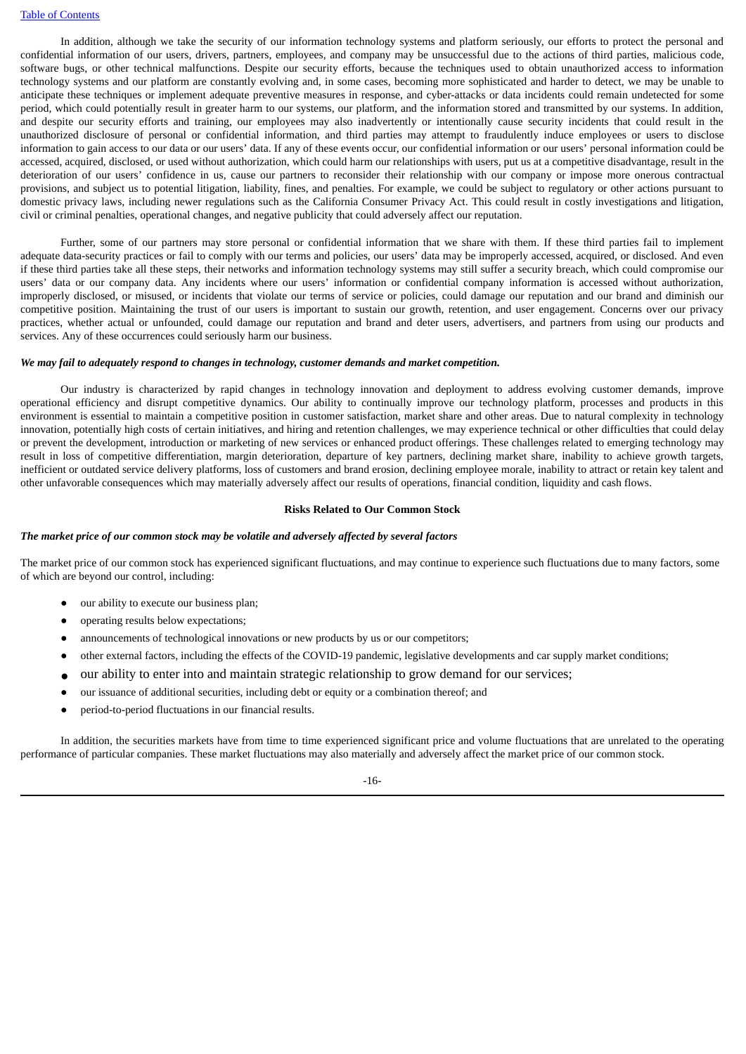In addition, although we take the security of our information technology systems and platform seriously, our efforts to protect the personal and confidential information of our users, drivers, partners, employees, and company may be unsuccessful due to the actions of third parties, malicious code, software bugs, or other technical malfunctions. Despite our security efforts, because the techniques used to obtain unauthorized access to information technology systems and our platform are constantly evolving and, in some cases, becoming more sophisticated and harder to detect, we may be unable to anticipate these techniques or implement adequate preventive measures in response, and cyber-attacks or data incidents could remain undetected for some period, which could potentially result in greater harm to our systems, our platform, and the information stored and transmitted by our systems. In addition, and despite our security efforts and training, our employees may also inadvertently or intentionally cause security incidents that could result in the unauthorized disclosure of personal or confidential information, and third parties may attempt to fraudulently induce employees or users to disclose information to gain access to our data or our users' data. If any of these events occur, our confidential information or our users' personal information could be accessed, acquired, disclosed, or used without authorization, which could harm our relationships with users, put us at a competitive disadvantage, result in the deterioration of our users' confidence in us, cause our partners to reconsider their relationship with our company or impose more onerous contractual provisions, and subject us to potential litigation, liability, fines, and penalties. For example, we could be subject to regulatory or other actions pursuant to domestic privacy laws, including newer regulations such as the California Consumer Privacy Act. This could result in costly investigations and litigation, civil or criminal penalties, operational changes, and negative publicity that could adversely affect our reputation.

Further, some of our partners may store personal or confidential information that we share with them. If these third parties fail to implement adequate data-security practices or fail to comply with our terms and policies, our users' data may be improperly accessed, acquired, or disclosed. And even if these third parties take all these steps, their networks and information technology systems may still suffer a security breach, which could compromise our users' data or our company data. Any incidents where our users' information or confidential company information is accessed without authorization, improperly disclosed, or misused, or incidents that violate our terms of service or policies, could damage our reputation and our brand and diminish our competitive position. Maintaining the trust of our users is important to sustain our growth, retention, and user engagement. Concerns over our privacy practices, whether actual or unfounded, could damage our reputation and brand and deter users, advertisers, and partners from using our products and services. Any of these occurrences could seriously harm our business.

***We may fail to adequately respond to changes in technology, customer demands and market competition.***

Our industry is characterized by rapid changes in technology innovation and deployment to address evolving customer demands, improve operational efficiency and disrupt competitive dynamics. Our ability to continually improve our technology platform, processes and products in this environment is essential to maintain a competitive position in customer satisfaction, market share and other areas. Due to natural complexity in technology innovation, potentially high costs of certain initiatives, and hiring and retention challenges, we may experience technical or other difficulties that could delay or prevent the development, introduction or marketing of new services or enhanced product offerings. These challenges related to emerging technology may result in loss of competitive differentiation, margin deterioration, departure of key partners, declining market share, inability to achieve growth targets, inefficient or outdated service delivery platforms, loss of customers and brand erosion, declining employee morale, inability to attract or retain key talent and other unfavorable consequences which may materially adversely affect our results of operations, financial condition, liquidity and cash flows.

## Risks Related to Our Common Stock

***The market price of our common stock may be volatile and adversely affected by several factors***

The market price of our common stock has experienced significant fluctuations, and may continue to experience such fluctuations due to many factors, some of which are beyond our control, including:

- our ability to execute our business plan;
- operating results below expectations;
- announcements of technological innovations or new products by us or our competitors;
- other external factors, including the effects of the COVID-19 pandemic, legislative developments and car supply market conditions;
- our ability to enter into and maintain strategic relationship to grow demand for our services;
- our issuance of additional securities, including debt or equity or a combination thereof; and
- period-to-period fluctuations in our financial results.

In addition, the securities markets have from time to time experienced significant price and volume fluctuations that are unrelated to the operating performance of particular companies. These market fluctuations may also materially and adversely affect the market price of our common stock.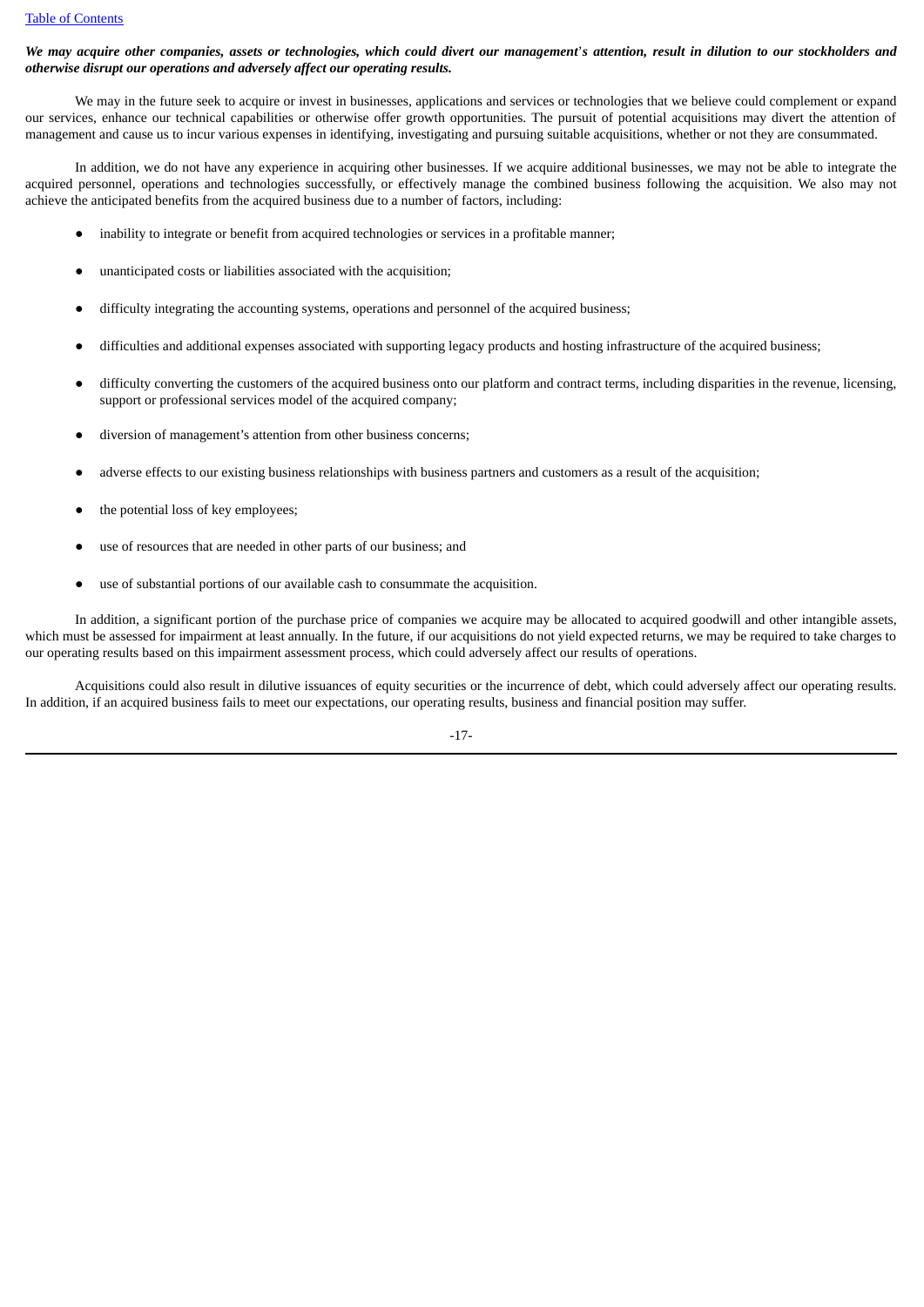***We may acquire other companies, assets or technologies, which could divert our management's attention, result in dilution to our stockholders and otherwise disrupt our operations and adversely affect our operating results.***

We may in the future seek to acquire or invest in businesses, applications and services or technologies that we believe could complement or expand our services, enhance our technical capabilities or otherwise offer growth opportunities. The pursuit of potential acquisitions may divert the attention of management and cause us to incur various expenses in identifying, investigating and pursuing suitable acquisitions, whether or not they are consummated.

In addition, we do not have any experience in acquiring other businesses. If we acquire additional businesses, we may not be able to integrate the acquired personnel, operations and technologies successfully, or effectively manage the combined business following the acquisition. We also may not achieve the anticipated benefits from the acquired business due to a number of factors, including:

- inability to integrate or benefit from acquired technologies or services in a profitable manner;
- unanticipated costs or liabilities associated with the acquisition;
- difficulty integrating the accounting systems, operations and personnel of the acquired business;
- difficulties and additional expenses associated with supporting legacy products and hosting infrastructure of the acquired business;
- difficulty converting the customers of the acquired business onto our platform and contract terms, including disparities in the revenue, licensing, support or professional services model of the acquired company;
- diversion of management's attention from other business concerns;
- adverse effects to our existing business relationships with business partners and customers as a result of the acquisition;
- the potential loss of key employees;
- use of resources that are needed in other parts of our business; and
- use of substantial portions of our available cash to consummate the acquisition.

In addition, a significant portion of the purchase price of companies we acquire may be allocated to acquired goodwill and other intangible assets, which must be assessed for impairment at least annually. In the future, if our acquisitions do not yield expected returns, we may be required to take charges to our operating results based on this impairment assessment process, which could adversely affect our results of operations.

Acquisitions could also result in dilutive issuances of equity securities or the incurrence of debt, which could adversely affect our operating results. In addition, if an acquired business fails to meet our expectations, our operating results, business and financial position may suffer.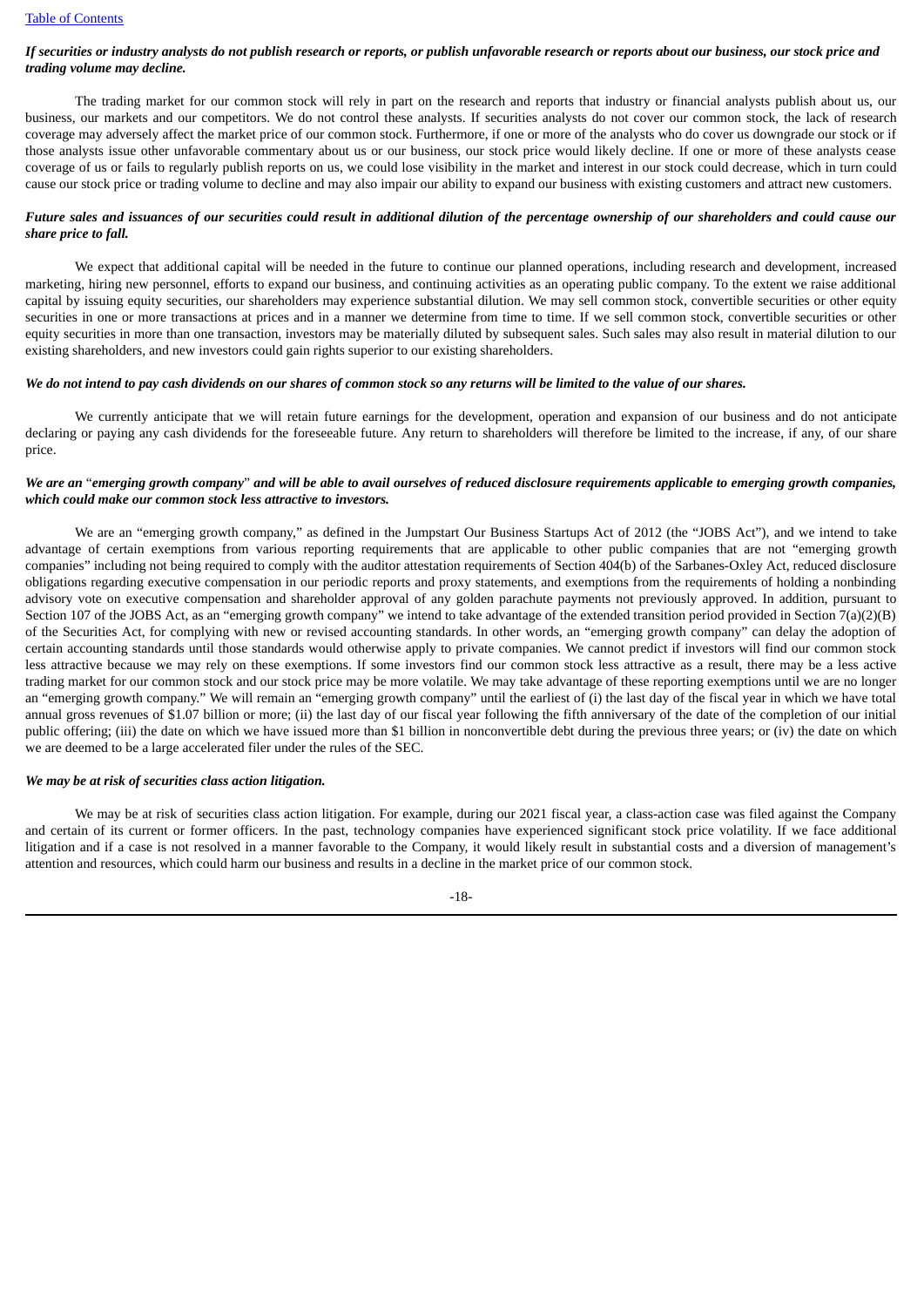***If securities or industry analysts do not publish research or reports, or publish unfavorable research or reports about our business, our stock price and trading volume may decline.***

The trading market for our common stock will rely in part on the research and reports that industry or financial analysts publish about us, our business, our markets and our competitors. We do not control these analysts. If securities analysts do not cover our common stock, the lack of research coverage may adversely affect the market price of our common stock. Furthermore, if one or more of the analysts who do cover us downgrade our stock or if those analysts issue other unfavorable commentary about us or our business, our stock price would likely decline. If one or more of these analysts cease coverage of us or fails to regularly publish reports on us, we could lose visibility in the market and interest in our stock could decrease, which in turn could cause our stock price or trading volume to decline and may also impair our ability to expand our business with existing customers and attract new customers.

***Future sales and issuances of our securities could result in additional dilution of the percentage ownership of our shareholders and could cause our share price to fall.***

We expect that additional capital will be needed in the future to continue our planned operations, including research and development, increased marketing, hiring new personnel, efforts to expand our business, and continuing activities as an operating public company. To the extent we raise additional capital by issuing equity securities, our shareholders may experience substantial dilution. We may sell common stock, convertible securities or other equity securities in one or more transactions at prices and in a manner we determine from time to time. If we sell common stock, convertible securities or other equity securities in more than one transaction, investors may be materially diluted by subsequent sales. Such sales may also result in material dilution to our existing shareholders, and new investors could gain rights superior to our existing shareholders.

***We do not intend to pay cash dividends on our shares of common stock so any returns will be limited to the value of our shares.***

We currently anticipate that we will retain future earnings for the development, operation and expansion of our business and do not anticipate declaring or paying any cash dividends for the foreseeable future. Any return to shareholders will therefore be limited to the increase, if any, of our share price.

***We are an "emerging growth company" and will be able to avail ourselves of reduced disclosure requirements applicable to emerging growth companies, which could make our common stock less attractive to investors.***

We are an "emerging growth company," as defined in the Jumpstart Our Business Startups Act of 2012 (the "JOBS Act"), and we intend to take advantage of certain exemptions from various reporting requirements that are applicable to other public companies that are not "emerging growth companies" including not being required to comply with the auditor attestation requirements of Section 404(b) of the Sarbanes-Oxley Act, reduced disclosure obligations regarding executive compensation in our periodic reports and proxy statements, and exemptions from the requirements of holding a nonbinding advisory vote on executive compensation and shareholder approval of any golden parachute payments not previously approved. In addition, pursuant to Section 107 of the JOBS Act, as an "emerging growth company" we intend to take advantage of the extended transition period provided in Section 7(a)(2)(B) of the Securities Act, for complying with new or revised accounting standards. In other words, an "emerging growth company" can delay the adoption of certain accounting standards until those standards would otherwise apply to private companies. We cannot predict if investors will find our common stock less attractive because we may rely on these exemptions. If some investors find our common stock less attractive as a result, there may be a less active trading market for our common stock and our stock price may be more volatile. We may take advantage of these reporting exemptions until we are no longer an "emerging growth company." We will remain an "emerging growth company" until the earliest of (i) the last day of the fiscal year in which we have total annual gross revenues of $1.07 billion or more; (ii) the last day of our fiscal year following the fifth anniversary of the date of the completion of our initial public offering; (iii) the date on which we have issued more than $1 billion in nonconvertible debt during the previous three years; or (iv) the date on which we are deemed to be a large accelerated filer under the rules of the SEC.

***We may be at risk of securities class action litigation.***

We may be at risk of securities class action litigation. For example, during our 2021 fiscal year, a class-action case was filed against the Company and certain of its current or former officers. In the past, technology companies have experienced significant stock price volatility. If we face additional litigation and if a case is not resolved in a manner favorable to the Company, it would likely result in substantial costs and a diversion of management's attention and resources, which could harm our business and results in a decline in the market price of our common stock.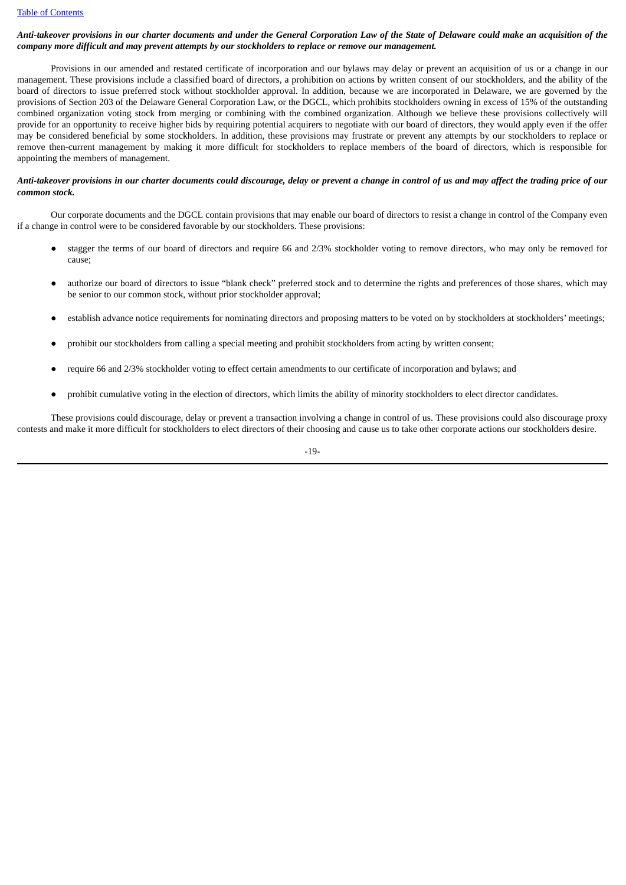***Anti-takeover provisions in our charter documents and under the General Corporation Law of the State of Delaware could make an acquisition of the company more difficult and may prevent attempts by our stockholders to replace or remove our management.***

Provisions in our amended and restated certificate of incorporation and our bylaws may delay or prevent an acquisition of us or a change in our management. These provisions include a classified board of directors, a prohibition on actions by written consent of our stockholders, and the ability of the board of directors to issue preferred stock without stockholder approval. In addition, because we are incorporated in Delaware, we are governed by the provisions of Section 203 of the Delaware General Corporation Law, or the DGCL, which prohibits stockholders owning in excess of 15% of the outstanding combined organization voting stock from merging or combining with the combined organization. Although we believe these provisions collectively will provide for an opportunity to receive higher bids by requiring potential acquirers to negotiate with our board of directors, they would apply even if the offer may be considered beneficial by some stockholders. In addition, these provisions may frustrate or prevent any attempts by our stockholders to replace or remove then-current management by making it more difficult for stockholders to replace members of the board of directors, which is responsible for appointing the members of management.

***Anti-takeover provisions in our charter documents could discourage, delay or prevent a change in control of us and may affect the trading price of our common stock.***

Our corporate documents and the DGCL contain provisions that may enable our board of directors to resist a change in control of the Company even if a change in control were to be considered favorable by our stockholders. These provisions:

- stagger the terms of our board of directors and require 66 and 2/3% stockholder voting to remove directors, who may only be removed for cause;
- authorize our board of directors to issue "blank check" preferred stock and to determine the rights and preferences of those shares, which may be senior to our common stock, without prior stockholder approval;
- establish advance notice requirements for nominating directors and proposing matters to be voted on by stockholders at stockholders' meetings;
- prohibit our stockholders from calling a special meeting and prohibit stockholders from acting by written consent;
- require 66 and 2/3% stockholder voting to effect certain amendments to our certificate of incorporation and bylaws; and
- prohibit cumulative voting in the election of directors, which limits the ability of minority stockholders to elect director candidates.

These provisions could discourage, delay or prevent a transaction involving a change in control of us. These provisions could also discourage proxy contests and make it more difficult for stockholders to elect directors of their choosing and cause us to take other corporate actions our stockholders desire.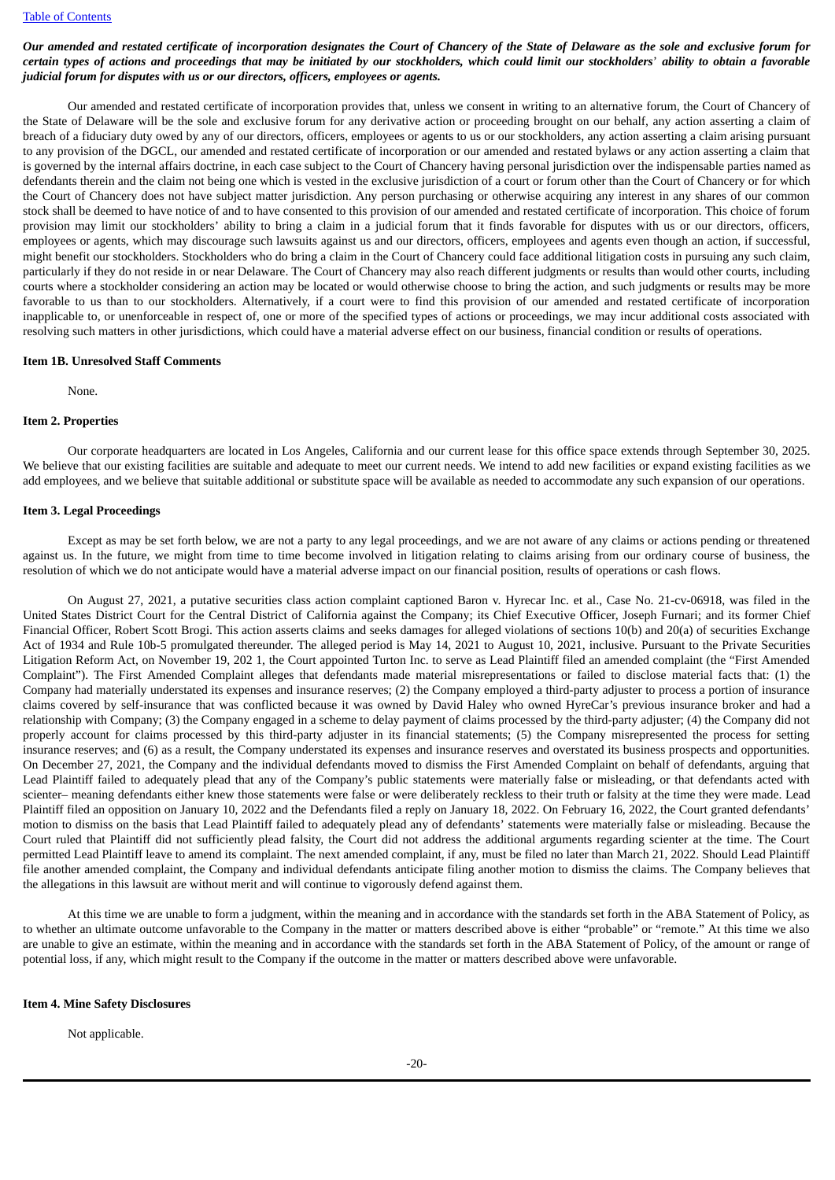***Our amended and restated certificate of incorporation designates the Court of Chancery of the State of Delaware as the sole and exclusive forum for certain types of actions and proceedings that may be initiated by our stockholders, which could limit our stockholders' ability to obtain a favorable judicial forum for disputes with us or our directors, officers, employees or agents.***

Our amended and restated certificate of incorporation provides that, unless we consent in writing to an alternative forum, the Court of Chancery of the State of Delaware will be the sole and exclusive forum for any derivative action or proceeding brought on our behalf, any action asserting a claim of breach of a fiduciary duty owed by any of our directors, officers, employees or agents to us or our stockholders, any action asserting a claim arising pursuant to any provision of the DGCL, our amended and restated certificate of incorporation or our amended and restated bylaws or any action asserting a claim that is governed by the internal affairs doctrine, in each case subject to the Court of Chancery having personal jurisdiction over the indispensable parties named as defendants therein and the claim not being one which is vested in the exclusive jurisdiction of a court or forum other than the Court of Chancery or for which the Court of Chancery does not have subject matter jurisdiction. Any person purchasing or otherwise acquiring any interest in any shares of our common stock shall be deemed to have notice of and to have consented to this provision of our amended and restated certificate of incorporation. This choice of forum provision may limit our stockholders' ability to bring a claim in a judicial forum that it finds favorable for disputes with us or our directors, officers, employees or agents, which may discourage such lawsuits against us and our directors, officers, employees and agents even though an action, if successful, might benefit our stockholders. Stockholders who do bring a claim in the Court of Chancery could face additional litigation costs in pursuing any such claim, particularly if they do not reside in or near Delaware. The Court of Chancery may also reach different judgments or results than would other courts, including courts where a stockholder considering an action may be located or would otherwise choose to bring the action, and such judgments or results may be more favorable to us than to our stockholders. Alternatively, if a court were to find this provision of our amended and restated certificate of incorporation inapplicable to, or unenforceable in respect of, one or more of the specified types of actions or proceedings, we may incur additional costs associated with resolving such matters in other jurisdictions, which could have a material adverse effect on our business, financial condition or results of operations.

**Item 1B. Unresolved Staff Comments**

None.

**Item 2. Properties**

Our corporate headquarters are located in Los Angeles, California and our current lease for this office space extends through September 30, 2025. We believe that our existing facilities are suitable and adequate to meet our current needs. We intend to add new facilities or expand existing facilities as we add employees, and we believe that suitable additional or substitute space will be available as needed to accommodate any such expansion of our operations.

**Item 3. Legal Proceedings**

Except as may be set forth below, we are not a party to any legal proceedings, and we are not aware of any claims or actions pending or threatened against us. In the future, we might from time to time become involved in litigation relating to claims arising from our ordinary course of business, the resolution of which we do not anticipate would have a material adverse impact on our financial position, results of operations or cash flows.

On August 27, 2021, a putative securities class action complaint captioned Baron v. Hyrecar Inc. et al., Case No. 21-cv-06918, was filed in the United States District Court for the Central District of California against the Company; its Chief Executive Officer, Joseph Furnari; and its former Chief Financial Officer, Robert Scott Brogi. This action asserts claims and seeks damages for alleged violations of sections 10(b) and 20(a) of securities Exchange Act of 1934 and Rule 10b-5 promulgated thereunder. The alleged period is May 14, 2021 to August 10, 2021, inclusive. Pursuant to the Private Securities Litigation Reform Act, on November 19, 202 1, the Court appointed Turton Inc. to serve as Lead Plaintiff filed an amended complaint (the "First Amended Complaint"). The First Amended Complaint alleges that defendants made material misrepresentations or failed to disclose material facts that: (1) the Company had materially understated its expenses and insurance reserves; (2) the Company employed a third-party adjuster to process a portion of insurance claims covered by self-insurance that was conflicted because it was owned by David Haley who owned HyreCar's previous insurance broker and had a relationship with Company; (3) the Company engaged in a scheme to delay payment of claims processed by the third-party adjuster; (4) the Company did not properly account for claims processed by this third-party adjuster in its financial statements; (5) the Company misrepresented the process for setting insurance reserves; and (6) as a result, the Company understated its expenses and insurance reserves and overstated its business prospects and opportunities. On December 27, 2021, the Company and the individual defendants moved to dismiss the First Amended Complaint on behalf of defendants, arguing that Lead Plaintiff failed to adequately plead that any of the Company's public statements were materially false or misleading, or that defendants acted with scienter– meaning defendants either knew those statements were false or were deliberately reckless to their truth or falsity at the time they were made. Lead Plaintiff filed an opposition on January 10, 2022 and the Defendants filed a reply on January 18, 2022. On February 16, 2022, the Court granted defendants' motion to dismiss on the basis that Lead Plaintiff failed to adequately plead any of defendants' statements were materially false or misleading. Because the Court ruled that Plaintiff did not sufficiently plead falsity, the Court did not address the additional arguments regarding scienter at the time. The Court permitted Lead Plaintiff leave to amend its complaint. The next amended complaint, if any, must be filed no later than March 21, 2022. Should Lead Plaintiff file another amended complaint, the Company and individual defendants anticipate filing another motion to dismiss the claims. The Company believes that the allegations in this lawsuit are without merit and will continue to vigorously defend against them.

At this time we are unable to form a judgment, within the meaning and in accordance with the standards set forth in the ABA Statement of Policy, as to whether an ultimate outcome unfavorable to the Company in the matter or matters described above is either "probable" or "remote." At this time we also are unable to give an estimate, within the meaning and in accordance with the standards set forth in the ABA Statement of Policy, of the amount or range of potential loss, if any, which might result to the Company if the outcome in the matter or matters described above were unfavorable.

**Item 4. Mine Safety Disclosures**

Not applicable.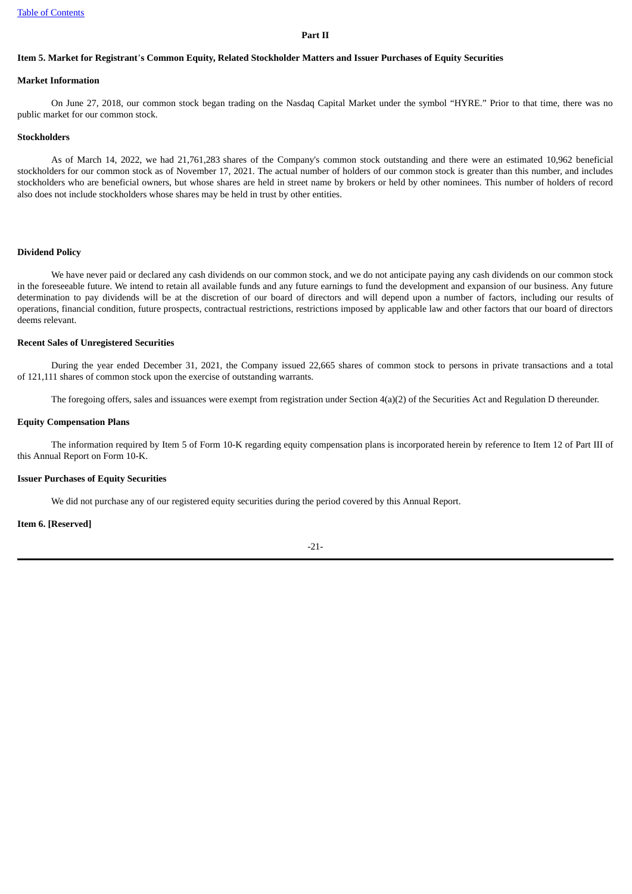## Part II

### Item 5. Market for Registrant's Common Equity, Related Stockholder Matters and Issuer Purchases of Equity Securities

**Market Information**

On June 27, 2018, our common stock began trading on the Nasdaq Capital Market under the symbol "HYRE." Prior to that time, there was no public market for our common stock.

**Stockholders**

As of March 14, 2022, we had 21,761,283 shares of the Company's common stock outstanding and there were an estimated 10,962 beneficial stockholders for our common stock as of November 17, 2021. The actual number of holders of our common stock is greater than this number, and includes stockholders who are beneficial owners, but whose shares are held in street name by brokers or held by other nominees. This number of holders of record also does not include stockholders whose shares may be held in trust by other entities.

**Dividend Policy**

We have never paid or declared any cash dividends on our common stock, and we do not anticipate paying any cash dividends on our common stock in the foreseeable future. We intend to retain all available funds and any future earnings to fund the development and expansion of our business. Any future determination to pay dividends will be at the discretion of our board of directors and will depend upon a number of factors, including our results of operations, financial condition, future prospects, contractual restrictions, restrictions imposed by applicable law and other factors that our board of directors deems relevant.

**Recent Sales of Unregistered Securities**

During the year ended December 31, 2021, the Company issued 22,665 shares of common stock to persons in private transactions and a total of 121,111 shares of common stock upon the exercise of outstanding warrants.

The foregoing offers, sales and issuances were exempt from registration under Section 4(a)(2) of the Securities Act and Regulation D thereunder.

**Equity Compensation Plans**

The information required by Item 5 of Form 10-K regarding equity compensation plans is incorporated herein by reference to Item 12 of Part III of this Annual Report on Form 10-K.

**Issuer Purchases of Equity Securities**

We did not purchase any of our registered equity securities during the period covered by this Annual Report.

### Item 6. [Reserved]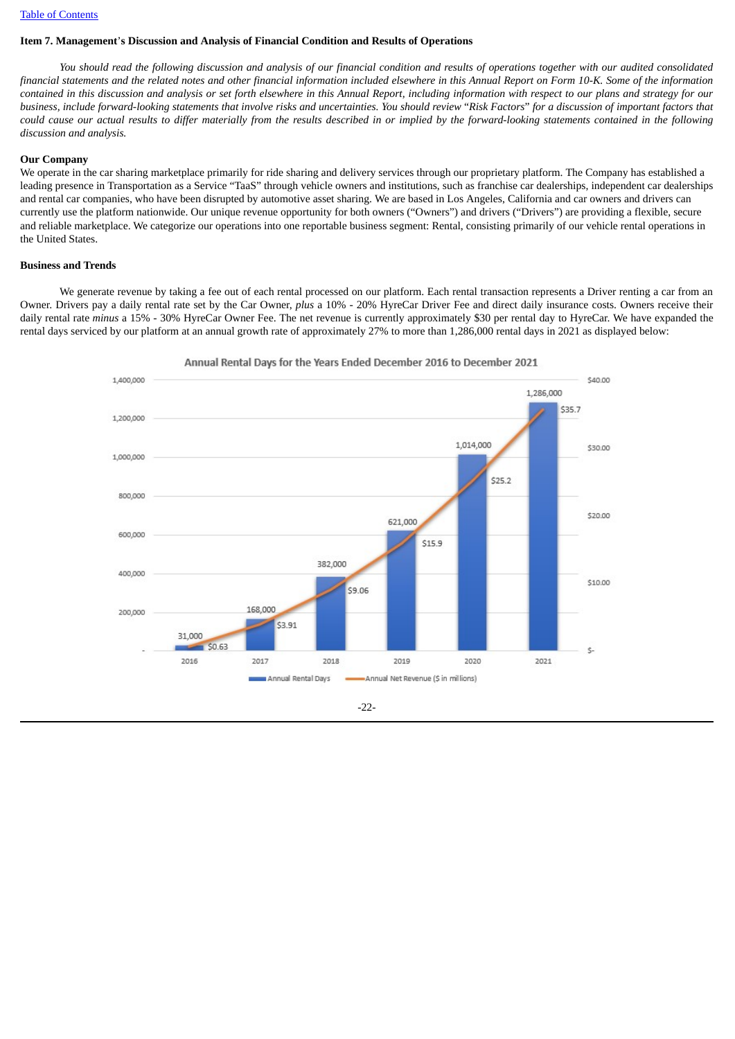### Item 7. Management's Discussion and Analysis of Financial Condition and Results of Operations

*You should read the following discussion and analysis of our financial condition and results of operations together with our audited consolidated financial statements and the related notes and other financial information included elsewhere in this Annual Report on Form 10-K. Some of the information contained in this discussion and analysis or set forth elsewhere in this Annual Report, including information with respect to our plans and strategy for our business, include forward-looking statements that involve risks and uncertainties. You should review "Risk Factors" for a discussion of important factors that could cause our actual results to differ materially from the results described in or implied by the forward-looking statements contained in the following discussion and analysis.*

**Our Company**

We operate in the car sharing marketplace primarily for ride sharing and delivery services through our proprietary platform. The Company has established a leading presence in Transportation as a Service "TaaS" through vehicle owners and institutions, such as franchise car dealerships, independent car dealerships and rental car companies, who have been disrupted by automotive asset sharing. We are based in Los Angeles, California and car owners and drivers can currently use the platform nationwide. Our unique revenue opportunity for both owners ("Owners") and drivers ("Drivers") are providing a flexible, secure and reliable marketplace. We categorize our operations into one reportable business segment: Rental, consisting primarily of our vehicle rental operations in the United States.

**Business and Trends**

We generate revenue by taking a fee out of each rental processed on our platform. Each rental transaction represents a Driver renting a car from an Owner. Drivers pay a daily rental rate set by the Car Owner, *plus* a 10% - 20% HyreCar Driver Fee and direct daily insurance costs. Owners receive their daily rental rate *minus* a 15% - 30% HyreCar Owner Fee. The net revenue is currently approximately $30 per rental day to HyreCar. We have expanded the rental days serviced by our platform at an annual growth rate of approximately 27% to more than 1,286,000 rental days in 2021 as displayed below:

Annual Rental Days for the Years Ended December 2016 to December 2021

| Year | Annual Rental Days | Annual Net Revenue ($ in millions) |
|---|---|---|
| 2016 | 31,000 | $0.63 |
| 2017 | 168,000 | $3.91 |
| 2018 | 382,000 | $9.06 |
| 2019 | 621,000 | $15.9 |
| 2020 | 1,014,000 | $25.2 |
| 2021 | 1,286,000 | $35.7 |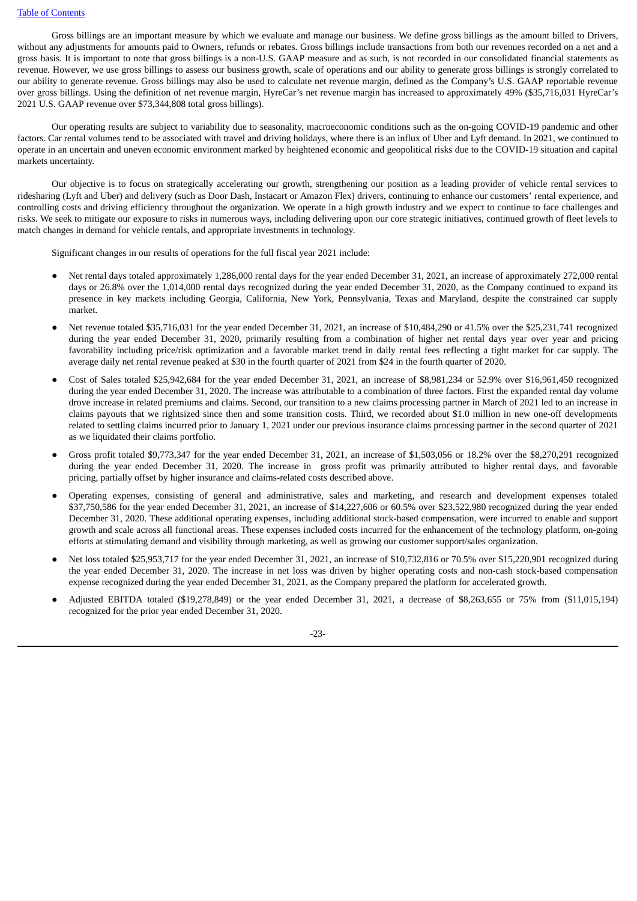Gross billings are an important measure by which we evaluate and manage our business. We define gross billings as the amount billed to Drivers, without any adjustments for amounts paid to Owners, refunds or rebates. Gross billings include transactions from both our revenues recorded on a net and a gross basis. It is important to note that gross billings is a non-U.S. GAAP measure and as such, is not recorded in our consolidated financial statements as revenue. However, we use gross billings to assess our business growth, scale of operations and our ability to generate gross billings is strongly correlated to our ability to generate revenue. Gross billings may also be used to calculate net revenue margin, defined as the Company's U.S. GAAP reportable revenue over gross billings. Using the definition of net revenue margin, HyreCar's net revenue margin has increased to approximately 49% ($35,716,031 HyreCar's 2021 U.S. GAAP revenue over $73,344,808 total gross billings).

Our operating results are subject to variability due to seasonality, macroeconomic conditions such as the on-going COVID-19 pandemic and other factors. Car rental volumes tend to be associated with travel and driving holidays, where there is an influx of Uber and Lyft demand. In 2021, we continued to operate in an uncertain and uneven economic environment marked by heightened economic and geopolitical risks due to the COVID-19 situation and capital markets uncertainty.

Our objective is to focus on strategically accelerating our growth, strengthening our position as a leading provider of vehicle rental services to ridesharing (Lyft and Uber) and delivery (such as Door Dash, Instacart or Amazon Flex) drivers, continuing to enhance our customers' rental experience, and controlling costs and driving efficiency throughout the organization. We operate in a high growth industry and we expect to continue to face challenges and risks. We seek to mitigate our exposure to risks in numerous ways, including delivering upon our core strategic initiatives, continued growth of fleet levels to match changes in demand for vehicle rentals, and appropriate investments in technology.

Significant changes in our results of operations for the full fiscal year 2021 include:

- Net rental days totaled approximately 1,286,000 rental days for the year ended December 31, 2021, an increase of approximately 272,000 rental days or 26.8% over the 1,014,000 rental days recognized during the year ended December 31, 2020, as the Company continued to expand its presence in key markets including Georgia, California, New York, Pennsylvania, Texas and Maryland, despite the constrained car supply market.
- Net revenue totaled $35,716,031 for the year ended December 31, 2021, an increase of $10,484,290 or 41.5% over the $25,231,741 recognized during the year ended December 31, 2020, primarily resulting from a combination of higher net rental days year over year and pricing favorability including price/risk optimization and a favorable market trend in daily rental fees reflecting a tight market for car supply. The average daily net rental revenue peaked at $30 in the fourth quarter of 2021 from $24 in the fourth quarter of 2020.
- Cost of Sales totaled $25,942,684 for the year ended December 31, 2021, an increase of $8,981,234 or 52.9% over $16,961,450 recognized during the year ended December 31, 2020. The increase was attributable to a combination of three factors. First the expanded rental day volume drove increase in related premiums and claims. Second, our transition to a new claims processing partner in March of 2021 led to an increase in claims payouts that we rightsized since then and some transition costs. Third, we recorded about $1.0 million in new one-off developments related to settling claims incurred prior to January 1, 2021 under our previous insurance claims processing partner in the second quarter of 2021 as we liquidated their claims portfolio.
- Gross profit totaled $9,773,347 for the year ended December 31, 2021, an increase of $1,503,056 or 18.2% over the $8,270,291 recognized during the year ended December 31, 2020. The increase in gross profit was primarily attributed to higher rental days, and favorable pricing, partially offset by higher insurance and claims-related costs described above.
- Operating expenses, consisting of general and administrative, sales and marketing, and research and development expenses totaled $37,750,586 for the year ended December 31, 2021, an increase of $14,227,606 or 60.5% over $23,522,980 recognized during the year ended December 31, 2020. These additional operating expenses, including additional stock-based compensation, were incurred to enable and support growth and scale across all functional areas. These expenses included costs incurred for the enhancement of the technology platform, on-going efforts at stimulating demand and visibility through marketing, as well as growing our customer support/sales organization.
- Net loss totaled $25,953,717 for the year ended December 31, 2021, an increase of $10,732,816 or 70.5% over $15,220,901 recognized during the year ended December 31, 2020. The increase in net loss was driven by higher operating costs and non-cash stock-based compensation expense recognized during the year ended December 31, 2021, as the Company prepared the platform for accelerated growth.
- Adjusted EBITDA totaled ($19,278,849) or the year ended December 31, 2021, a decrease of $8,263,655 or 75% from ($11,015,194) recognized for the prior year ended December 31, 2020.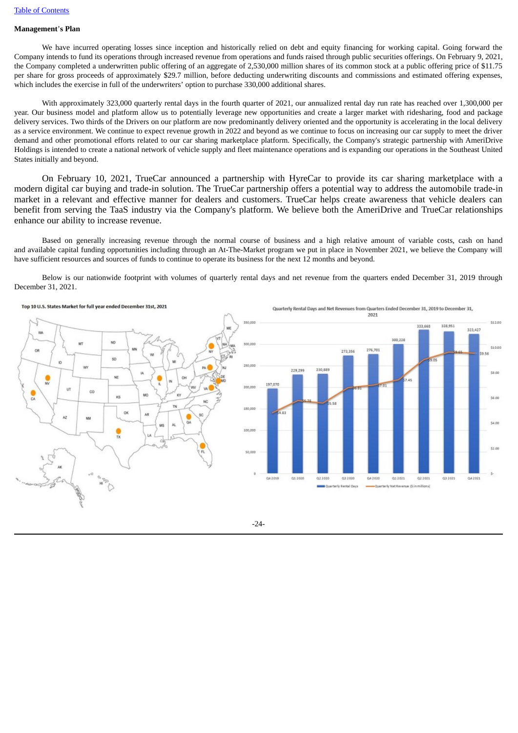**Management's Plan**

We have incurred operating losses since inception and historically relied on debt and equity financing for working capital. Going forward the Company intends to fund its operations through increased revenue from operations and funds raised through public securities offerings. On February 9, 2021, the Company completed a underwritten public offering of an aggregate of 2,530,000 million shares of its common stock at a public offering price of $11.75 per share for gross proceeds of approximately $29.7 million, before deducting underwriting discounts and commissions and estimated offering expenses, which includes the exercise in full of the underwriters' option to purchase 330,000 additional shares.

With approximately 323,000 quarterly rental days in the fourth quarter of 2021, our annualized rental day run rate has reached over 1,300,000 per year. Our business model and platform allow us to potentially leverage new opportunities and create a larger market with ridesharing, food and package delivery services. Two thirds of the Drivers on our platform are now predominantly delivery oriented and the opportunity is accelerating in the local delivery as a service environment. We continue to expect revenue growth in 2022 and beyond as we continue to focus on increasing our car supply to meet the driver demand and other promotional efforts related to our car sharing marketplace platform. Specifically, the Company's strategic partnership with AmeriDrive Holdings is intended to create a national network of vehicle supply and fleet maintenance operations and is expanding our operations in the Southeast United States initially and beyond.

On February 10, 2021, TrueCar announced a partnership with HyreCar to provide its car sharing marketplace with a modern digital car buying and trade-in solution. The TrueCar partnership offers a potential way to address the automobile trade-in market in a relevant and effective manner for dealers and customers. TrueCar helps create awareness that vehicle dealers can benefit from serving the TaaS industry via the Company's platform. We believe both the AmeriDrive and TrueCar relationships enhance our ability to increase revenue.

Based on generally increasing revenue through the normal course of business and a high relative amount of variable costs, cash on hand and available capital funding opportunities including through an At-The-Market program we put in place in November 2021, we believe the Company will have sufficient resources and sources of funds to continue to operate its business for the next 12 months and beyond.

Below is our nationwide footprint with volumes of quarterly rental days and net revenue from the quarters ended December 31, 2019 through December 31, 2021.

Top 10 U.S. States Market for full year ended December 31st, 2021

Quarterly Rental Days and Net Revenues from Quarters Ended December 31, 2019 to December 31, 2021

| Quarter | Quarterly Rental Days | Quarterly Net Revenue ($ in millions) |
|---|---|---|
| Q4 2019 | 197,070 | $4.83 |
| Q1 2020 | 229,299 | $6.23 |
| Q2 2020 | 230,889 | $5.58 |
| Q3 2020 | 273,356 | $6.81 |
| Q4 2020 | 276,701 | $7.01 |
| Q1 2021 | 300,228 | $7.45 |
| Q2 2021 | 333,668 | $9.05 |
| Q3 2021 | 328,951 | $9.65 |
| Q4 2021 | 323,427 | $9.56 |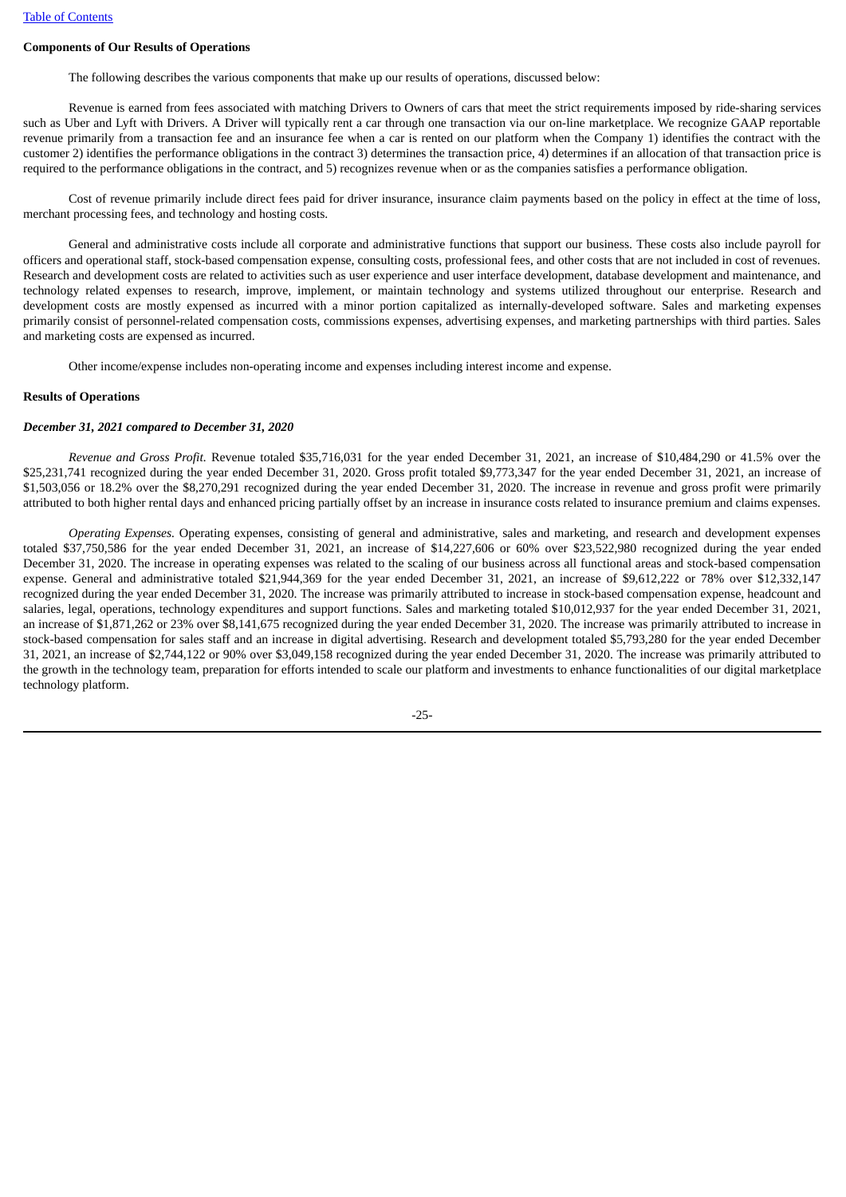**Components of Our Results of Operations**

The following describes the various components that make up our results of operations, discussed below:

Revenue is earned from fees associated with matching Drivers to Owners of cars that meet the strict requirements imposed by ride-sharing services such as Uber and Lyft with Drivers. A Driver will typically rent a car through one transaction via our on-line marketplace. We recognize GAAP reportable revenue primarily from a transaction fee and an insurance fee when a car is rented on our platform when the Company 1) identifies the contract with the customer 2) identifies the performance obligations in the contract 3) determines the transaction price, 4) determines if an allocation of that transaction price is required to the performance obligations in the contract, and 5) recognizes revenue when or as the companies satisfies a performance obligation.

Cost of revenue primarily include direct fees paid for driver insurance, insurance claim payments based on the policy in effect at the time of loss, merchant processing fees, and technology and hosting costs.

General and administrative costs include all corporate and administrative functions that support our business. These costs also include payroll for officers and operational staff, stock-based compensation expense, consulting costs, professional fees, and other costs that are not included in cost of revenues. Research and development costs are related to activities such as user experience and user interface development, database development and maintenance, and technology related expenses to research, improve, implement, or maintain technology and systems utilized throughout our enterprise. Research and development costs are mostly expensed as incurred with a minor portion capitalized as internally-developed software. Sales and marketing expenses primarily consist of personnel-related compensation costs, commissions expenses, advertising expenses, and marketing partnerships with third parties. Sales and marketing costs are expensed as incurred.

Other income/expense includes non-operating income and expenses including interest income and expense.

**Results of Operations**

***December 31, 2021 compared to December 31, 2020***

*Revenue and Gross Profit.* Revenue totaled $35,716,031 for the year ended December 31, 2021, an increase of $10,484,290 or 41.5% over the $25,231,741 recognized during the year ended December 31, 2020. Gross profit totaled $9,773,347 for the year ended December 31, 2021, an increase of $1,503,056 or 18.2% over the $8,270,291 recognized during the year ended December 31, 2020. The increase in revenue and gross profit were primarily attributed to both higher rental days and enhanced pricing partially offset by an increase in insurance costs related to insurance premium and claims expenses.

*Operating Expenses.* Operating expenses, consisting of general and administrative, sales and marketing, and research and development expenses totaled $37,750,586 for the year ended December 31, 2021, an increase of $14,227,606 or 60% over $23,522,980 recognized during the year ended December 31, 2020. The increase in operating expenses was related to the scaling of our business across all functional areas and stock-based compensation expense. General and administrative totaled $21,944,369 for the year ended December 31, 2021, an increase of $9,612,222 or 78% over $12,332,147 recognized during the year ended December 31, 2020. The increase was primarily attributed to increase in stock-based compensation expense, headcount and salaries, legal, operations, technology expenditures and support functions. Sales and marketing totaled $10,012,937 for the year ended December 31, 2021, an increase of $1,871,262 or 23% over $8,141,675 recognized during the year ended December 31, 2020. The increase was primarily attributed to increase in stock-based compensation for sales staff and an increase in digital advertising. Research and development totaled $5,793,280 for the year ended December 31, 2021, an increase of $2,744,122 or 90% over $3,049,158 recognized during the year ended December 31, 2020. The increase was primarily attributed to the growth in the technology team, preparation for efforts intended to scale our platform and investments to enhance functionalities of our digital marketplace technology platform.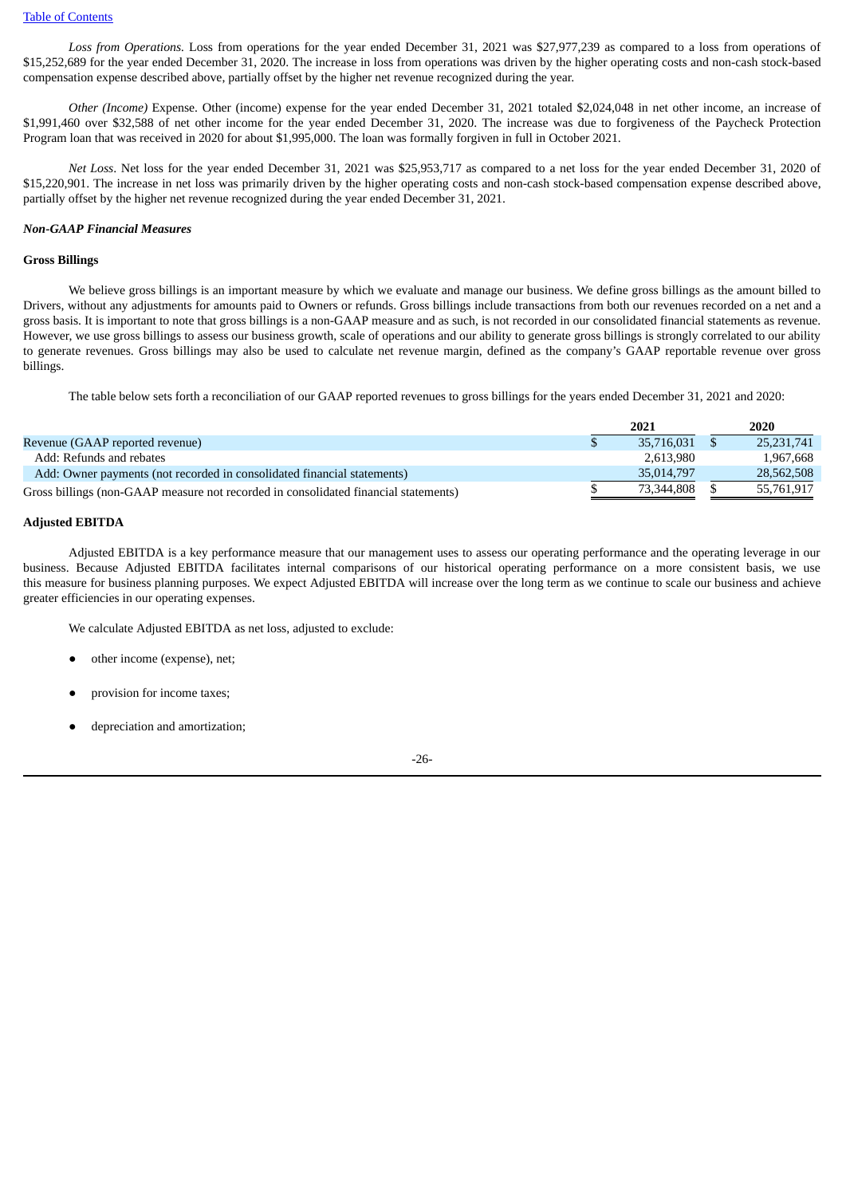*Loss from Operations.* Loss from operations for the year ended December 31, 2021 was $27,977,239 as compared to a loss from operations of $15,252,689 for the year ended December 31, 2020. The increase in loss from operations was driven by the higher operating costs and non-cash stock-based compensation expense described above, partially offset by the higher net revenue recognized during the year.

*Other (Income)* Expense. Other (income) expense for the year ended December 31, 2021 totaled $2,024,048 in net other income, an increase of $1,991,460 over $32,588 of net other income for the year ended December 31, 2020. The increase was due to forgiveness of the Paycheck Protection Program loan that was received in 2020 for about $1,995,000. The loan was formally forgiven in full in October 2021.

*Net Loss*. Net loss for the year ended December 31, 2021 was $25,953,717 as compared to a net loss for the year ended December 31, 2020 of $15,220,901. The increase in net loss was primarily driven by the higher operating costs and non-cash stock-based compensation expense described above, partially offset by the higher net revenue recognized during the year ended December 31, 2021.

***Non-GAAP Financial Measures***

**Gross Billings**

We believe gross billings is an important measure by which we evaluate and manage our business. We define gross billings as the amount billed to Drivers, without any adjustments for amounts paid to Owners or refunds. Gross billings include transactions from both our revenues recorded on a net and a gross basis. It is important to note that gross billings is a non-GAAP measure and as such, is not recorded in our consolidated financial statements as revenue. However, we use gross billings to assess our business growth, scale of operations and our ability to generate gross billings is strongly correlated to our ability to generate revenues. Gross billings may also be used to calculate net revenue margin, defined as the company's GAAP reportable revenue over gross billings.

The table below sets forth a reconciliation of our GAAP reported revenues to gross billings for the years ended December 31, 2021 and 2020:

| | 2021 | 2020 |
|---|---|---|
| Revenue (GAAP reported revenue) | $ 35,716,031 | $ 25,231,741 |
| Add: Refunds and rebates | 2,613,980 | 1,967,668 |
| Add: Owner payments (not recorded in consolidated financial statements) | 35,014,797 | 28,562,508 |
| Gross billings (non-GAAP measure not recorded in consolidated financial statements) | $ 73,344,808 | $ 55,761,917 |

**Adjusted EBITDA**

Adjusted EBITDA is a key performance measure that our management uses to assess our operating performance and the operating leverage in our business. Because Adjusted EBITDA facilitates internal comparisons of our historical operating performance on a more consistent basis, we use this measure for business planning purposes. We expect Adjusted EBITDA will increase over the long term as we continue to scale our business and achieve greater efficiencies in our operating expenses.

We calculate Adjusted EBITDA as net loss, adjusted to exclude:

- other income (expense), net;
- provision for income taxes;
- depreciation and amortization;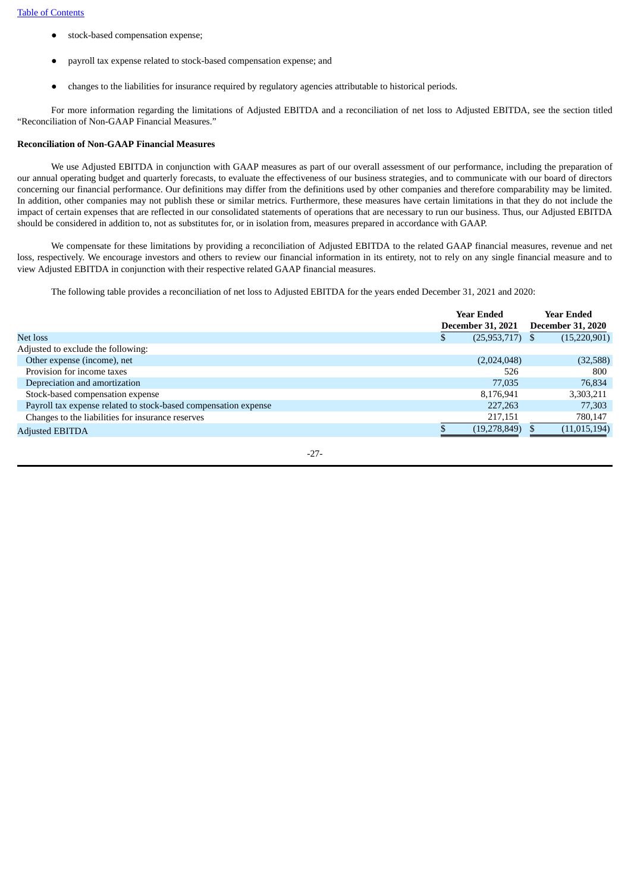- stock-based compensation expense;
- payroll tax expense related to stock-based compensation expense; and
- changes to the liabilities for insurance required by regulatory agencies attributable to historical periods.

For more information regarding the limitations of Adjusted EBITDA and a reconciliation of net loss to Adjusted EBITDA, see the section titled "Reconciliation of Non-GAAP Financial Measures."

**Reconciliation of Non-GAAP Financial Measures**

We use Adjusted EBITDA in conjunction with GAAP measures as part of our overall assessment of our performance, including the preparation of our annual operating budget and quarterly forecasts, to evaluate the effectiveness of our business strategies, and to communicate with our board of directors concerning our financial performance. Our definitions may differ from the definitions used by other companies and therefore comparability may be limited. In addition, other companies may not publish these or similar metrics. Furthermore, these measures have certain limitations in that they do not include the impact of certain expenses that are reflected in our consolidated statements of operations that are necessary to run our business. Thus, our Adjusted EBITDA should be considered in addition to, not as substitutes for, or in isolation from, measures prepared in accordance with GAAP.

We compensate for these limitations by providing a reconciliation of Adjusted EBITDA to the related GAAP financial measures, revenue and net loss, respectively. We encourage investors and others to review our financial information in its entirety, not to rely on any single financial measure and to view Adjusted EBITDA in conjunction with their respective related GAAP financial measures.

The following table provides a reconciliation of net loss to Adjusted EBITDA for the years ended December 31, 2021 and 2020:

| | Year Ended December 31, 2021 | Year Ended December 31, 2020 |
|---|---|---|
| Net loss | $ (25,953,717) | $ (15,220,901) |
| Adjusted to exclude the following: | | |
| Other expense (income), net | (2,024,048) | (32,588) |
| Provision for income taxes | 526 | 800 |
| Depreciation and amortization | 77,035 | 76,834 |
| Stock-based compensation expense | 8,176,941 | 3,303,211 |
| Payroll tax expense related to stock-based compensation expense | 227,263 | 77,303 |
| Changes to the liabilities for insurance reserves | 217,151 | 780,147 |
| Adjusted EBITDA | $ (19,278,849) | $ (11,015,194) |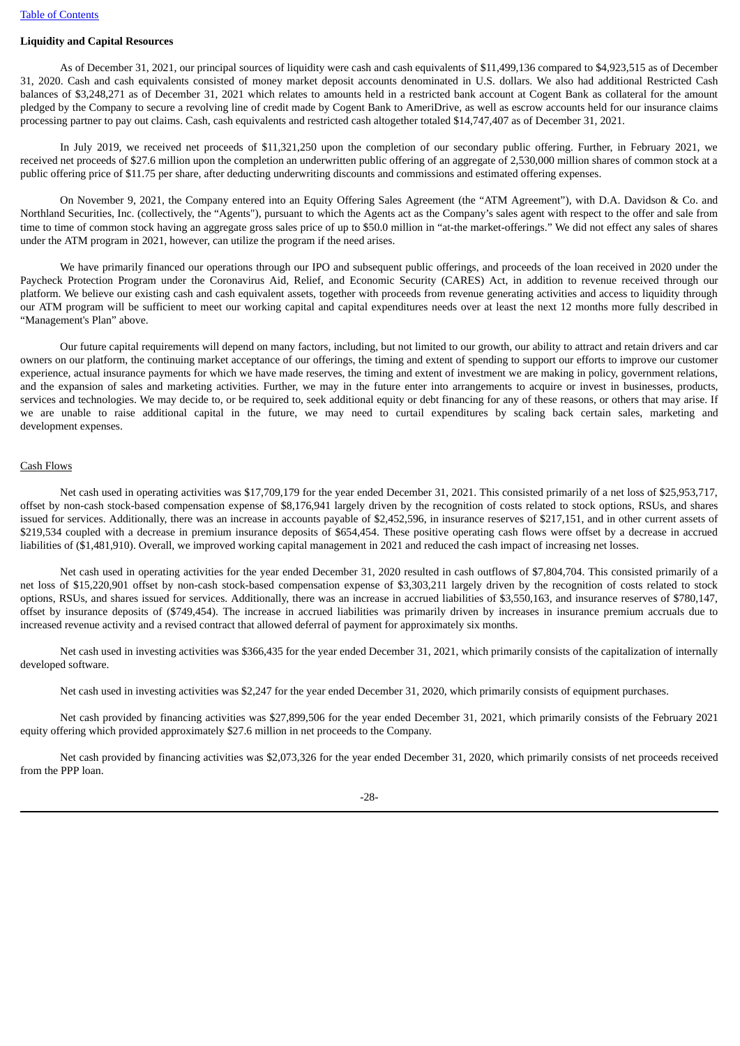**Liquidity and Capital Resources**

As of December 31, 2021, our principal sources of liquidity were cash and cash equivalents of $11,499,136 compared to $4,923,515 as of December 31, 2020. Cash and cash equivalents consisted of money market deposit accounts denominated in U.S. dollars. We also had additional Restricted Cash balances of $3,248,271 as of December 31, 2021 which relates to amounts held in a restricted bank account at Cogent Bank as collateral for the amount pledged by the Company to secure a revolving line of credit made by Cogent Bank to AmeriDrive, as well as escrow accounts held for our insurance claims processing partner to pay out claims. Cash, cash equivalents and restricted cash altogether totaled $14,747,407 as of December 31, 2021.

In July 2019, we received net proceeds of $11,321,250 upon the completion of our secondary public offering. Further, in February 2021, we received net proceeds of $27.6 million upon the completion an underwritten public offering of an aggregate of 2,530,000 million shares of common stock at a public offering price of $11.75 per share, after deducting underwriting discounts and commissions and estimated offering expenses.

On November 9, 2021, the Company entered into an Equity Offering Sales Agreement (the "ATM Agreement"), with D.A. Davidson & Co. and Northland Securities, Inc. (collectively, the "Agents"), pursuant to which the Agents act as the Company's sales agent with respect to the offer and sale from time to time of common stock having an aggregate gross sales price of up to $50.0 million in "at-the market-offerings." We did not effect any sales of shares under the ATM program in 2021, however, can utilize the program if the need arises.

We have primarily financed our operations through our IPO and subsequent public offerings, and proceeds of the loan received in 2020 under the Paycheck Protection Program under the Coronavirus Aid, Relief, and Economic Security (CARES) Act, in addition to revenue received through our platform. We believe our existing cash and cash equivalent assets, together with proceeds from revenue generating activities and access to liquidity through our ATM program will be sufficient to meet our working capital and capital expenditures needs over at least the next 12 months more fully described in "Management's Plan" above.

Our future capital requirements will depend on many factors, including, but not limited to our growth, our ability to attract and retain drivers and car owners on our platform, the continuing market acceptance of our offerings, the timing and extent of spending to support our efforts to improve our customer experience, actual insurance payments for which we have made reserves, the timing and extent of investment we are making in policy, government relations, and the expansion of sales and marketing activities. Further, we may in the future enter into arrangements to acquire or invest in businesses, products, services and technologies. We may decide to, or be required to, seek additional equity or debt financing for any of these reasons, or others that may arise. If we are unable to raise additional capital in the future, we may need to curtail expenditures by scaling back certain sales, marketing and development expenses.

Cash Flows

Net cash used in operating activities was $17,709,179 for the year ended December 31, 2021. This consisted primarily of a net loss of $25,953,717, offset by non-cash stock-based compensation expense of $8,176,941 largely driven by the recognition of costs related to stock options, RSUs, and shares issued for services. Additionally, there was an increase in accounts payable of $2,452,596, in insurance reserves of $217,151, and in other current assets of $219,534 coupled with a decrease in premium insurance deposits of $654,454. These positive operating cash flows were offset by a decrease in accrued liabilities of ($1,481,910). Overall, we improved working capital management in 2021 and reduced the cash impact of increasing net losses.

Net cash used in operating activities for the year ended December 31, 2020 resulted in cash outflows of $7,804,704. This consisted primarily of a net loss of $15,220,901 offset by non-cash stock-based compensation expense of $3,303,211 largely driven by the recognition of costs related to stock options, RSUs, and shares issued for services. Additionally, there was an increase in accrued liabilities of $3,550,163, and insurance reserves of $780,147, offset by insurance deposits of ($749,454). The increase in accrued liabilities was primarily driven by increases in insurance premium accruals due to increased revenue activity and a revised contract that allowed deferral of payment for approximately six months.

Net cash used in investing activities was $366,435 for the year ended December 31, 2021, which primarily consists of the capitalization of internally developed software.

Net cash used in investing activities was $2,247 for the year ended December 31, 2020, which primarily consists of equipment purchases.

Net cash provided by financing activities was $27,899,506 for the year ended December 31, 2021, which primarily consists of the February 2021 equity offering which provided approximately $27.6 million in net proceeds to the Company.

Net cash provided by financing activities was $2,073,326 for the year ended December 31, 2020, which primarily consists of net proceeds received from the PPP loan.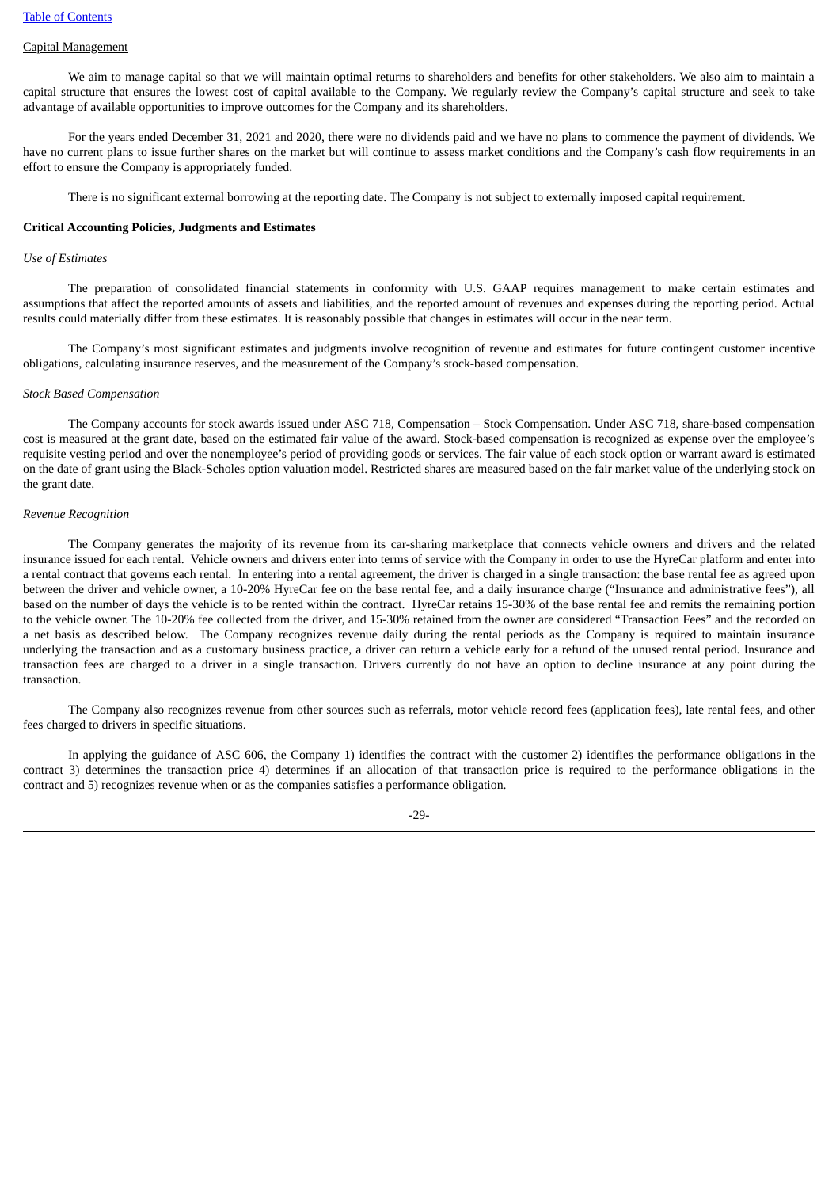Capital Management

We aim to manage capital so that we will maintain optimal returns to shareholders and benefits for other stakeholders. We also aim to maintain a capital structure that ensures the lowest cost of capital available to the Company. We regularly review the Company's capital structure and seek to take advantage of available opportunities to improve outcomes for the Company and its shareholders.

For the years ended December 31, 2021 and 2020, there were no dividends paid and we have no plans to commence the payment of dividends. We have no current plans to issue further shares on the market but will continue to assess market conditions and the Company's cash flow requirements in an effort to ensure the Company is appropriately funded.

There is no significant external borrowing at the reporting date. The Company is not subject to externally imposed capital requirement.

**Critical Accounting Policies, Judgments and Estimates**

*Use of Estimates*

The preparation of consolidated financial statements in conformity with U.S. GAAP requires management to make certain estimates and assumptions that affect the reported amounts of assets and liabilities, and the reported amount of revenues and expenses during the reporting period. Actual results could materially differ from these estimates. It is reasonably possible that changes in estimates will occur in the near term.

The Company's most significant estimates and judgments involve recognition of revenue and estimates for future contingent customer incentive obligations, calculating insurance reserves, and the measurement of the Company's stock-based compensation.

*Stock Based Compensation*

The Company accounts for stock awards issued under ASC 718, Compensation – Stock Compensation. Under ASC 718, share-based compensation cost is measured at the grant date, based on the estimated fair value of the award. Stock-based compensation is recognized as expense over the employee's requisite vesting period and over the nonemployee's period of providing goods or services. The fair value of each stock option or warrant award is estimated on the date of grant using the Black-Scholes option valuation model. Restricted shares are measured based on the fair market value of the underlying stock on the grant date.

*Revenue Recognition*

The Company generates the majority of its revenue from its car-sharing marketplace that connects vehicle owners and drivers and the related insurance issued for each rental. Vehicle owners and drivers enter into terms of service with the Company in order to use the HyreCar platform and enter into a rental contract that governs each rental. In entering into a rental agreement, the driver is charged in a single transaction: the base rental fee as agreed upon between the driver and vehicle owner, a 10-20% HyreCar fee on the base rental fee, and a daily insurance charge ("Insurance and administrative fees"), all based on the number of days the vehicle is to be rented within the contract. HyreCar retains 15-30% of the base rental fee and remits the remaining portion to the vehicle owner. The 10-20% fee collected from the driver, and 15-30% retained from the owner are considered "Transaction Fees" and the recorded on a net basis as described below. The Company recognizes revenue daily during the rental periods as the Company is required to maintain insurance underlying the transaction and as a customary business practice, a driver can return a vehicle early for a refund of the unused rental period. Insurance and transaction fees are charged to a driver in a single transaction. Drivers currently do not have an option to decline insurance at any point during the transaction.

The Company also recognizes revenue from other sources such as referrals, motor vehicle record fees (application fees), late rental fees, and other fees charged to drivers in specific situations.

In applying the guidance of ASC 606, the Company 1) identifies the contract with the customer 2) identifies the performance obligations in the contract 3) determines the transaction price 4) determines if an allocation of that transaction price is required to the performance obligations in the contract and 5) recognizes revenue when or as the companies satisfies a performance obligation.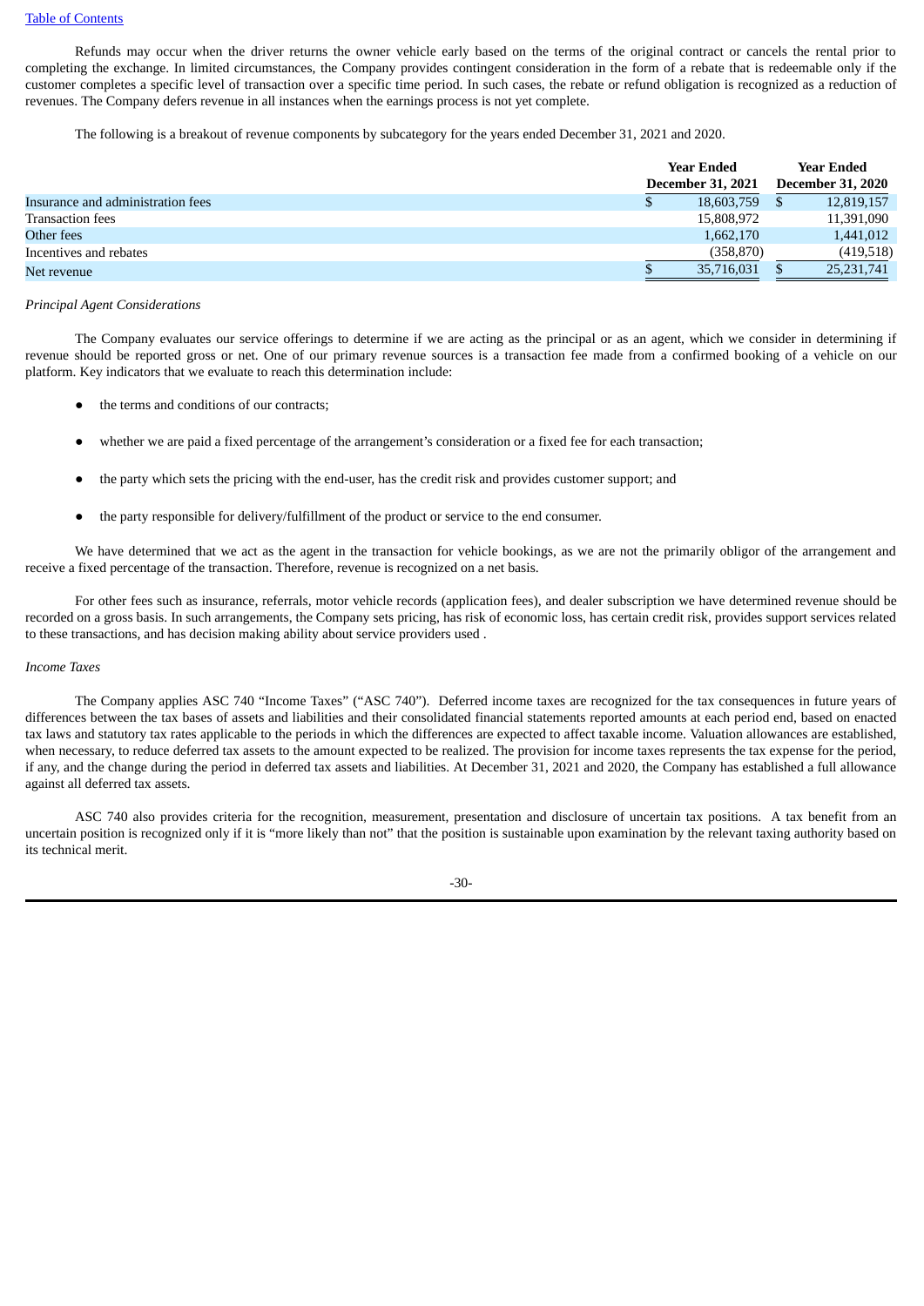Refunds may occur when the driver returns the owner vehicle early based on the terms of the original contract or cancels the rental prior to completing the exchange. In limited circumstances, the Company provides contingent consideration in the form of a rebate that is redeemable only if the customer completes a specific level of transaction over a specific time period. In such cases, the rebate or refund obligation is recognized as a reduction of revenues. The Company defers revenue in all instances when the earnings process is not yet complete.

The following is a breakout of revenue components by subcategory for the years ended December 31, 2021 and 2020.

| | Year Ended December 31, 2021 | Year Ended December 31, 2020 |
|---|---|---|
| Insurance and administration fees | $ 18,603,759 | $ 12,819,157 |
| Transaction fees | 15,808,972 | 11,391,090 |
| Other fees | 1,662,170 | 1,441,012 |
| Incentives and rebates | (358,870) | (419,518) |
| Net revenue | $ 35,716,031 | $ 25,231,741 |

*Principal Agent Considerations*

The Company evaluates our service offerings to determine if we are acting as the principal or as an agent, which we consider in determining if revenue should be reported gross or net. One of our primary revenue sources is a transaction fee made from a confirmed booking of a vehicle on our platform. Key indicators that we evaluate to reach this determination include:

- the terms and conditions of our contracts;
- whether we are paid a fixed percentage of the arrangement's consideration or a fixed fee for each transaction;
- the party which sets the pricing with the end-user, has the credit risk and provides customer support; and
- the party responsible for delivery/fulfillment of the product or service to the end consumer.

We have determined that we act as the agent in the transaction for vehicle bookings, as we are not the primarily obligor of the arrangement and receive a fixed percentage of the transaction. Therefore, revenue is recognized on a net basis.

For other fees such as insurance, referrals, motor vehicle records (application fees), and dealer subscription we have determined revenue should be recorded on a gross basis. In such arrangements, the Company sets pricing, has risk of economic loss, has certain credit risk, provides support services related to these transactions, and has decision making ability about service providers used .

*Income Taxes*

The Company applies ASC 740 "Income Taxes" ("ASC 740"). Deferred income taxes are recognized for the tax consequences in future years of differences between the tax bases of assets and liabilities and their consolidated financial statements reported amounts at each period end, based on enacted tax laws and statutory tax rates applicable to the periods in which the differences are expected to affect taxable income. Valuation allowances are established, when necessary, to reduce deferred tax assets to the amount expected to be realized. The provision for income taxes represents the tax expense for the period, if any, and the change during the period in deferred tax assets and liabilities. At December 31, 2021 and 2020, the Company has established a full allowance against all deferred tax assets.

ASC 740 also provides criteria for the recognition, measurement, presentation and disclosure of uncertain tax positions. A tax benefit from an uncertain position is recognized only if it is "more likely than not" that the position is sustainable upon examination by the relevant taxing authority based on its technical merit.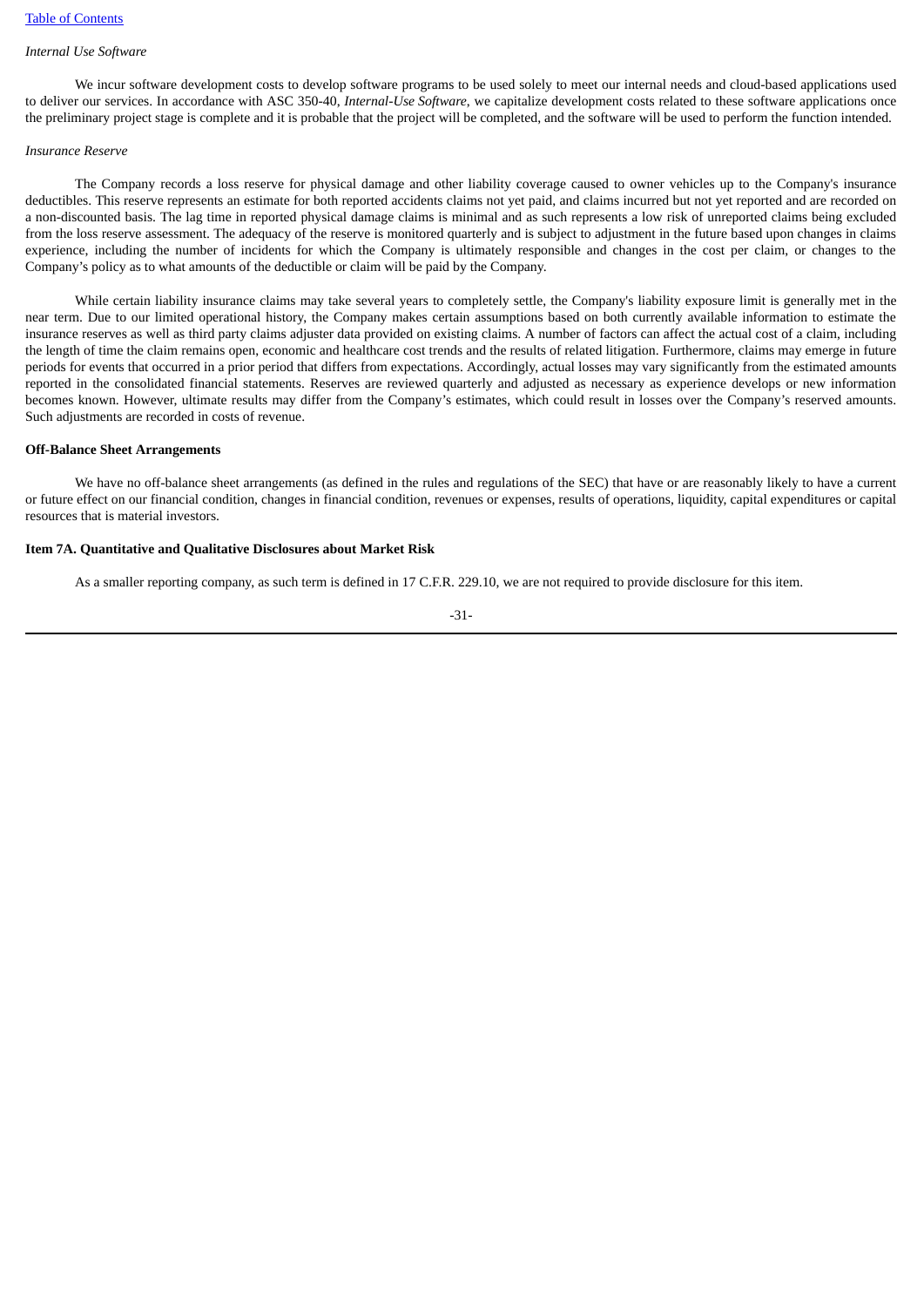*Internal Use Software*

We incur software development costs to develop software programs to be used solely to meet our internal needs and cloud-based applications used to deliver our services. In accordance with ASC 350-40, *Internal-Use Software*, we capitalize development costs related to these software applications once the preliminary project stage is complete and it is probable that the project will be completed, and the software will be used to perform the function intended.

*Insurance Reserve*

The Company records a loss reserve for physical damage and other liability coverage caused to owner vehicles up to the Company's insurance deductibles. This reserve represents an estimate for both reported accidents claims not yet paid, and claims incurred but not yet reported and are recorded on a non-discounted basis. The lag time in reported physical damage claims is minimal and as such represents a low risk of unreported claims being excluded from the loss reserve assessment. The adequacy of the reserve is monitored quarterly and is subject to adjustment in the future based upon changes in claims experience, including the number of incidents for which the Company is ultimately responsible and changes in the cost per claim, or changes to the Company's policy as to what amounts of the deductible or claim will be paid by the Company.

While certain liability insurance claims may take several years to completely settle, the Company's liability exposure limit is generally met in the near term. Due to our limited operational history, the Company makes certain assumptions based on both currently available information to estimate the insurance reserves as well as third party claims adjuster data provided on existing claims. A number of factors can affect the actual cost of a claim, including the length of time the claim remains open, economic and healthcare cost trends and the results of related litigation. Furthermore, claims may emerge in future periods for events that occurred in a prior period that differs from expectations. Accordingly, actual losses may vary significantly from the estimated amounts reported in the consolidated financial statements. Reserves are reviewed quarterly and adjusted as necessary as experience develops or new information becomes known. However, ultimate results may differ from the Company's estimates, which could result in losses over the Company's reserved amounts. Such adjustments are recorded in costs of revenue.

**Off-Balance Sheet Arrangements**

We have no off-balance sheet arrangements (as defined in the rules and regulations of the SEC) that have or are reasonably likely to have a current or future effect on our financial condition, changes in financial condition, revenues or expenses, results of operations, liquidity, capital expenditures or capital resources that is material investors.

**Item 7A. Quantitative and Qualitative Disclosures about Market Risk**

As a smaller reporting company, as such term is defined in 17 C.F.R. 229.10, we are not required to provide disclosure for this item.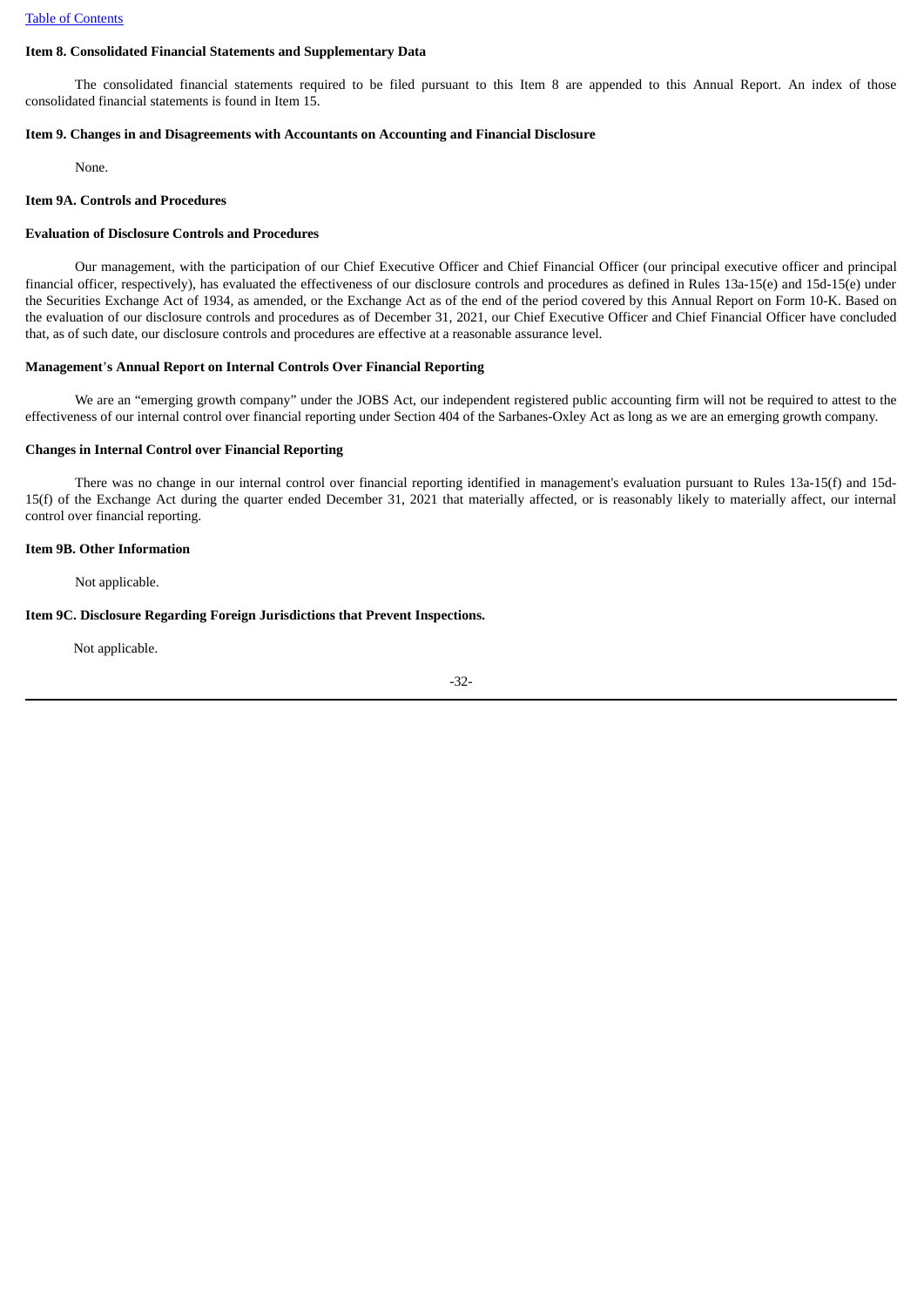### Item 8. Consolidated Financial Statements and Supplementary Data

The consolidated financial statements required to be filed pursuant to this Item 8 are appended to this Annual Report. An index of those consolidated financial statements is found in Item 15.

### Item 9. Changes in and Disagreements with Accountants on Accounting and Financial Disclosure

None.

### Item 9A. Controls and Procedures

#### Evaluation of Disclosure Controls and Procedures

Our management, with the participation of our Chief Executive Officer and Chief Financial Officer (our principal executive officer and principal financial officer, respectively), has evaluated the effectiveness of our disclosure controls and procedures as defined in Rules 13a-15(e) and 15d-15(e) under the Securities Exchange Act of 1934, as amended, or the Exchange Act as of the end of the period covered by this Annual Report on Form 10-K. Based on the evaluation of our disclosure controls and procedures as of December 31, 2021, our Chief Executive Officer and Chief Financial Officer have concluded that, as of such date, our disclosure controls and procedures are effective at a reasonable assurance level.

#### Management's Annual Report on Internal Controls Over Financial Reporting

We are an "emerging growth company" under the JOBS Act, our independent registered public accounting firm will not be required to attest to the effectiveness of our internal control over financial reporting under Section 404 of the Sarbanes-Oxley Act as long as we are an emerging growth company.

#### Changes in Internal Control over Financial Reporting

There was no change in our internal control over financial reporting identified in management's evaluation pursuant to Rules 13a-15(f) and 15d-15(f) of the Exchange Act during the quarter ended December 31, 2021 that materially affected, or is reasonably likely to materially affect, our internal control over financial reporting.

### Item 9B. Other Information

Not applicable.

### Item 9C. Disclosure Regarding Foreign Jurisdictions that Prevent Inspections.

Not applicable.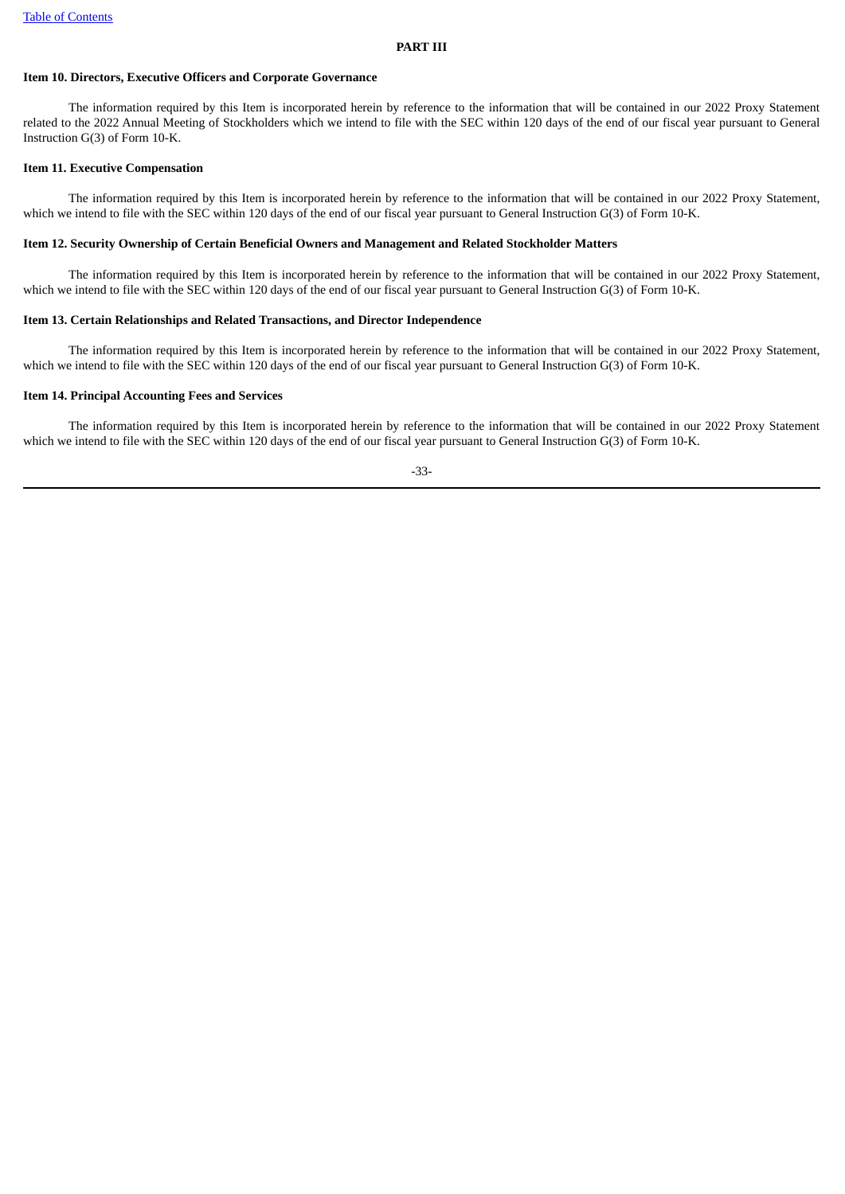# PART III

## Item 10. Directors, Executive Officers and Corporate Governance

The information required by this Item is incorporated herein by reference to the information that will be contained in our 2022 Proxy Statement related to the 2022 Annual Meeting of Stockholders which we intend to file with the SEC within 120 days of the end of our fiscal year pursuant to General Instruction G(3) of Form 10-K.

## Item 11. Executive Compensation

The information required by this Item is incorporated herein by reference to the information that will be contained in our 2022 Proxy Statement, which we intend to file with the SEC within 120 days of the end of our fiscal year pursuant to General Instruction G(3) of Form 10-K.

## Item 12. Security Ownership of Certain Beneficial Owners and Management and Related Stockholder Matters

The information required by this Item is incorporated herein by reference to the information that will be contained in our 2022 Proxy Statement, which we intend to file with the SEC within 120 days of the end of our fiscal year pursuant to General Instruction G(3) of Form 10-K.

## Item 13. Certain Relationships and Related Transactions, and Director Independence

The information required by this Item is incorporated herein by reference to the information that will be contained in our 2022 Proxy Statement, which we intend to file with the SEC within 120 days of the end of our fiscal year pursuant to General Instruction G(3) of Form 10-K.

## Item 14. Principal Accounting Fees and Services

The information required by this Item is incorporated herein by reference to the information that will be contained in our 2022 Proxy Statement which we intend to file with the SEC within 120 days of the end of our fiscal year pursuant to General Instruction G(3) of Form 10-K.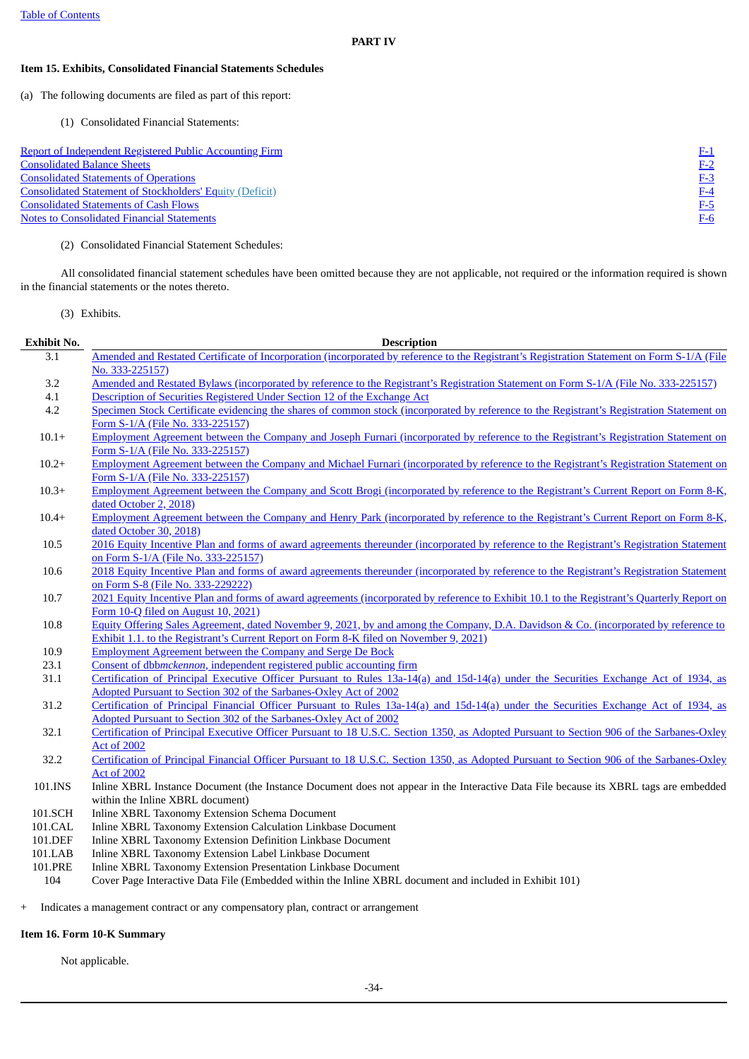## PART IV

### Item 15. Exhibits, Consolidated Financial Statements Schedules

(a) The following documents are filed as part of this report:

(1) Consolidated Financial Statements:

| | |
|---|---|
| Report of Independent Registered Public Accounting Firm | F-1 |
| Consolidated Balance Sheets | F-2 |
| Consolidated Statements of Operations | F-3 |
| Consolidated Statement of Stockholders' Equity (Deficit) | F-4 |
| Consolidated Statements of Cash Flows | F-5 |
| Notes to Consolidated Financial Statements | F-6 |

(2) Consolidated Financial Statement Schedules:

All consolidated financial statement schedules have been omitted because they are not applicable, not required or the information required is shown in the financial statements or the notes thereto.

(3) Exhibits.

| Exhibit No. | Description |
|---|---|
| 3.1 | Amended and Restated Certificate of Incorporation (incorporated by reference to the Registrant's Registration Statement on Form S-1/A (File No. 333-225157) |
| 3.2 | Amended and Restated Bylaws (incorporated by reference to the Registrant's Registration Statement on Form S-1/A (File No. 333-225157) |
| 4.1 | Description of Securities Registered Under Section 12 of the Exchange Act |
| 4.2 | Specimen Stock Certificate evidencing the shares of common stock (incorporated by reference to the Registrant's Registration Statement on Form S-1/A (File No. 333-225157) |
| 10.1+ | Employment Agreement between the Company and Joseph Furnari (incorporated by reference to the Registrant's Registration Statement on Form S-1/A (File No. 333-225157) |
| 10.2+ | Employment Agreement between the Company and Michael Furnari (incorporated by reference to the Registrant's Registration Statement on Form S-1/A (File No. 333-225157) |
| 10.3+ | Employment Agreement between the Company and Scott Brogi (incorporated by reference to the Registrant's Current Report on Form 8-K, dated October 2, 2018) |
| 10.4+ | Employment Agreement between the Company and Henry Park (incorporated by reference to the Registrant's Current Report on Form 8-K, dated October 30, 2018) |
| 10.5 | 2016 Equity Incentive Plan and forms of award agreements thereunder (incorporated by reference to the Registrant's Registration Statement on Form S-1/A (File No. 333-225157) |
| 10.6 | 2018 Equity Incentive Plan and forms of award agreements thereunder (incorporated by reference to the Registrant's Registration Statement on Form S-8 (File No. 333-229222) |
| 10.7 | 2021 Equity Incentive Plan and forms of award agreements (incorporated by reference to Exhibit 10.1 to the Registrant's Quarterly Report on Form 10-Q filed on August 10, 2021) |
| 10.8 | Equity Offering Sales Agreement, dated November 9, 2021, by and among the Company, D.A. Davidson & Co. (incorporated by reference to Exhibit 1.1. to the Registrant's Current Report on Form 8-K filed on November 9, 2021) |
| 10.9 | Employment Agreement between the Company and Serge De Bock |
| 23.1 | Consent of dbb*mckennon*, independent registered public accounting firm |
| 31.1 | Certification of Principal Executive Officer Pursuant to Rules 13a-14(a) and 15d-14(a) under the Securities Exchange Act of 1934, as Adopted Pursuant to Section 302 of the Sarbanes-Oxley Act of 2002 |
| 31.2 | Certification of Principal Financial Officer Pursuant to Rules 13a-14(a) and 15d-14(a) under the Securities Exchange Act of 1934, as Adopted Pursuant to Section 302 of the Sarbanes-Oxley Act of 2002 |
| 32.1 | Certification of Principal Executive Officer Pursuant to 18 U.S.C. Section 1350, as Adopted Pursuant to Section 906 of the Sarbanes-Oxley Act of 2002 |
| 32.2 | Certification of Principal Financial Officer Pursuant to 18 U.S.C. Section 1350, as Adopted Pursuant to Section 906 of the Sarbanes-Oxley Act of 2002 |
| 101.INS | Inline XBRL Instance Document (the Instance Document does not appear in the Interactive Data File because its XBRL tags are embedded within the Inline XBRL document) |
| 101.SCH | Inline XBRL Taxonomy Extension Schema Document |
| 101.CAL | Inline XBRL Taxonomy Extension Calculation Linkbase Document |
| 101.DEF | Inline XBRL Taxonomy Extension Definition Linkbase Document |
| 101.LAB | Inline XBRL Taxonomy Extension Label Linkbase Document |
| 101.PRE | Inline XBRL Taxonomy Extension Presentation Linkbase Document |
| 104 | Cover Page Interactive Data File (Embedded within the Inline XBRL document and included in Exhibit 101) |

\+ Indicates a management contract or any compensatory plan, contract or arrangement

### Item 16. Form 10-K Summary

Not applicable.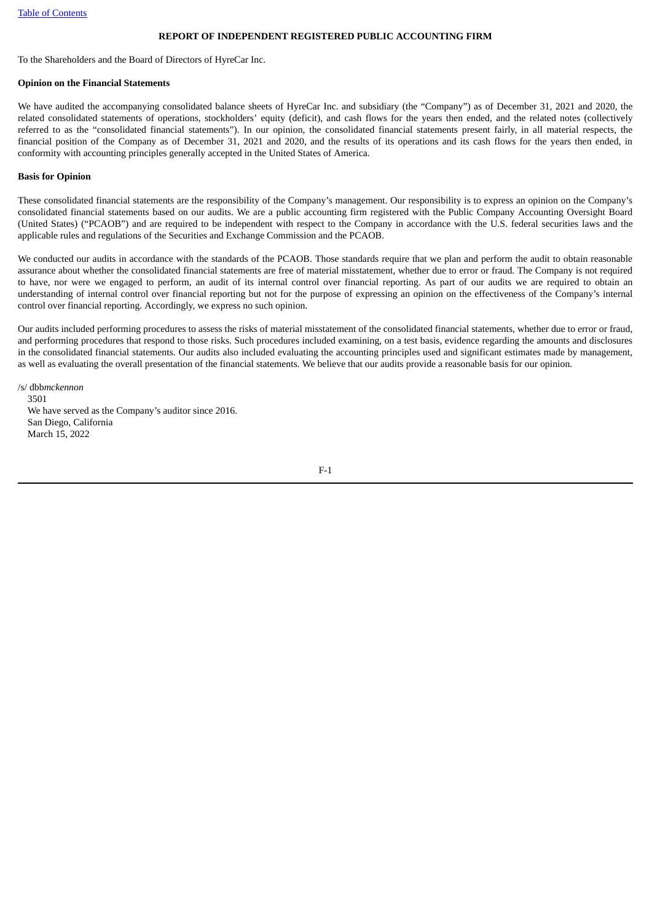[Table of Contents]

**REPORT OF INDEPENDENT REGISTERED PUBLIC ACCOUNTING FIRM**

To the Shareholders and the Board of Directors of HyreCar Inc.

**Opinion on the Financial Statements**

We have audited the accompanying consolidated balance sheets of HyreCar Inc. and subsidiary (the “Company”) as of December 31, 2021 and 2020, the related consolidated statements of operations, stockholders’ equity (deficit), and cash flows for the years then ended, and the related notes (collectively referred to as the “consolidated financial statements”). In our opinion, the consolidated financial statements present fairly, in all material respects, the financial position of the Company as of December 31, 2021 and 2020, and the results of its operations and its cash flows for the years then ended, in conformity with accounting principles generally accepted in the United States of America.

**Basis for Opinion**

These consolidated financial statements are the responsibility of the Company’s management. Our responsibility is to express an opinion on the Company’s consolidated financial statements based on our audits. We are a public accounting firm registered with the Public Company Accounting Oversight Board (United States) (“PCAOB”) and are required to be independent with respect to the Company in accordance with the U.S. federal securities laws and the applicable rules and regulations of the Securities and Exchange Commission and the PCAOB.

We conducted our audits in accordance with the standards of the PCAOB. Those standards require that we plan and perform the audit to obtain reasonable assurance about whether the consolidated financial statements are free of material misstatement, whether due to error or fraud. The Company is not required to have, nor were we engaged to perform, an audit of its internal control over financial reporting. As part of our audits we are required to obtain an understanding of internal control over financial reporting but not for the purpose of expressing an opinion on the effectiveness of the Company’s internal control over financial reporting. Accordingly, we express no such opinion.

Our audits included performing procedures to assess the risks of material misstatement of the consolidated financial statements, whether due to error or fraud, and performing procedures that respond to those risks. Such procedures included examining, on a test basis, evidence regarding the amounts and disclosures in the consolidated financial statements. Our audits also included evaluating the accounting principles used and significant estimates made by management, as well as evaluating the overall presentation of the financial statements. We believe that our audits provide a reasonable basis for our opinion.

/s/ dbb*mckennon*

3501

We have served as the Company’s auditor since 2016.

San Diego, California

March 15, 2022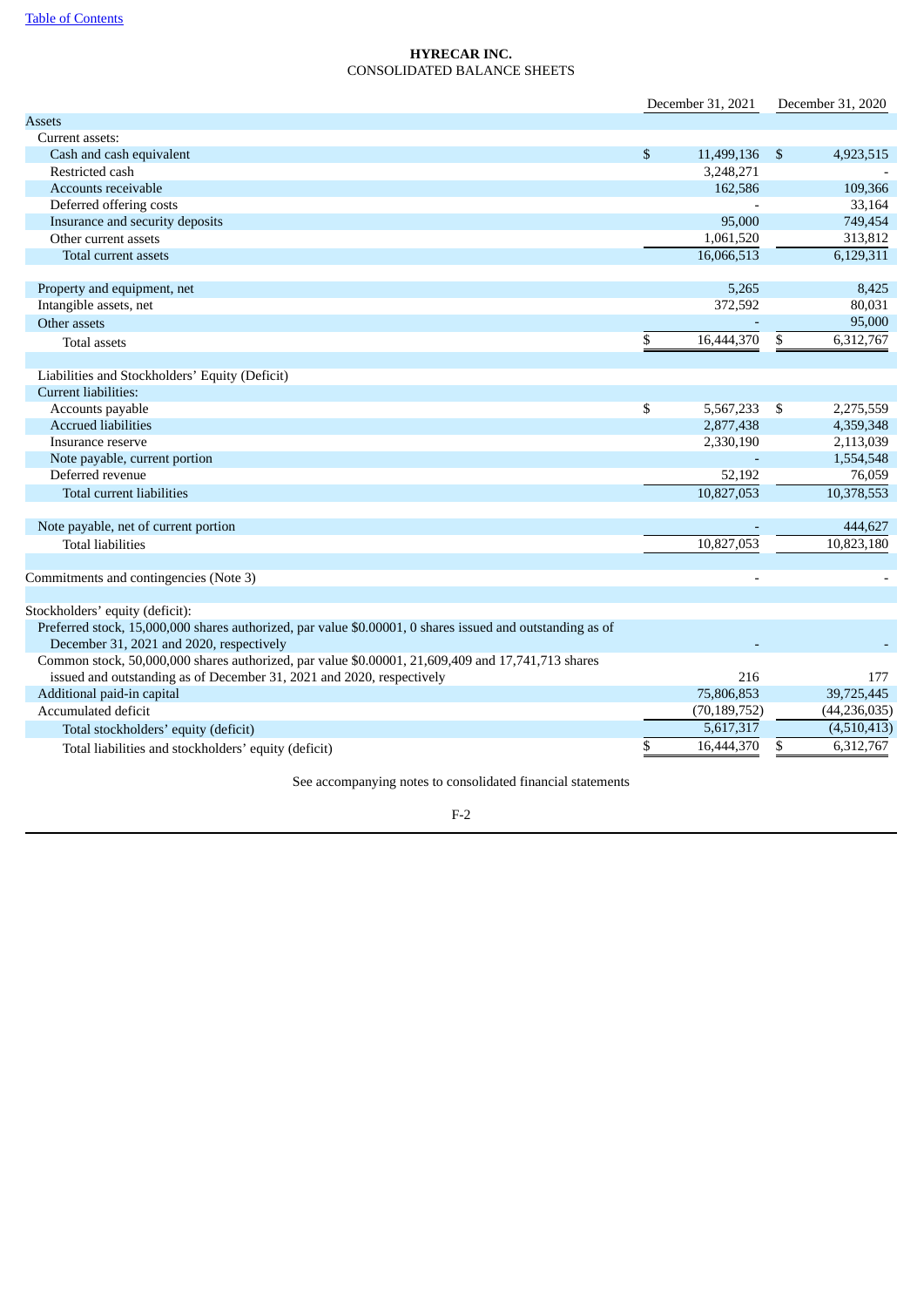# HYRECAR INC.

CONSOLIDATED BALANCE SHEETS

| | December 31, 2021 | December 31, 2020 |
|---|---|---|
| Assets | | |
| Current assets: | | |
| Cash and cash equivalent | $ 11,499,136 | $ 4,923,515 |
| Restricted cash | 3,248,271 | - |
| Accounts receivable | 162,586 | 109,366 |
| Deferred offering costs | - | 33,164 |
| Insurance and security deposits | 95,000 | 749,454 |
| Other current assets | 1,061,520 | 313,812 |
| Total current assets | 16,066,513 | 6,129,311 |
| | | |
| Property and equipment, net | 5,265 | 8,425 |
| Intangible assets, net | 372,592 | 80,031 |
| Other assets | - | 95,000 |
| Total assets | $ 16,444,370 | $ 6,312,767 |
| | | |
| Liabilities and Stockholders' Equity (Deficit) | | |
| Current liabilities: | | |
| Accounts payable | $ 5,567,233 | $ 2,275,559 |
| Accrued liabilities | 2,877,438 | 4,359,348 |
| Insurance reserve | 2,330,190 | 2,113,039 |
| Note payable, current portion | - | 1,554,548 |
| Deferred revenue | 52,192 | 76,059 |
| Total current liabilities | 10,827,053 | 10,378,553 |
| | | |
| Note payable, net of current portion | - | 444,627 |
| Total liabilities | 10,827,053 | 10,823,180 |
| | | |
| Commitments and contingencies (Note 3) | - | - |
| | | |
| Stockholders' equity (deficit): | | |
| Preferred stock, 15,000,000 shares authorized, par value $0.00001, 0 shares issued and outstanding as of December 31, 2021 and 2020, respectively | - | - |
| Common stock, 50,000,000 shares authorized, par value $0.00001, 21,609,409 and 17,741,713 shares issued and outstanding as of December 31, 2021 and 2020, respectively | 216 | 177 |
| Additional paid-in capital | 75,806,853 | 39,725,445 |
| Accumulated deficit | (70,189,752) | (44,236,035) |
| Total stockholders' equity (deficit) | 5,617,317 | (4,510,413) |
| Total liabilities and stockholders' equity (deficit) | $ 16,444,370 | $ 6,312,767 |

See accompanying notes to consolidated financial statements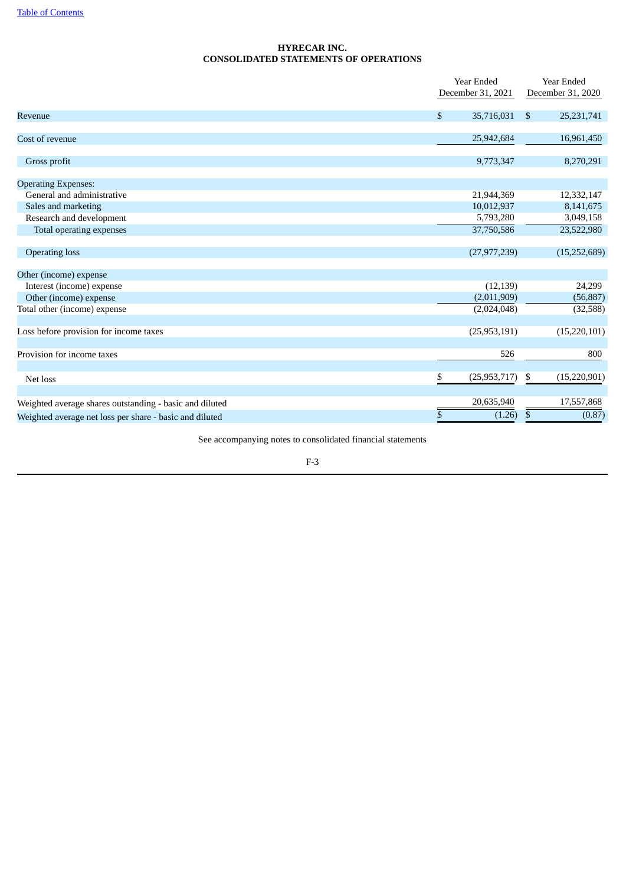**HYRECAR INC.**
**CONSOLIDATED STATEMENTS OF OPERATIONS**

| | Year Ended December 31, 2021 | Year Ended December 31, 2020 |
|---|---|---|
| Revenue | $ 35,716,031 | $ 25,231,741 |
| Cost of revenue | 25,942,684 | 16,961,450 |
| Gross profit | 9,773,347 | 8,270,291 |
| Operating Expenses: | | |
| General and administrative | 21,944,369 | 12,332,147 |
| Sales and marketing | 10,012,937 | 8,141,675 |
| Research and development | 5,793,280 | 3,049,158 |
| Total operating expenses | 37,750,586 | 23,522,980 |
| Operating loss | (27,977,239) | (15,252,689) |
| Other (income) expense | | |
| Interest (income) expense | (12,139) | 24,299 |
| Other (income) expense | (2,011,909) | (56,887) |
| Total other (income) expense | (2,024,048) | (32,588) |
| Loss before provision for income taxes | (25,953,191) | (15,220,101) |
| Provision for income taxes | 526 | 800 |
| Net loss | $ (25,953,717) | $ (15,220,901) |
| Weighted average shares outstanding - basic and diluted | 20,635,940 | 17,557,868 |
| Weighted average net loss per share - basic and diluted | $ (1.26) | $ (0.87) |

See accompanying notes to consolidated financial statements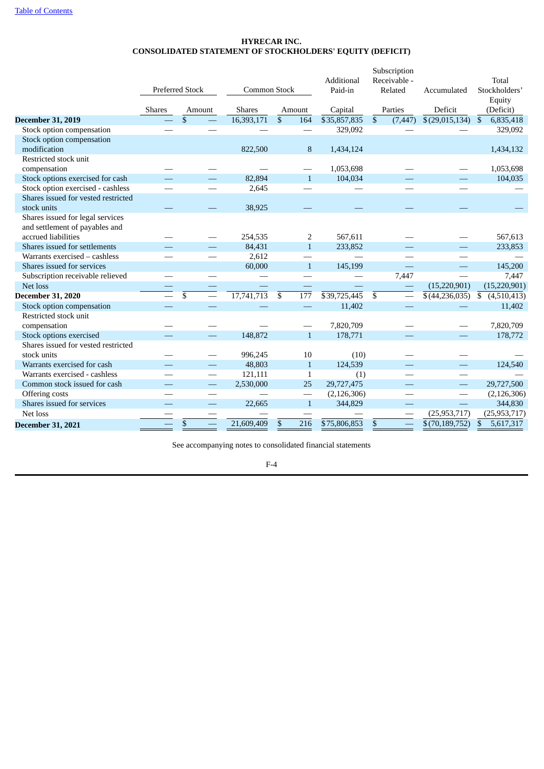[Table of Contents](#)

# HYRECAR INC.
## CONSOLIDATED STATEMENT OF STOCKHOLDERS' EQUITY (DEFICIT)

| | Preferred Stock | | Common Stock | | Additional Paid-in | Subscription Receivable - Related | Accumulated | Total Stockholders' Equity |
|---|---|---|---|---|---|---|---|---|
| | Shares | Amount | Shares | Amount | Capital | Parties | Deficit | (Deficit) |
| **December 31, 2019** | — | $ — | 16,393,171 | $ 164 | $35,857,835 | $ (7,447) | $(29,015,134) | $ 6,835,418 |
| Stock option compensation | — | — | — | — | 329,092 | — | — | 329,092 |
| Stock option compensation modification | | | 822,500 | 8 | 1,434,124 | | | 1,434,132 |
| Restricted stock unit compensation | — | — | — | — | 1,053,698 | — | — | 1,053,698 |
| Stock options exercised for cash | — | — | 82,894 | 1 | 104,034 | — | — | 104,035 |
| Stock option exercised - cashless | — | — | 2,645 | — | — | — | — | — |
| Shares issued for vested restricted stock units | — | — | 38,925 | — | — | — | — | — |
| Shares issued for legal services and settlement of payables and accrued liabilities | — | — | 254,535 | 2 | 567,611 | — | — | 567,613 |
| Shares issued for settlements | — | — | 84,431 | 1 | 233,852 | — | — | 233,853 |
| Warrants exercised – cashless | — | — | 2,612 | — | — | — | — | — |
| Shares issued for services | | | 60,000 | 1 | 145,199 | — | — | 145,200 |
| Subscription receivable relieved | — | — | — | — | — | 7,447 | — | 7,447 |
| Net loss | — | — | — | — | — | — | (15,220,901) | (15,220,901) |
| **December 31, 2020** | — | $ — | 17,741,713 | $ 177 | $39,725,445 | $ — | $(44,236,035) | $ (4,510,413) |
| Stock option compensation | — | — | — | — | 11,402 | — | — | 11,402 |
| Restricted stock unit compensation | — | — | — | — | 7,820,709 | — | — | 7,820,709 |
| Stock options exercised | — | — | 148,872 | 1 | 178,771 | — | — | 178,772 |
| Shares issued for vested restricted stock units | — | — | 996,245 | 10 | (10) | — | — | — |
| Warrants exercised for cash | — | — | 48,803 | 1 | 124,539 | — | — | 124,540 |
| Warrants exercised - cashless | — | — | 121,111 | 1 | (1) | — | — | — |
| Common stock issued for cash | — | — | 2,530,000 | 25 | 29,727,475 | — | — | 29,727,500 |
| Offering costs | — | — | — | — | (2,126,306) | — | — | (2,126,306) |
| Shares issued for services | — | — | 22,665 | 1 | 344,829 | — | — | 344,830 |
| Net loss | — | — | — | — | — | — | (25,953,717) | (25,953,717) |
| **December 31, 2021** | — | $ — | 21,609,409 | $ 216 | $75,806,853 | $ — | $(70,189,752) | $ 5,617,317 |

See accompanying notes to consolidated financial statements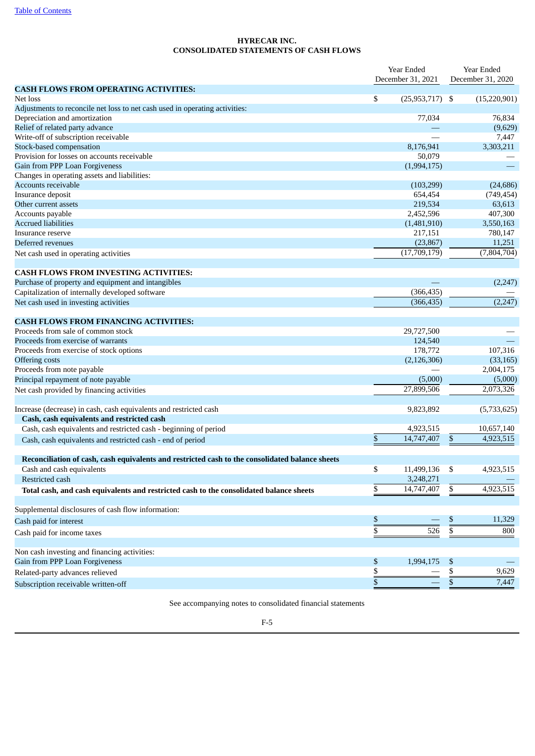[Table of Contents](#)

**HYRECAR INC.**
**CONSOLIDATED STATEMENTS OF CASH FLOWS**

| | Year Ended December 31, 2021 | Year Ended December 31, 2020 |
|---|---|---|
| **CASH FLOWS FROM OPERATING ACTIVITIES:** | | |
| Net loss | $ (25,953,717) | $ (15,220,901) |
| Adjustments to reconcile net loss to net cash used in operating activities: | | |
| Depreciation and amortization | 77,034 | 76,834 |
| Relief of related party advance | — | (9,629) |
| Write-off of subscription receivable | — | 7,447 |
| Stock-based compensation | 8,176,941 | 3,303,211 |
| Provision for losses on accounts receivable | 50,079 | — |
| Gain from PPP Loan Forgiveness | (1,994,175) | — |
| Changes in operating assets and liabilities: | | |
| Accounts receivable | (103,299) | (24,686) |
| Insurance deposit | 654,454 | (749,454) |
| Other current assets | 219,534 | 63,613 |
| Accounts payable | 2,452,596 | 407,300 |
| Accrued liabilities | (1,481,910) | 3,550,163 |
| Insurance reserve | 217,151 | 780,147 |
| Deferred revenues | (23,867) | 11,251 |
| Net cash used in operating activities | (17,709,179) | (7,804,704) |
| | | |
| **CASH FLOWS FROM INVESTING ACTIVITIES:** | | |
| Purchase of property and equipment and intangibles | — | (2,247) |
| Capitalization of internally developed software | (366,435) | — |
| Net cash used in investing activities | (366,435) | (2,247) |
| | | |
| **CASH FLOWS FROM FINANCING ACTIVITIES:** | | |
| Proceeds from sale of common stock | 29,727,500 | — |
| Proceeds from exercise of warrants | 124,540 | — |
| Proceeds from exercise of stock options | 178,772 | 107,316 |
| Offering costs | (2,126,306) | (33,165) |
| Proceeds from note payable | — | 2,004,175 |
| Principal repayment of note payable | (5,000) | (5,000) |
| Net cash provided by financing activities | 27,899,506 | 2,073,326 |
| | | |
| Increase (decrease) in cash, cash equivalents and restricted cash | 9,823,892 | (5,733,625) |
| **Cash, cash equivalents and restricted cash** | | |
| Cash, cash equivalents and restricted cash - beginning of period | 4,923,515 | 10,657,140 |
| Cash, cash equivalents and restricted cash - end of period | $ 14,747,407 | $ 4,923,515 |
| | | |
| **Reconciliation of cash, cash equivalents and restricted cash to the consolidated balance sheets** | | |
| Cash and cash equivalents | $ 11,499,136 | $ 4,923,515 |
| Restricted cash | 3,248,271 | — |
| **Total cash, and cash equivalents and restricted cash to the consolidated balance sheets** | $ 14,747,407 | $ 4,923,515 |
| | | |
| Supplemental disclosures of cash flow information: | | |
| Cash paid for interest | $ — | $ 11,329 |
| Cash paid for income taxes | $ 526 | $ 800 |
| | | |
| Non cash investing and financing activities: | | |
| Gain from PPP Loan Forgiveness | $ 1,994,175 | $ — |
| Related-party advances relieved | $ — | $ 9,629 |
| Subscription receivable written-off | $ — | $ 7,447 |

See accompanying notes to consolidated financial statements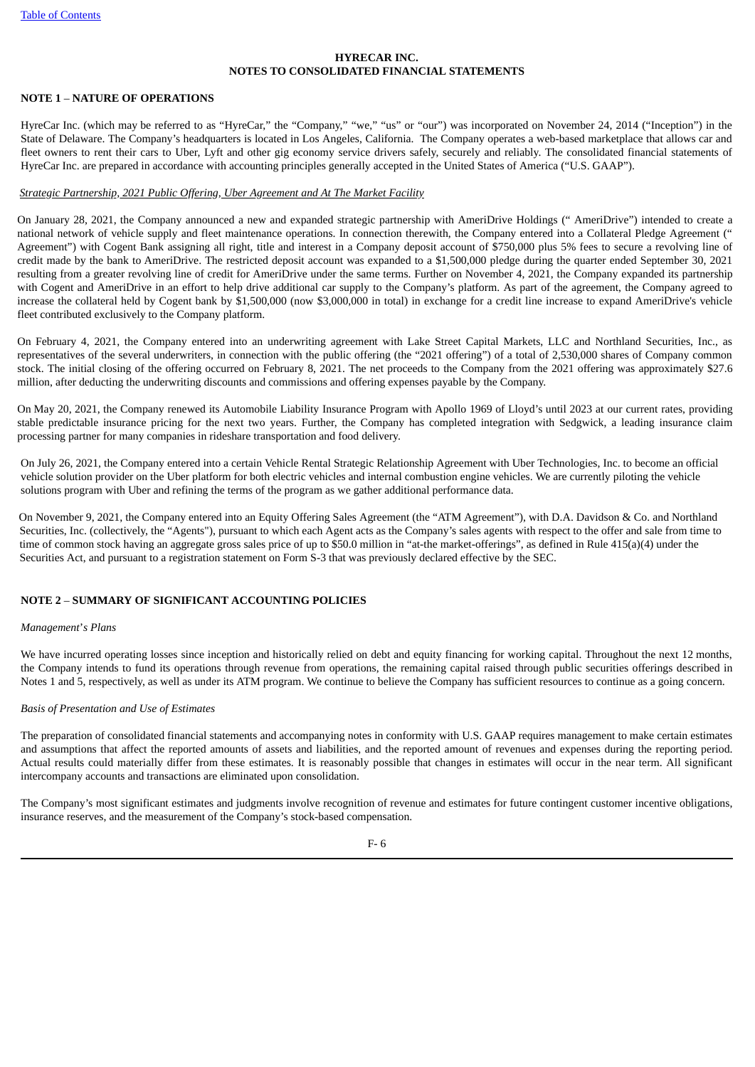**HYRECAR INC.**
**NOTES TO CONSOLIDATED FINANCIAL STATEMENTS**

**NOTE 1 – NATURE OF OPERATIONS**

HyreCar Inc. (which may be referred to as "HyreCar," the "Company," "we," "us" or "our") was incorporated on November 24, 2014 ("Inception") in the State of Delaware. The Company's headquarters is located in Los Angeles, California. The Company operates a web-based marketplace that allows car and fleet owners to rent their cars to Uber, Lyft and other gig economy service drivers safely, securely and reliably. The consolidated financial statements of HyreCar Inc. are prepared in accordance with accounting principles generally accepted in the United States of America ("U.S. GAAP").

*Strategic Partnership, 2021 Public Offering, Uber Agreement and At The Market Facility*

On January 28, 2021, the Company announced a new and expanded strategic partnership with AmeriDrive Holdings (" AmeriDrive") intended to create a national network of vehicle supply and fleet maintenance operations. In connection therewith, the Company entered into a Collateral Pledge Agreement (" Agreement") with Cogent Bank assigning all right, title and interest in a Company deposit account of $750,000 plus 5% fees to secure a revolving line of credit made by the bank to AmeriDrive. The restricted deposit account was expanded to a $1,500,000 pledge during the quarter ended September 30, 2021 resulting from a greater revolving line of credit for AmeriDrive under the same terms. Further on November 4, 2021, the Company expanded its partnership with Cogent and AmeriDrive in an effort to help drive additional car supply to the Company's platform. As part of the agreement, the Company agreed to increase the collateral held by Cogent bank by $1,500,000 (now $3,000,000 in total) in exchange for a credit line increase to expand AmeriDrive's vehicle fleet contributed exclusively to the Company platform.

On February 4, 2021, the Company entered into an underwriting agreement with Lake Street Capital Markets, LLC and Northland Securities, Inc., as representatives of the several underwriters, in connection with the public offering (the "2021 offering") of a total of 2,530,000 shares of Company common stock. The initial closing of the offering occurred on February 8, 2021. The net proceeds to the Company from the 2021 offering was approximately $27.6 million, after deducting the underwriting discounts and commissions and offering expenses payable by the Company.

On May 20, 2021, the Company renewed its Automobile Liability Insurance Program with Apollo 1969 of Lloyd's until 2023 at our current rates, providing stable predictable insurance pricing for the next two years. Further, the Company has completed integration with Sedgwick, a leading insurance claim processing partner for many companies in rideshare transportation and food delivery.

On July 26, 2021, the Company entered into a certain Vehicle Rental Strategic Relationship Agreement with Uber Technologies, Inc. to become an official vehicle solution provider on the Uber platform for both electric vehicles and internal combustion engine vehicles. We are currently piloting the vehicle solutions program with Uber and refining the terms of the program as we gather additional performance data.

On November 9, 2021, the Company entered into an Equity Offering Sales Agreement (the "ATM Agreement"), with D.A. Davidson & Co. and Northland Securities, Inc. (collectively, the "Agents"), pursuant to which each Agent acts as the Company's sales agents with respect to the offer and sale from time to time of common stock having an aggregate gross sales price of up to $50.0 million in "at-the market-offerings", as defined in Rule 415(a)(4) under the Securities Act, and pursuant to a registration statement on Form S-3 that was previously declared effective by the SEC.

**NOTE 2 – SUMMARY OF SIGNIFICANT ACCOUNTING POLICIES**

*Management's Plans*

We have incurred operating losses since inception and historically relied on debt and equity financing for working capital. Throughout the next 12 months, the Company intends to fund its operations through revenue from operations, the remaining capital raised through public securities offerings described in Notes 1 and 5, respectively, as well as under its ATM program. We continue to believe the Company has sufficient resources to continue as a going concern.

*Basis of Presentation and Use of Estimates*

The preparation of consolidated financial statements and accompanying notes in conformity with U.S. GAAP requires management to make certain estimates and assumptions that affect the reported amounts of assets and liabilities, and the reported amount of revenues and expenses during the reporting period. Actual results could materially differ from these estimates. It is reasonably possible that changes in estimates will occur in the near term. All significant intercompany accounts and transactions are eliminated upon consolidation.

The Company's most significant estimates and judgments involve recognition of revenue and estimates for future contingent customer incentive obligations, insurance reserves, and the measurement of the Company's stock-based compensation.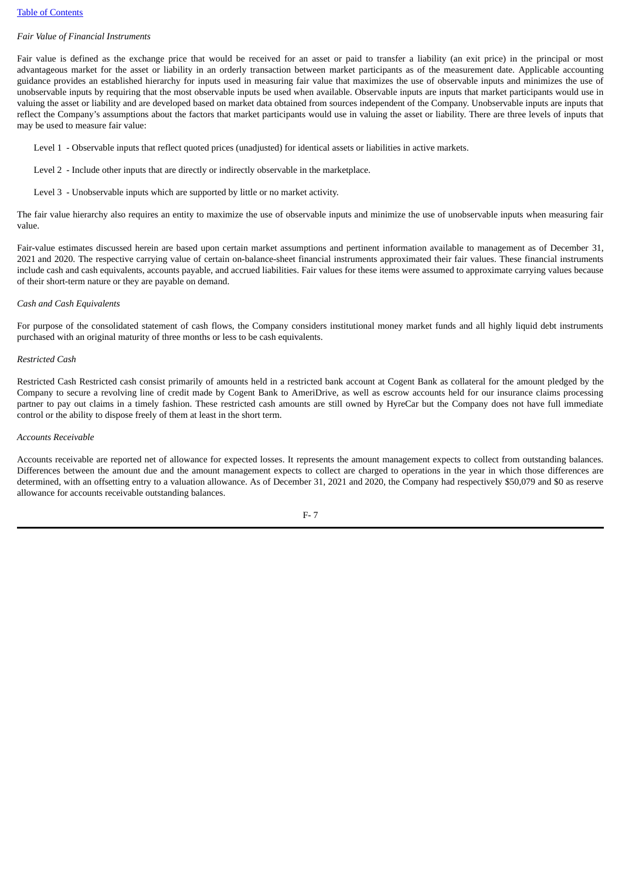*Fair Value of Financial Instruments*

Fair value is defined as the exchange price that would be received for an asset or paid to transfer a liability (an exit price) in the principal or most advantageous market for the asset or liability in an orderly transaction between market participants as of the measurement date. Applicable accounting guidance provides an established hierarchy for inputs used in measuring fair value that maximizes the use of observable inputs and minimizes the use of unobservable inputs by requiring that the most observable inputs be used when available. Observable inputs are inputs that market participants would use in valuing the asset or liability and are developed based on market data obtained from sources independent of the Company. Unobservable inputs are inputs that reflect the Company's assumptions about the factors that market participants would use in valuing the asset or liability. There are three levels of inputs that may be used to measure fair value:

Level 1 - Observable inputs that reflect quoted prices (unadjusted) for identical assets or liabilities in active markets.

Level 2 - Include other inputs that are directly or indirectly observable in the marketplace.

Level 3 - Unobservable inputs which are supported by little or no market activity.

The fair value hierarchy also requires an entity to maximize the use of observable inputs and minimize the use of unobservable inputs when measuring fair value.

Fair-value estimates discussed herein are based upon certain market assumptions and pertinent information available to management as of December 31, 2021 and 2020. The respective carrying value of certain on-balance-sheet financial instruments approximated their fair values. These financial instruments include cash and cash equivalents, accounts payable, and accrued liabilities. Fair values for these items were assumed to approximate carrying values because of their short-term nature or they are payable on demand.

*Cash and Cash Equivalents*

For purpose of the consolidated statement of cash flows, the Company considers institutional money market funds and all highly liquid debt instruments purchased with an original maturity of three months or less to be cash equivalents.

*Restricted Cash*

Restricted Cash Restricted cash consist primarily of amounts held in a restricted bank account at Cogent Bank as collateral for the amount pledged by the Company to secure a revolving line of credit made by Cogent Bank to AmeriDrive, as well as escrow accounts held for our insurance claims processing partner to pay out claims in a timely fashion. These restricted cash amounts are still owned by HyreCar but the Company does not have full immediate control or the ability to dispose freely of them at least in the short term.

*Accounts Receivable*

Accounts receivable are reported net of allowance for expected losses. It represents the amount management expects to collect from outstanding balances. Differences between the amount due and the amount management expects to collect are charged to operations in the year in which those differences are determined, with an offsetting entry to a valuation allowance. As of December 31, 2021 and 2020, the Company had respectively $50,079 and $0 as reserve allowance for accounts receivable outstanding balances.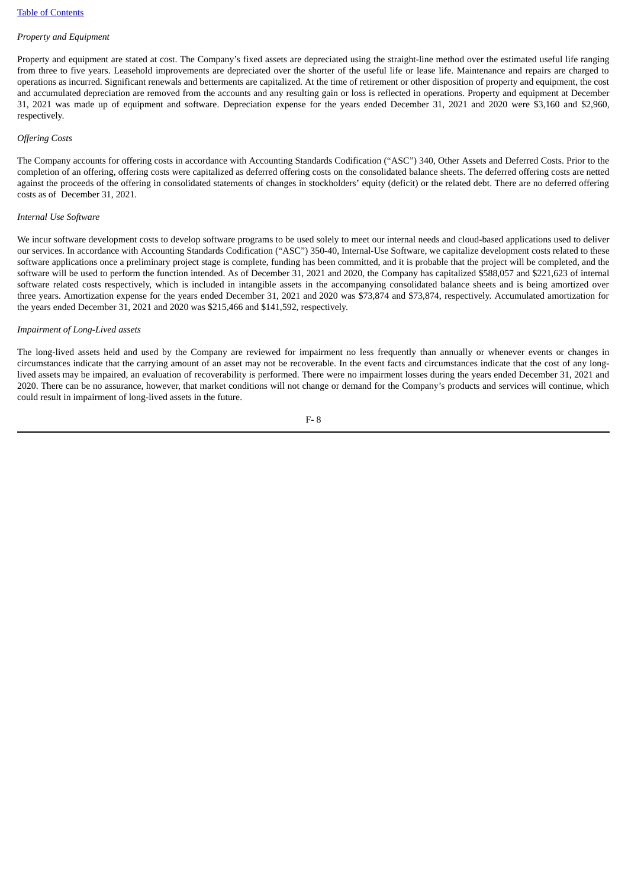*Property and Equipment*

Property and equipment are stated at cost. The Company's fixed assets are depreciated using the straight-line method over the estimated useful life ranging from three to five years. Leasehold improvements are depreciated over the shorter of the useful life or lease life. Maintenance and repairs are charged to operations as incurred. Significant renewals and betterments are capitalized. At the time of retirement or other disposition of property and equipment, the cost and accumulated depreciation are removed from the accounts and any resulting gain or loss is reflected in operations. Property and equipment at December 31, 2021 was made up of equipment and software. Depreciation expense for the years ended December 31, 2021 and 2020 were $3,160 and $2,960, respectively.

*Offering Costs*

The Company accounts for offering costs in accordance with Accounting Standards Codification ("ASC") 340, Other Assets and Deferred Costs. Prior to the completion of an offering, offering costs were capitalized as deferred offering costs on the consolidated balance sheets. The deferred offering costs are netted against the proceeds of the offering in consolidated statements of changes in stockholders' equity (deficit) or the related debt. There are no deferred offering costs as of December 31, 2021.

*Internal Use Software*

We incur software development costs to develop software programs to be used solely to meet our internal needs and cloud-based applications used to deliver our services. In accordance with Accounting Standards Codification ("ASC") 350-40, Internal-Use Software, we capitalize development costs related to these software applications once a preliminary project stage is complete, funding has been committed, and it is probable that the project will be completed, and the software will be used to perform the function intended. As of December 31, 2021 and 2020, the Company has capitalized $588,057 and $221,623 of internal software related costs respectively, which is included in intangible assets in the accompanying consolidated balance sheets and is being amortized over three years. Amortization expense for the years ended December 31, 2021 and 2020 was $73,874 and $73,874, respectively. Accumulated amortization for the years ended December 31, 2021 and 2020 was $215,466 and $141,592, respectively.

*Impairment of Long-Lived assets*

The long-lived assets held and used by the Company are reviewed for impairment no less frequently than annually or whenever events or changes in circumstances indicate that the carrying amount of an asset may not be recoverable. In the event facts and circumstances indicate that the cost of any long-lived assets may be impaired, an evaluation of recoverability is performed. There were no impairment losses during the years ended December 31, 2021 and 2020. There can be no assurance, however, that market conditions will not change or demand for the Company's products and services will continue, which could result in impairment of long-lived assets in the future.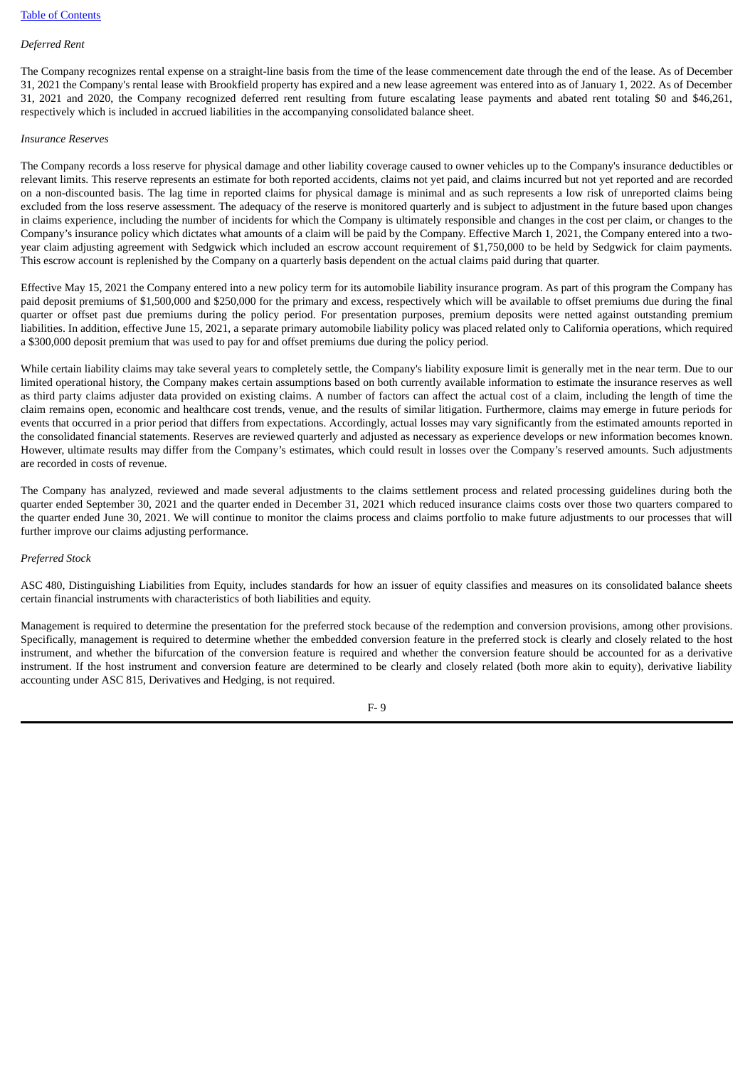*Deferred Rent*

The Company recognizes rental expense on a straight-line basis from the time of the lease commencement date through the end of the lease. As of December 31, 2021 the Company's rental lease with Brookfield property has expired and a new lease agreement was entered into as of January 1, 2022. As of December 31, 2021 and 2020, the Company recognized deferred rent resulting from future escalating lease payments and abated rent totaling $0 and $46,261, respectively which is included in accrued liabilities in the accompanying consolidated balance sheet.

*Insurance Reserves*

The Company records a loss reserve for physical damage and other liability coverage caused to owner vehicles up to the Company's insurance deductibles or relevant limits. This reserve represents an estimate for both reported accidents, claims not yet paid, and claims incurred but not yet reported and are recorded on a non-discounted basis. The lag time in reported claims for physical damage is minimal and as such represents a low risk of unreported claims being excluded from the loss reserve assessment. The adequacy of the reserve is monitored quarterly and is subject to adjustment in the future based upon changes in claims experience, including the number of incidents for which the Company is ultimately responsible and changes in the cost per claim, or changes to the Company's insurance policy which dictates what amounts of a claim will be paid by the Company. Effective March 1, 2021, the Company entered into a two-year claim adjusting agreement with Sedgwick which included an escrow account requirement of $1,750,000 to be held by Sedgwick for claim payments. This escrow account is replenished by the Company on a quarterly basis dependent on the actual claims paid during that quarter.

Effective May 15, 2021 the Company entered into a new policy term for its automobile liability insurance program. As part of this program the Company has paid deposit premiums of $1,500,000 and $250,000 for the primary and excess, respectively which will be available to offset premiums due during the final quarter or offset past due premiums during the policy period. For presentation purposes, premium deposits were netted against outstanding premium liabilities. In addition, effective June 15, 2021, a separate primary automobile liability policy was placed related only to California operations, which required a $300,000 deposit premium that was used to pay for and offset premiums due during the policy period.

While certain liability claims may take several years to completely settle, the Company's liability exposure limit is generally met in the near term. Due to our limited operational history, the Company makes certain assumptions based on both currently available information to estimate the insurance reserves as well as third party claims adjuster data provided on existing claims. A number of factors can affect the actual cost of a claim, including the length of time the claim remains open, economic and healthcare cost trends, venue, and the results of similar litigation. Furthermore, claims may emerge in future periods for events that occurred in a prior period that differs from expectations. Accordingly, actual losses may vary significantly from the estimated amounts reported in the consolidated financial statements. Reserves are reviewed quarterly and adjusted as necessary as experience develops or new information becomes known. However, ultimate results may differ from the Company's estimates, which could result in losses over the Company's reserved amounts. Such adjustments are recorded in costs of revenue.

The Company has analyzed, reviewed and made several adjustments to the claims settlement process and related processing guidelines during both the quarter ended September 30, 2021 and the quarter ended in December 31, 2021 which reduced insurance claims costs over those two quarters compared to the quarter ended June 30, 2021. We will continue to monitor the claims process and claims portfolio to make future adjustments to our processes that will further improve our claims adjusting performance.

*Preferred Stock*

ASC 480, Distinguishing Liabilities from Equity, includes standards for how an issuer of equity classifies and measures on its consolidated balance sheets certain financial instruments with characteristics of both liabilities and equity.

Management is required to determine the presentation for the preferred stock because of the redemption and conversion provisions, among other provisions. Specifically, management is required to determine whether the embedded conversion feature in the preferred stock is clearly and closely related to the host instrument, and whether the bifurcation of the conversion feature is required and whether the conversion feature should be accounted for as a derivative instrument. If the host instrument and conversion feature are determined to be clearly and closely related (both more akin to equity), derivative liability accounting under ASC 815, Derivatives and Hedging, is not required.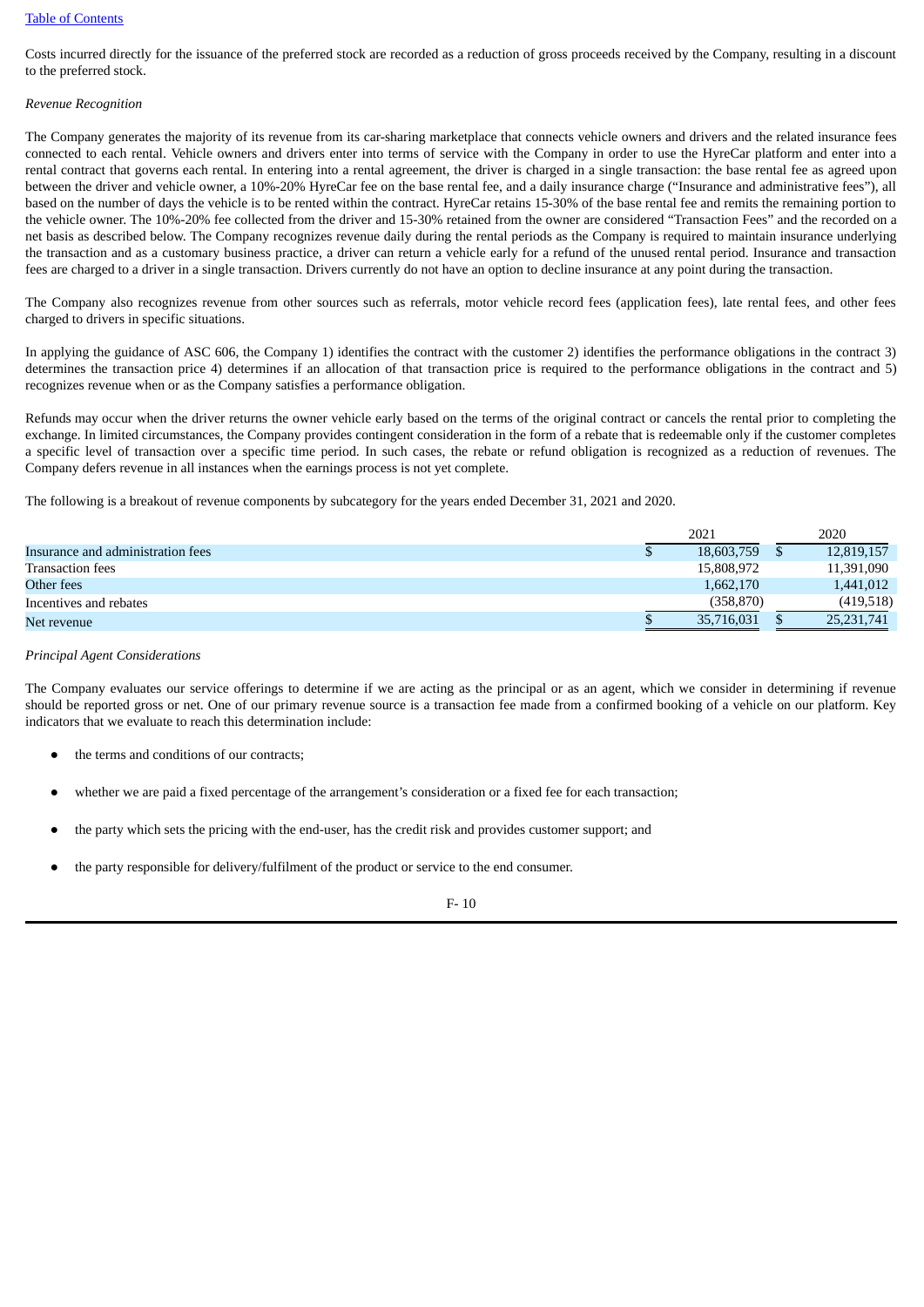Costs incurred directly for the issuance of the preferred stock are recorded as a reduction of gross proceeds received by the Company, resulting in a discount to the preferred stock.

*Revenue Recognition*

The Company generates the majority of its revenue from its car-sharing marketplace that connects vehicle owners and drivers and the related insurance fees connected to each rental. Vehicle owners and drivers enter into terms of service with the Company in order to use the HyreCar platform and enter into a rental contract that governs each rental. In entering into a rental agreement, the driver is charged in a single transaction: the base rental fee as agreed upon between the driver and vehicle owner, a 10%-20% HyreCar fee on the base rental fee, and a daily insurance charge ("Insurance and administrative fees"), all based on the number of days the vehicle is to be rented within the contract. HyreCar retains 15-30% of the base rental fee and remits the remaining portion to the vehicle owner. The 10%-20% fee collected from the driver and 15-30% retained from the owner are considered "Transaction Fees" and the recorded on a net basis as described below. The Company recognizes revenue daily during the rental periods as the Company is required to maintain insurance underlying the transaction and as a customary business practice, a driver can return a vehicle early for a refund of the unused rental period. Insurance and transaction fees are charged to a driver in a single transaction. Drivers currently do not have an option to decline insurance at any point during the transaction.

The Company also recognizes revenue from other sources such as referrals, motor vehicle record fees (application fees), late rental fees, and other fees charged to drivers in specific situations.

In applying the guidance of ASC 606, the Company 1) identifies the contract with the customer 2) identifies the performance obligations in the contract 3) determines the transaction price 4) determines if an allocation of that transaction price is required to the performance obligations in the contract and 5) recognizes revenue when or as the Company satisfies a performance obligation.

Refunds may occur when the driver returns the owner vehicle early based on the terms of the original contract or cancels the rental prior to completing the exchange. In limited circumstances, the Company provides contingent consideration in the form of a rebate that is redeemable only if the customer completes a specific level of transaction over a specific time period. In such cases, the rebate or refund obligation is recognized as a reduction of revenues. The Company defers revenue in all instances when the earnings process is not yet complete.

The following is a breakout of revenue components by subcategory for the years ended December 31, 2021 and 2020.

| | 2021 | 2020 |
|---|---|---|
| Insurance and administration fees | $ 18,603,759 | $ 12,819,157 |
| Transaction fees | 15,808,972 | 11,391,090 |
| Other fees | 1,662,170 | 1,441,012 |
| Incentives and rebates | (358,870) | (419,518) |
| Net revenue | $ 35,716,031 | $ 25,231,741 |

*Principal Agent Considerations*

The Company evaluates our service offerings to determine if we are acting as the principal or as an agent, which we consider in determining if revenue should be reported gross or net. One of our primary revenue source is a transaction fee made from a confirmed booking of a vehicle on our platform. Key indicators that we evaluate to reach this determination include:

- the terms and conditions of our contracts;
- whether we are paid a fixed percentage of the arrangement's consideration or a fixed fee for each transaction;
- the party which sets the pricing with the end-user, has the credit risk and provides customer support; and
- the party responsible for delivery/fulfilment of the product or service to the end consumer.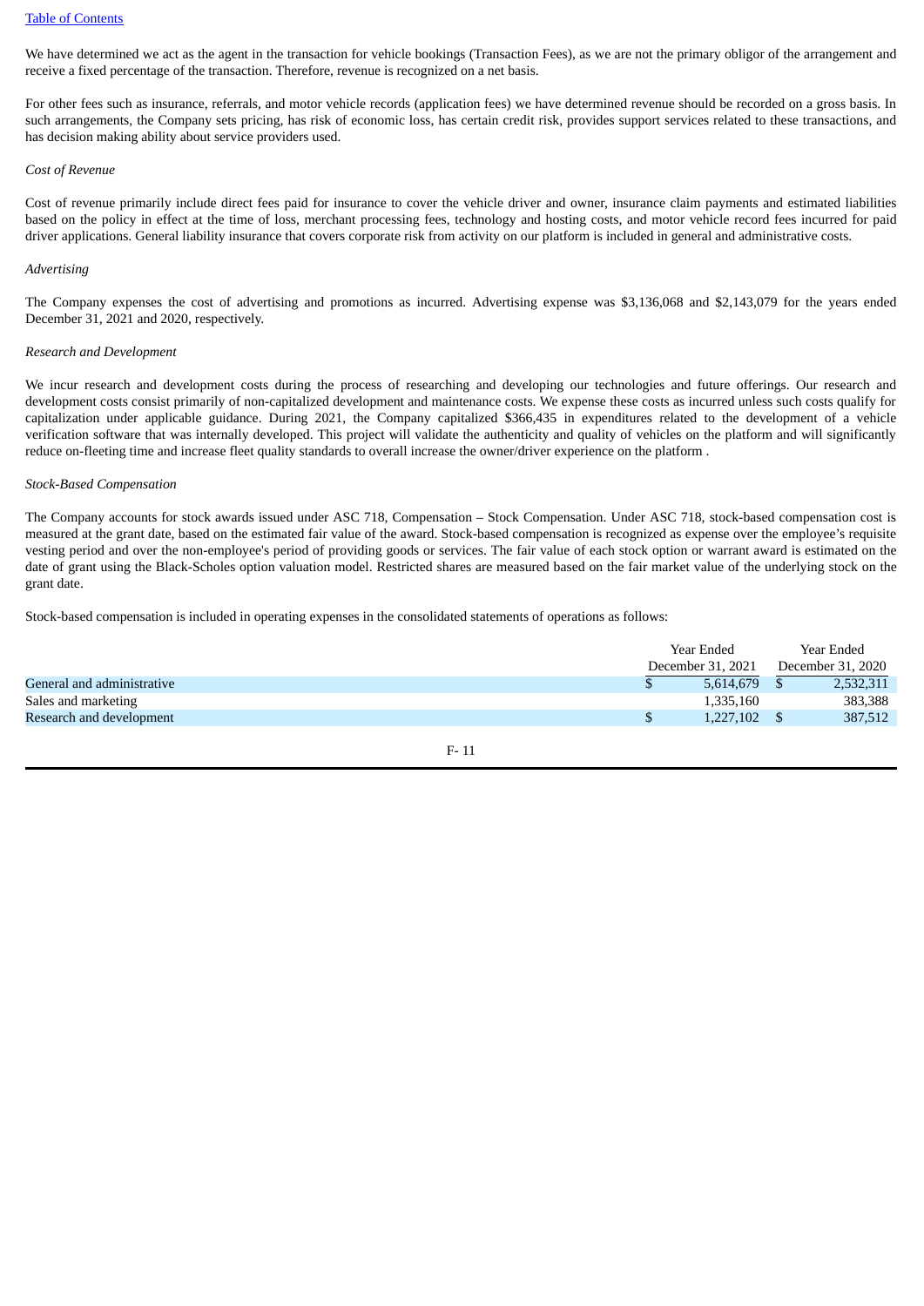We have determined we act as the agent in the transaction for vehicle bookings (Transaction Fees), as we are not the primary obligor of the arrangement and receive a fixed percentage of the transaction. Therefore, revenue is recognized on a net basis.

For other fees such as insurance, referrals, and motor vehicle records (application fees) we have determined revenue should be recorded on a gross basis. In such arrangements, the Company sets pricing, has risk of economic loss, has certain credit risk, provides support services related to these transactions, and has decision making ability about service providers used.

*Cost of Revenue*

Cost of revenue primarily include direct fees paid for insurance to cover the vehicle driver and owner, insurance claim payments and estimated liabilities based on the policy in effect at the time of loss, merchant processing fees, technology and hosting costs, and motor vehicle record fees incurred for paid driver applications. General liability insurance that covers corporate risk from activity on our platform is included in general and administrative costs.

*Advertising*

The Company expenses the cost of advertising and promotions as incurred. Advertising expense was $3,136,068 and $2,143,079 for the years ended December 31, 2021 and 2020, respectively.

*Research and Development*

We incur research and development costs during the process of researching and developing our technologies and future offerings. Our research and development costs consist primarily of non-capitalized development and maintenance costs. We expense these costs as incurred unless such costs qualify for capitalization under applicable guidance. During 2021, the Company capitalized $366,435 in expenditures related to the development of a vehicle verification software that was internally developed. This project will validate the authenticity and quality of vehicles on the platform and will significantly reduce on-fleeting time and increase fleet quality standards to overall increase the owner/driver experience on the platform .

*Stock-Based Compensation*

The Company accounts for stock awards issued under ASC 718, Compensation – Stock Compensation. Under ASC 718, stock-based compensation cost is measured at the grant date, based on the estimated fair value of the award. Stock-based compensation is recognized as expense over the employee's requisite vesting period and over the non-employee's period of providing goods or services. The fair value of each stock option or warrant award is estimated on the date of grant using the Black-Scholes option valuation model. Restricted shares are measured based on the fair market value of the underlying stock on the grant date.

Stock-based compensation is included in operating expenses in the consolidated statements of operations as follows:

| | Year Ended December 31, 2021 | Year Ended December 31, 2020 |
|---|---|---|
| General and administrative | $ 5,614,679 | $ 2,532,311 |
| Sales and marketing | 1,335,160 | 383,388 |
| Research and development | $ 1,227,102 | $ 387,512 |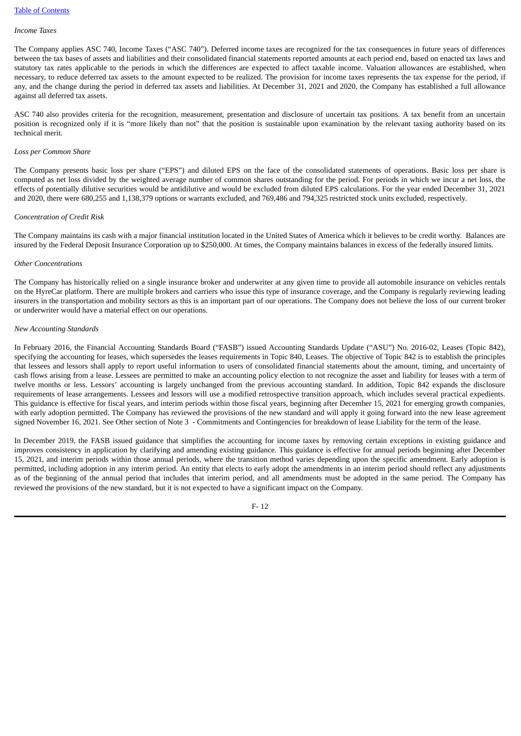*Income Taxes*

The Company applies ASC 740, Income Taxes ("ASC 740"). Deferred income taxes are recognized for the tax consequences in future years of differences between the tax bases of assets and liabilities and their consolidated financial statements reported amounts at each period end, based on enacted tax laws and statutory tax rates applicable to the periods in which the differences are expected to affect taxable income. Valuation allowances are established, when necessary, to reduce deferred tax assets to the amount expected to be realized. The provision for income taxes represents the tax expense for the period, if any, and the change during the period in deferred tax assets and liabilities. At December 31, 2021 and 2020, the Company has established a full allowance against all deferred tax assets.

ASC 740 also provides criteria for the recognition, measurement, presentation and disclosure of uncertain tax positions. A tax benefit from an uncertain position is recognized only if it is "more likely than not" that the position is sustainable upon examination by the relevant taxing authority based on its technical merit.

*Loss per Common Share*

The Company presents basic loss per share ("EPS") and diluted EPS on the face of the consolidated statements of operations. Basic loss per share is computed as net loss divided by the weighted average number of common shares outstanding for the period. For periods in which we incur a net loss, the effects of potentially dilutive securities would be antidilutive and would be excluded from diluted EPS calculations. For the year ended December 31, 2021 and 2020, there were 680,255 and 1,138,379 options or warrants excluded, and 769,486 and 794,325 restricted stock units excluded, respectively.

*Concentration of Credit Risk*

The Company maintains its cash with a major financial institution located in the United States of America which it believes to be credit worthy. Balances are insured by the Federal Deposit Insurance Corporation up to $250,000. At times, the Company maintains balances in excess of the federally insured limits.

*Other Concentrations*

The Company has historically relied on a single insurance broker and underwriter at any given time to provide all automobile insurance on vehicles rentals on the HyreCar platform. There are multiple brokers and carriers who issue this type of insurance coverage, and the Company is regularly reviewing leading insurers in the transportation and mobility sectors as this is an important part of our operations. The Company does not believe the loss of our current broker or underwriter would have a material effect on our operations.

*New Accounting Standards*

In February 2016, the Financial Accounting Standards Board ("FASB") issued Accounting Standards Update ("ASU") No. 2016-02, Leases (Topic 842), specifying the accounting for leases, which supersedes the leases requirements in Topic 840, Leases. The objective of Topic 842 is to establish the principles that lessees and lessors shall apply to report useful information to users of consolidated financial statements about the amount, timing, and uncertainty of cash flows arising from a lease. Lessees are permitted to make an accounting policy election to not recognize the asset and liability for leases with a term of twelve months or less. Lessors' accounting is largely unchanged from the previous accounting standard. In addition, Topic 842 expands the disclosure requirements of lease arrangements. Lessees and lessors will use a modified retrospective transition approach, which includes several practical expedients. This guidance is effective for fiscal years, and interim periods within those fiscal years, beginning after December 15, 2021 for emerging growth companies, with early adoption permitted. The Company has reviewed the provisions of the new standard and will apply it going forward into the new lease agreement signed November 16, 2021. See Other section of Note 3 - Commitments and Contingencies for breakdown of lease Liability for the term of the lease.

In December 2019, the FASB issued guidance that simplifies the accounting for income taxes by removing certain exceptions in existing guidance and improves consistency in application by clarifying and amending existing guidance. This guidance is effective for annual periods beginning after December 15, 2021, and interim periods within those annual periods, where the transition method varies depending upon the specific amendment. Early adoption is permitted, including adoption in any interim period. An entity that elects to early adopt the amendments in an interim period should reflect any adjustments as of the beginning of the annual period that includes that interim period, and all amendments must be adopted in the same period. The Company has reviewed the provisions of the new standard, but it is not expected to have a significant impact on the Company.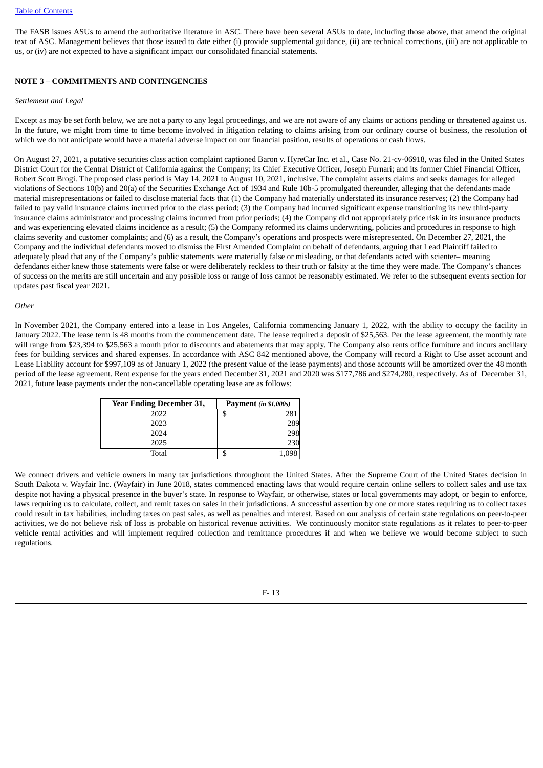The FASB issues ASUs to amend the authoritative literature in ASC. There have been several ASUs to date, including those above, that amend the original text of ASC. Management believes that those issued to date either (i) provide supplemental guidance, (ii) are technical corrections, (iii) are not applicable to us, or (iv) are not expected to have a significant impact our consolidated financial statements.

**NOTE 3** – **COMMITMENTS AND CONTINGENCIES**

*Settlement and Legal*

Except as may be set forth below, we are not a party to any legal proceedings, and we are not aware of any claims or actions pending or threatened against us. In the future, we might from time to time become involved in litigation relating to claims arising from our ordinary course of business, the resolution of which we do not anticipate would have a material adverse impact on our financial position, results of operations or cash flows.

On August 27, 2021, a putative securities class action complaint captioned Baron v. HyreCar Inc. et al., Case No. 21-cv-06918, was filed in the United States District Court for the Central District of California against the Company; its Chief Executive Officer, Joseph Furnari; and its former Chief Financial Officer, Robert Scott Brogi. The proposed class period is May 14, 2021 to August 10, 2021, inclusive. The complaint asserts claims and seeks damages for alleged violations of Sections 10(b) and 20(a) of the Securities Exchange Act of 1934 and Rule 10b-5 promulgated thereunder, alleging that the defendants made material misrepresentations or failed to disclose material facts that (1) the Company had materially understated its insurance reserves; (2) the Company had failed to pay valid insurance claims incurred prior to the class period; (3) the Company had incurred significant expense transitioning its new third-party insurance claims administrator and processing claims incurred from prior periods; (4) the Company did not appropriately price risk in its insurance products and was experiencing elevated claims incidence as a result; (5) the Company reformed its claims underwriting, policies and procedures in response to high claims severity and customer complaints; and (6) as a result, the Company's operations and prospects were misrepresented. On December 27, 2021, the Company and the individual defendants moved to dismiss the First Amended Complaint on behalf of defendants, arguing that Lead Plaintiff failed to adequately plead that any of the Company's public statements were materially false or misleading, or that defendants acted with scienter– meaning defendants either knew those statements were false or were deliberately reckless to their truth or falsity at the time they were made. The Company's chances of success on the merits are still uncertain and any possible loss or range of loss cannot be reasonably estimated. We refer to the subsequent events section for updates past fiscal year 2021.

*Other*

In November 2021, the Company entered into a lease in Los Angeles, California commencing January 1, 2022, with the ability to occupy the facility in January 2022. The lease term is 48 months from the commencement date. The lease required a deposit of $25,563. Per the lease agreement, the monthly rate will range from $23,394 to $25,563 a month prior to discounts and abatements that may apply. The Company also rents office furniture and incurs ancillary fees for building services and shared expenses. In accordance with ASC 842 mentioned above, the Company will record a Right to Use asset account and Lease Liability account for $997,109 as of January 1, 2022 (the present value of the lease payments) and those accounts will be amortized over the 48 month period of the lease agreement. Rent expense for the years ended December 31, 2021 and 2020 was $177,786 and $274,280, respectively. As of December 31, 2021, future lease payments under the non-cancellable operating lease are as follows:

| Year Ending December 31, | Payment *(in $1,000s)* |
|---|---|
| 2022 | $ 281 |
| 2023 | 289 |
| 2024 | 298 |
| 2025 | 230 |
| Total | $ 1,098 |

We connect drivers and vehicle owners in many tax jurisdictions throughout the United States. After the Supreme Court of the United States decision in South Dakota v. Wayfair Inc. (Wayfair) in June 2018, states commenced enacting laws that would require certain online sellers to collect sales and use tax despite not having a physical presence in the buyer's state. In response to Wayfair, or otherwise, states or local governments may adopt, or begin to enforce, laws requiring us to calculate, collect, and remit taxes on sales in their jurisdictions. A successful assertion by one or more states requiring us to collect taxes could result in tax liabilities, including taxes on past sales, as well as penalties and interest. Based on our analysis of certain state regulations on peer-to-peer activities, we do not believe risk of loss is probable on historical revenue activities. We continuously monitor state regulations as it relates to peer-to-peer vehicle rental activities and will implement required collection and remittance procedures if and when we believe we would become subject to such regulations.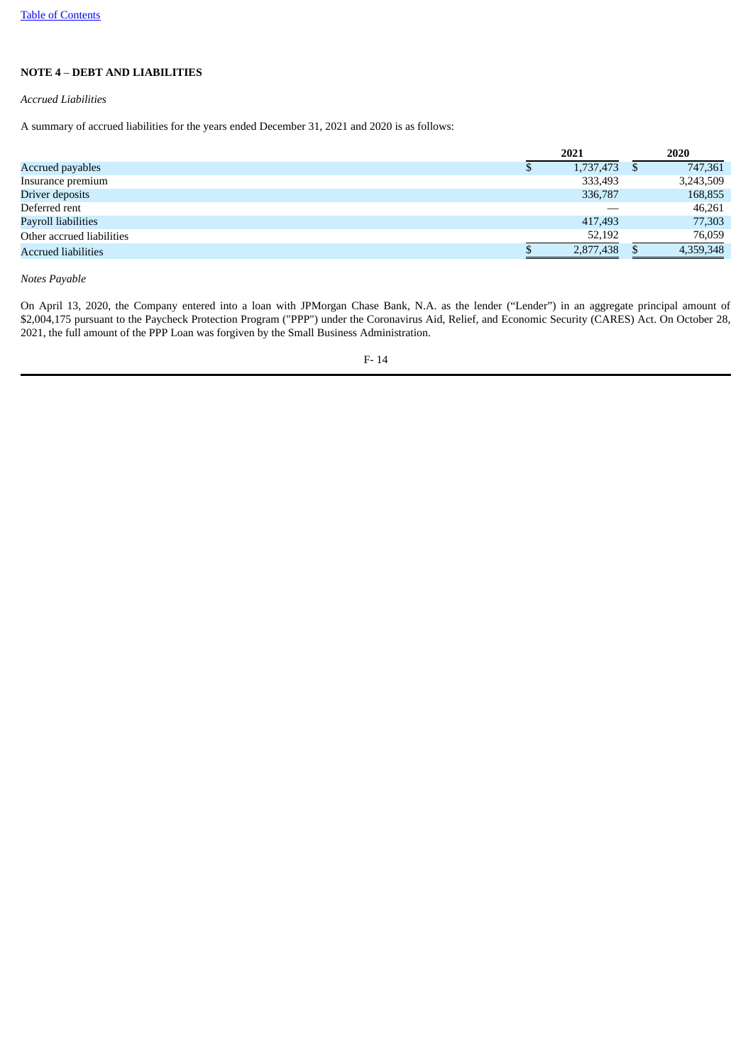**NOTE 4 – DEBT AND LIABILITIES**

*Accrued Liabilities*

A summary of accrued liabilities for the years ended December 31, 2021 and 2020 is as follows:

| | 2021 | 2020 |
|---|---|---|
| Accrued payables | $ 1,737,473 | $ 747,361 |
| Insurance premium | 333,493 | 3,243,509 |
| Driver deposits | 336,787 | 168,855 |
| Deferred rent | — | 46,261 |
| Payroll liabilities | 417,493 | 77,303 |
| Other accrued liabilities | 52,192 | 76,059 |
| Accrued liabilities | $ 2,877,438 | $ 4,359,348 |

*Notes Payable*

On April 13, 2020, the Company entered into a loan with JPMorgan Chase Bank, N.A. as the lender ("Lender") in an aggregate principal amount of $2,004,175 pursuant to the Paycheck Protection Program ("PPP") under the Coronavirus Aid, Relief, and Economic Security (CARES) Act. On October 28, 2021, the full amount of the PPP Loan was forgiven by the Small Business Administration.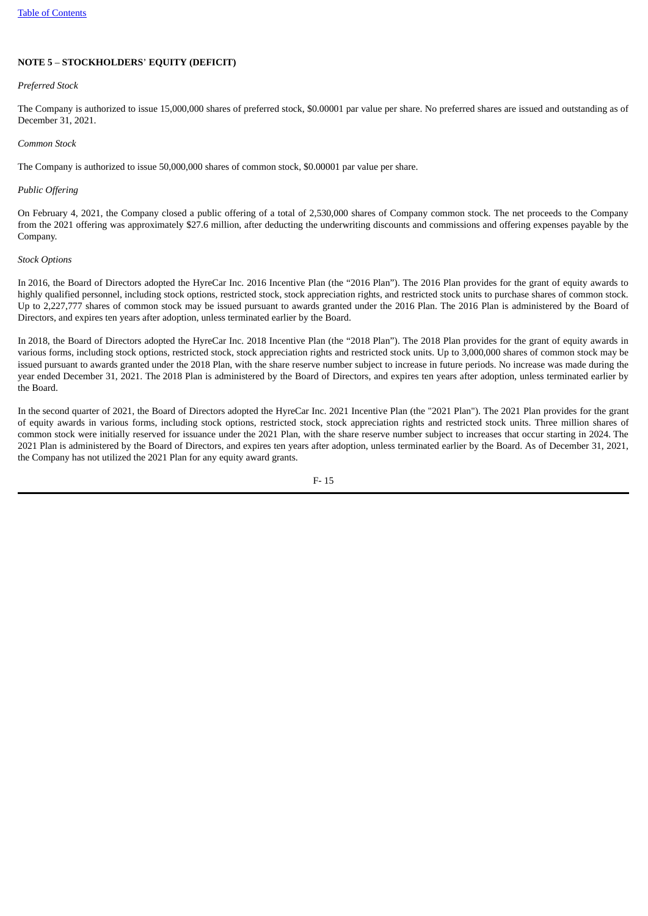**NOTE 5 – STOCKHOLDERS' EQUITY (DEFICIT)**

*Preferred Stock*

The Company is authorized to issue 15,000,000 shares of preferred stock, $0.00001 par value per share. No preferred shares are issued and outstanding as of December 31, 2021.

*Common Stock*

The Company is authorized to issue 50,000,000 shares of common stock, $0.00001 par value per share.

*Public Offering*

On February 4, 2021, the Company closed a public offering of a total of 2,530,000 shares of Company common stock. The net proceeds to the Company from the 2021 offering was approximately $27.6 million, after deducting the underwriting discounts and commissions and offering expenses payable by the Company.

*Stock Options*

In 2016, the Board of Directors adopted the HyreCar Inc. 2016 Incentive Plan (the "2016 Plan"). The 2016 Plan provides for the grant of equity awards to highly qualified personnel, including stock options, restricted stock, stock appreciation rights, and restricted stock units to purchase shares of common stock. Up to 2,227,777 shares of common stock may be issued pursuant to awards granted under the 2016 Plan. The 2016 Plan is administered by the Board of Directors, and expires ten years after adoption, unless terminated earlier by the Board.

In 2018, the Board of Directors adopted the HyreCar Inc. 2018 Incentive Plan (the "2018 Plan"). The 2018 Plan provides for the grant of equity awards in various forms, including stock options, restricted stock, stock appreciation rights and restricted stock units. Up to 3,000,000 shares of common stock may be issued pursuant to awards granted under the 2018 Plan, with the share reserve number subject to increase in future periods. No increase was made during the year ended December 31, 2021. The 2018 Plan is administered by the Board of Directors, and expires ten years after adoption, unless terminated earlier by the Board.

In the second quarter of 2021, the Board of Directors adopted the HyreCar Inc. 2021 Incentive Plan (the "2021 Plan"). The 2021 Plan provides for the grant of equity awards in various forms, including stock options, restricted stock, stock appreciation rights and restricted stock units. Three million shares of common stock were initially reserved for issuance under the 2021 Plan, with the share reserve number subject to increases that occur starting in 2024. The 2021 Plan is administered by the Board of Directors, and expires ten years after adoption, unless terminated earlier by the Board. As of December 31, 2021, the Company has not utilized the 2021 Plan for any equity award grants.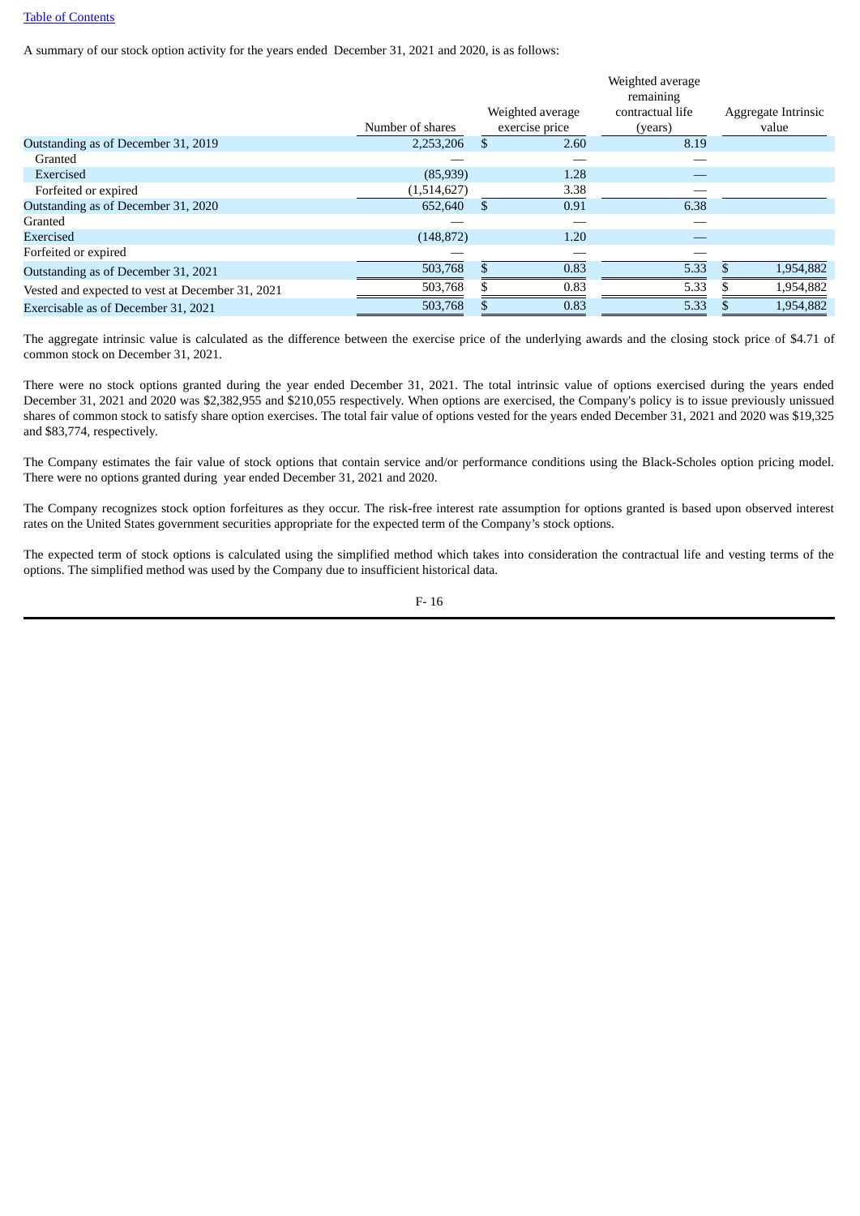A summary of our stock option activity for the years ended December 31, 2021 and 2020, is as follows:

| | Number of shares | Weighted average exercise price | Weighted average remaining contractual life (years) | Aggregate Intrinsic value |
|---|---|---|---|---|
| Outstanding as of December 31, 2019 | 2,253,206 | $ 2.60 | 8.19 | |
| Granted | — | — | — | |
| Exercised | (85,939) | 1.28 | — | |
| Forfeited or expired | (1,514,627) | 3.38 | — | |
| Outstanding as of December 31, 2020 | 652,640 | $ 0.91 | 6.38 | |
| Granted | — | — | — | |
| Exercised | (148,872) | 1.20 | — | |
| Forfeited or expired | — | — | — | |
| Outstanding as of December 31, 2021 | 503,768 | $ 0.83 | 5.33 | $ 1,954,882 |
| Vested and expected to vest at December 31, 2021 | 503,768 | $ 0.83 | 5.33 | $ 1,954,882 |
| Exercisable as of December 31, 2021 | 503,768 | $ 0.83 | 5.33 | $ 1,954,882 |

The aggregate intrinsic value is calculated as the difference between the exercise price of the underlying awards and the closing stock price of $4.71 of common stock on December 31, 2021.

There were no stock options granted during the year ended December 31, 2021. The total intrinsic value of options exercised during the years ended December 31, 2021 and 2020 was $2,382,955 and $210,055 respectively. When options are exercised, the Company's policy is to issue previously unissued shares of common stock to satisfy share option exercises. The total fair value of options vested for the years ended December 31, 2021 and 2020 was $19,325 and $83,774, respectively.

The Company estimates the fair value of stock options that contain service and/or performance conditions using the Black-Scholes option pricing model. There were no options granted during year ended December 31, 2021 and 2020.

The Company recognizes stock option forfeitures as they occur. The risk-free interest rate assumption for options granted is based upon observed interest rates on the United States government securities appropriate for the expected term of the Company's stock options.

The expected term of stock options is calculated using the simplified method which takes into consideration the contractual life and vesting terms of the options. The simplified method was used by the Company due to insufficient historical data.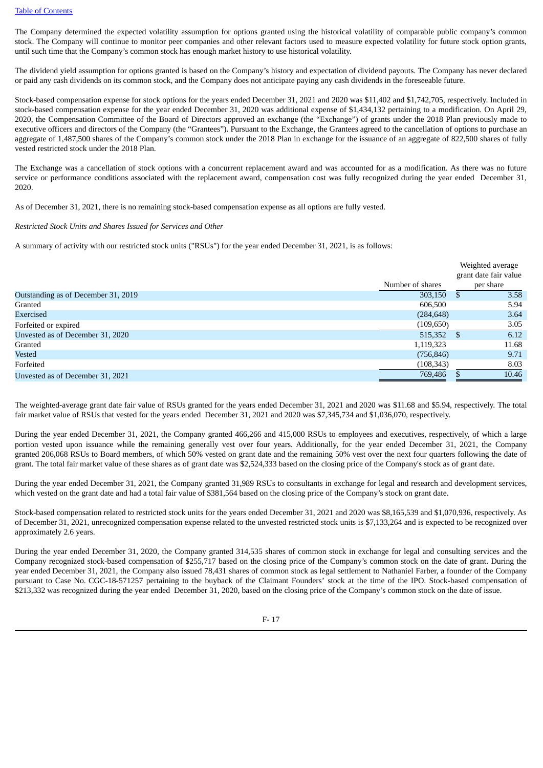The Company determined the expected volatility assumption for options granted using the historical volatility of comparable public company's common stock. The Company will continue to monitor peer companies and other relevant factors used to measure expected volatility for future stock option grants, until such time that the Company's common stock has enough market history to use historical volatility.

The dividend yield assumption for options granted is based on the Company's history and expectation of dividend payouts. The Company has never declared or paid any cash dividends on its common stock, and the Company does not anticipate paying any cash dividends in the foreseeable future.

Stock-based compensation expense for stock options for the years ended December 31, 2021 and 2020 was $11,402 and $1,742,705, respectively. Included in stock-based compensation expense for the year ended December 31, 2020 was additional expense of $1,434,132 pertaining to a modification. On April 29, 2020, the Compensation Committee of the Board of Directors approved an exchange (the "Exchange") of grants under the 2018 Plan previously made to executive officers and directors of the Company (the "Grantees"). Pursuant to the Exchange, the Grantees agreed to the cancellation of options to purchase an aggregate of 1,487,500 shares of the Company's common stock under the 2018 Plan in exchange for the issuance of an aggregate of 822,500 shares of fully vested restricted stock under the 2018 Plan.

The Exchange was a cancellation of stock options with a concurrent replacement award and was accounted for as a modification. As there was no future service or performance conditions associated with the replacement award, compensation cost was fully recognized during the year ended December 31, 2020.

As of December 31, 2021, there is no remaining stock-based compensation expense as all options are fully vested.

*Restricted Stock Units and Shares Issued for Services and Other*

A summary of activity with our restricted stock units ("RSUs") for the year ended December 31, 2021, is as follows:

| | Number of shares | Weighted average grant date fair value per share |
|---|---|---|
| Outstanding as of December 31, 2019 | 303,150 | $ 3.58 |
| Granted | 606,500 | 5.94 |
| Exercised | (284,648) | 3.64 |
| Forfeited or expired | (109,650) | 3.05 |
| Unvested as of December 31, 2020 | 515,352 | $ 6.12 |
| Granted | 1,119,323 | 11.68 |
| Vested | (756,846) | 9.71 |
| Forfeited | (108,343) | 8.03 |
| Unvested as of December 31, 2021 | 769,486 | $ 10.46 |

The weighted-average grant date fair value of RSUs granted for the years ended December 31, 2021 and 2020 was $11.68 and $5.94, respectively. The total fair market value of RSUs that vested for the years ended December 31, 2021 and 2020 was $7,345,734 and $1,036,070, respectively.

During the year ended December 31, 2021, the Company granted 466,266 and 415,000 RSUs to employees and executives, respectively, of which a large portion vested upon issuance while the remaining generally vest over four years. Additionally, for the year ended December 31, 2021, the Company granted 206,068 RSUs to Board members, of which 50% vested on grant date and the remaining 50% vest over the next four quarters following the date of grant. The total fair market value of these shares as of grant date was $2,524,333 based on the closing price of the Company's stock as of grant date.

During the year ended December 31, 2021, the Company granted 31,989 RSUs to consultants in exchange for legal and research and development services, which vested on the grant date and had a total fair value of $381,564 based on the closing price of the Company's stock on grant date.

Stock-based compensation related to restricted stock units for the years ended December 31, 2021 and 2020 was $8,165,539 and $1,070,936, respectively. As of December 31, 2021, unrecognized compensation expense related to the unvested restricted stock units is $7,133,264 and is expected to be recognized over approximately 2.6 years.

During the year ended December 31, 2020, the Company granted 314,535 shares of common stock in exchange for legal and consulting services and the Company recognized stock-based compensation of $255,717 based on the closing price of the Company's common stock on the date of grant. During the year ended December 31, 2021, the Company also issued 78,431 shares of common stock as legal settlement to Nathaniel Farber, a founder of the Company pursuant to Case No. CGC-18-571257 pertaining to the buyback of the Claimant Founders' stock at the time of the IPO. Stock-based compensation of $213,332 was recognized during the year ended December 31, 2020, based on the closing price of the Company's common stock on the date of issue.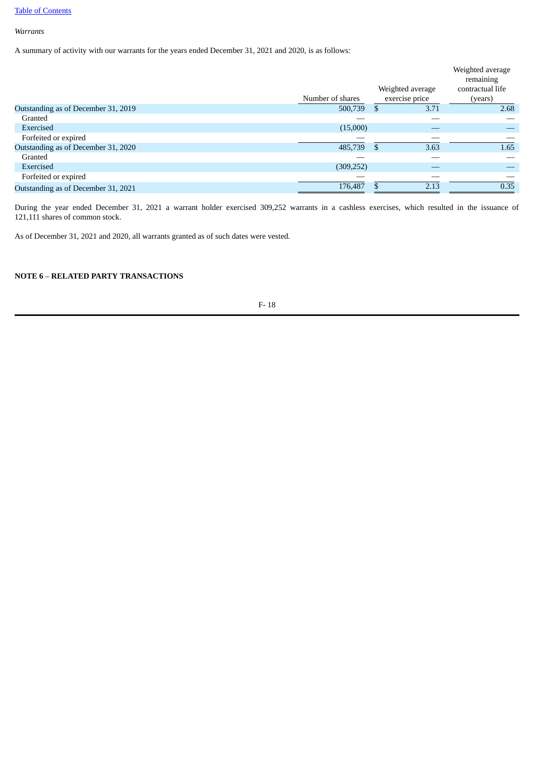*Warrants*

A summary of activity with our warrants for the years ended December 31, 2021 and 2020, is as follows:

| | Number of shares | Weighted average exercise price | Weighted average remaining contractual life (years) |
|---|---|---|---|
| Outstanding as of December 31, 2019 | 500,739 | $ 3.71 | 2.68 |
| Granted | — | — | — |
| Exercised | (15,000) | — | — |
| Forfeited or expired | — | — | — |
| Outstanding as of December 31, 2020 | 485,739 | $ 3.63 | 1.65 |
| Granted | — | — | — |
| Exercised | (309,252) | — | — |
| Forfeited or expired | — | — | — |
| Outstanding as of December 31, 2021 | 176,487 | $ 2.13 | 0.35 |

During the year ended December 31, 2021 a warrant holder exercised 309,252 warrants in a cashless exercises, which resulted in the issuance of 121,111 shares of common stock.

As of December 31, 2021 and 2020, all warrants granted as of such dates were vested.

**NOTE 6 – RELATED PARTY TRANSACTIONS**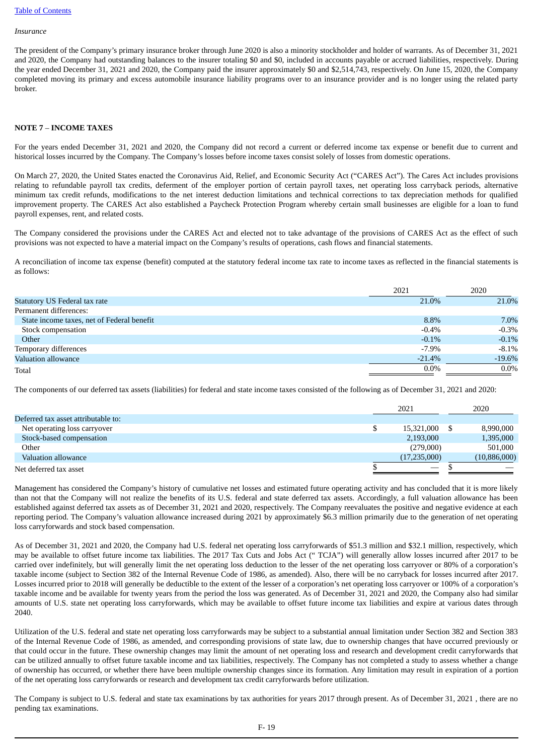*Insurance*

The president of the Company's primary insurance broker through June 2020 is also a minority stockholder and holder of warrants. As of December 31, 2021 and 2020, the Company had outstanding balances to the insurer totaling $0 and $0, included in accounts payable or accrued liabilities, respectively. During the year ended December 31, 2021 and 2020, the Company paid the insurer approximately $0 and $2,514,743, respectively. On June 15, 2020, the Company completed moving its primary and excess automobile insurance liability programs over to an insurance provider and is no longer using the related party broker.

**NOTE 7 – INCOME TAXES**

For the years ended December 31, 2021 and 2020, the Company did not record a current or deferred income tax expense or benefit due to current and historical losses incurred by the Company. The Company's losses before income taxes consist solely of losses from domestic operations.

On March 27, 2020, the United States enacted the Coronavirus Aid, Relief, and Economic Security Act ("CARES Act"). The Cares Act includes provisions relating to refundable payroll tax credits, deferment of the employer portion of certain payroll taxes, net operating loss carryback periods, alternative minimum tax credit refunds, modifications to the net interest deduction limitations and technical corrections to tax depreciation methods for qualified improvement property. The CARES Act also established a Paycheck Protection Program whereby certain small businesses are eligible for a loan to fund payroll expenses, rent, and related costs.

The Company considered the provisions under the CARES Act and elected not to take advantage of the provisions of CARES Act as the effect of such provisions was not expected to have a material impact on the Company's results of operations, cash flows and financial statements.

A reconciliation of income tax expense (benefit) computed at the statutory federal income tax rate to income taxes as reflected in the financial statements is as follows:

| | 2021 | 2020 |
|---|---|---|
| Statutory US Federal tax rate | 21.0% | 21.0% |
| Permanent differences: | | |
| State income taxes, net of Federal benefit | 8.8% | 7.0% |
| Stock compensation | -0.4% | -0.3% |
| Other | -0.1% | -0.1% |
| Temporary differences | -7.9% | -8.1% |
| Valuation allowance | -21.4% | -19.6% |
| Total | 0.0% | 0.0% |

The components of our deferred tax assets (liabilities) for federal and state income taxes consisted of the following as of December 31, 2021 and 2020:

| | 2021 | 2020 |
|---|---|---|
| Deferred tax asset attributable to: | | |
| Net operating loss carryover | $ 15,321,000 | $ 8,990,000 |
| Stock-based compensation | 2,193,000 | 1,395,000 |
| Other | (279,000) | 501,000 |
| Valuation allowance | (17,235,000) | (10,886,000) |
| Net deferred tax asset | $ — | $ — |

Management has considered the Company's history of cumulative net losses and estimated future operating activity and has concluded that it is more likely than not that the Company will not realize the benefits of its U.S. federal and state deferred tax assets. Accordingly, a full valuation allowance has been established against deferred tax assets as of December 31, 2021 and 2020, respectively. The Company reevaluates the positive and negative evidence at each reporting period. The Company's valuation allowance increased during 2021 by approximately $6.3 million primarily due to the generation of net operating loss carryforwards and stock based compensation.

As of December 31, 2021 and 2020, the Company had U.S. federal net operating loss carryforwards of $51.3 million and $32.1 million, respectively, which may be available to offset future income tax liabilities. The 2017 Tax Cuts and Jobs Act (" TCJA") will generally allow losses incurred after 2017 to be carried over indefinitely, but will generally limit the net operating loss deduction to the lesser of the net operating loss carryover or 80% of a corporation's taxable income (subject to Section 382 of the Internal Revenue Code of 1986, as amended). Also, there will be no carryback for losses incurred after 2017. Losses incurred prior to 2018 will generally be deductible to the extent of the lesser of a corporation's net operating loss carryover or 100% of a corporation's taxable income and be available for twenty years from the period the loss was generated. As of December 31, 2021 and 2020, the Company also had similar amounts of U.S. state net operating loss carryforwards, which may be available to offset future income tax liabilities and expire at various dates through 2040.

Utilization of the U.S. federal and state net operating loss carryforwards may be subject to a substantial annual limitation under Section 382 and Section 383 of the Internal Revenue Code of 1986, as amended, and corresponding provisions of state law, due to ownership changes that have occurred previously or that could occur in the future. These ownership changes may limit the amount of net operating loss and research and development credit carryforwards that can be utilized annually to offset future taxable income and tax liabilities, respectively. The Company has not completed a study to assess whether a change of ownership has occurred, or whether there have been multiple ownership changes since its formation. Any limitation may result in expiration of a portion of the net operating loss carryforwards or research and development tax credit carryforwards before utilization.

The Company is subject to U.S. federal and state tax examinations by tax authorities for years 2017 through present. As of December 31, 2021 , there are no pending tax examinations.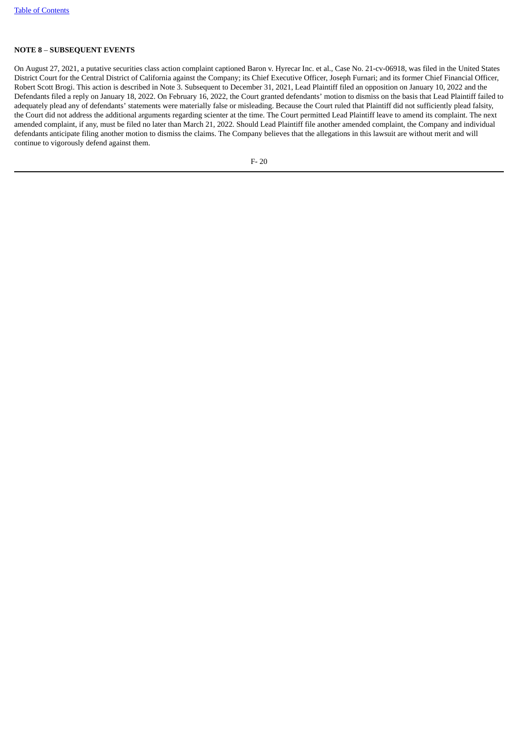**NOTE 8 – SUBSEQUENT EVENTS**

On August 27, 2021, a putative securities class action complaint captioned Baron v. Hyrecar Inc. et al., Case No. 21-cv-06918, was filed in the United States District Court for the Central District of California against the Company; its Chief Executive Officer, Joseph Furnari; and its former Chief Financial Officer, Robert Scott Brogi. This action is described in Note 3. Subsequent to December 31, 2021, Lead Plaintiff filed an opposition on January 10, 2022 and the Defendants filed a reply on January 18, 2022. On February 16, 2022, the Court granted defendants' motion to dismiss on the basis that Lead Plaintiff failed to adequately plead any of defendants' statements were materially false or misleading. Because the Court ruled that Plaintiff did not sufficiently plead falsity, the Court did not address the additional arguments regarding scienter at the time. The Court permitted Lead Plaintiff leave to amend its complaint. The next amended complaint, if any, must be filed no later than March 21, 2022. Should Lead Plaintiff file another amended complaint, the Company and individual defendants anticipate filing another motion to dismiss the claims. The Company believes that the allegations in this lawsuit are without merit and will continue to vigorously defend against them.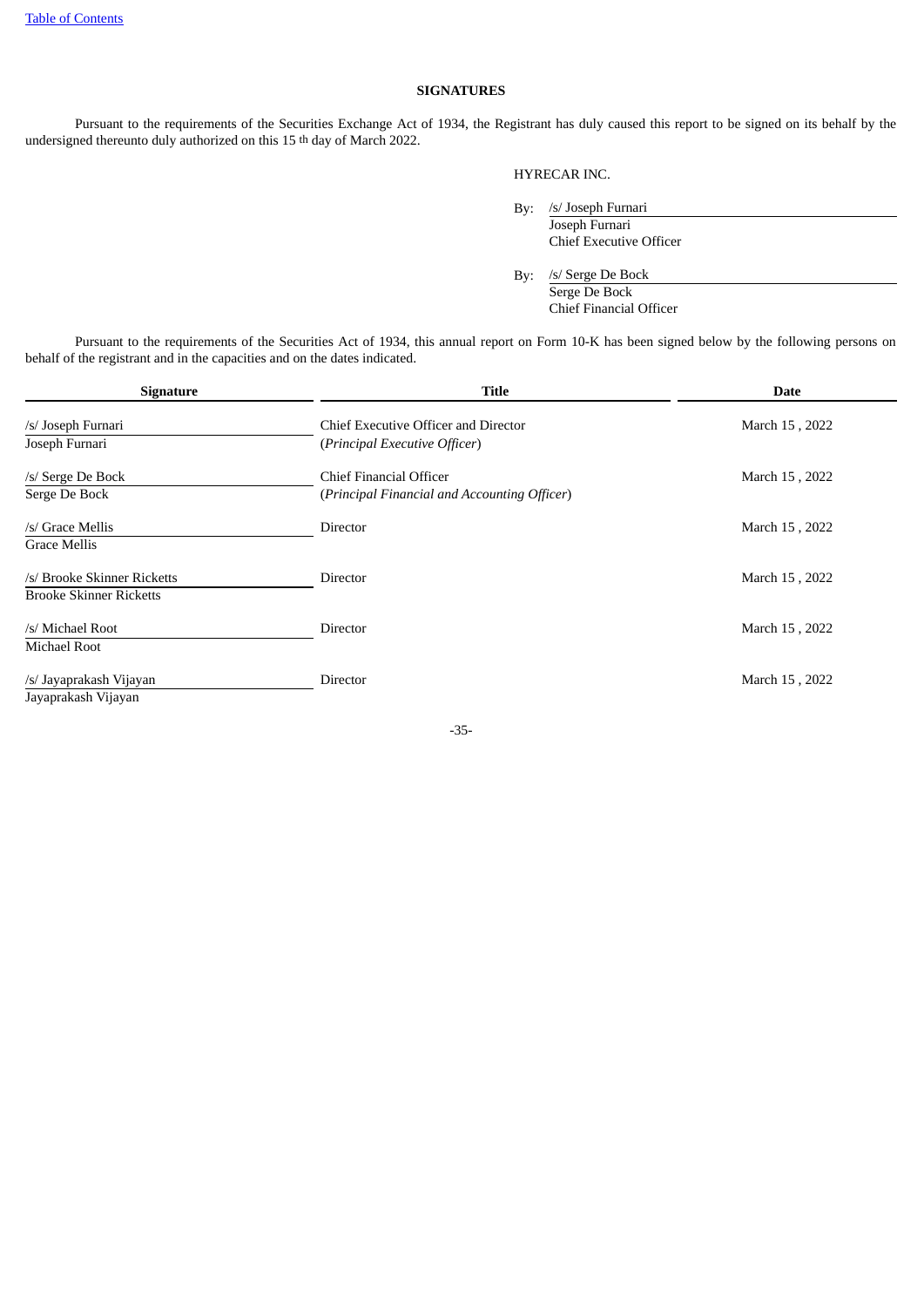## SIGNATURES

Pursuant to the requirements of the Securities Exchange Act of 1934, the Registrant has duly caused this report to be signed on its behalf by the undersigned thereunto duly authorized on this 15 th day of March 2022.

HYRECAR INC.

By: /s/ Joseph Furnari
Joseph Furnari
Chief Executive Officer

By: /s/ Serge De Bock
Serge De Bock
Chief Financial Officer

Pursuant to the requirements of the Securities Act of 1934, this annual report on Form 10-K has been signed below by the following persons on behalf of the registrant and in the capacities and on the dates indicated.

| Signature | Title | Date |
|---|---|---|
| /s/ Joseph Furnari<br>Joseph Furnari | Chief Executive Officer and Director<br>(*Principal Executive Officer*) | March 15 , 2022 |
| /s/ Serge De Bock<br>Serge De Bock | Chief Financial Officer<br>(*Principal Financial and Accounting Officer*) | March 15 , 2022 |
| /s/ Grace Mellis<br>Grace Mellis | Director | March 15 , 2022 |
| /s/ Brooke Skinner Ricketts<br>Brooke Skinner Ricketts | Director | March 15 , 2022 |
| /s/ Michael Root<br>Michael Root | Director | March 15 , 2022 |
| /s/ Jayaprakash Vijayan<br>Jayaprakash Vijayan | Director | March 15 , 2022 |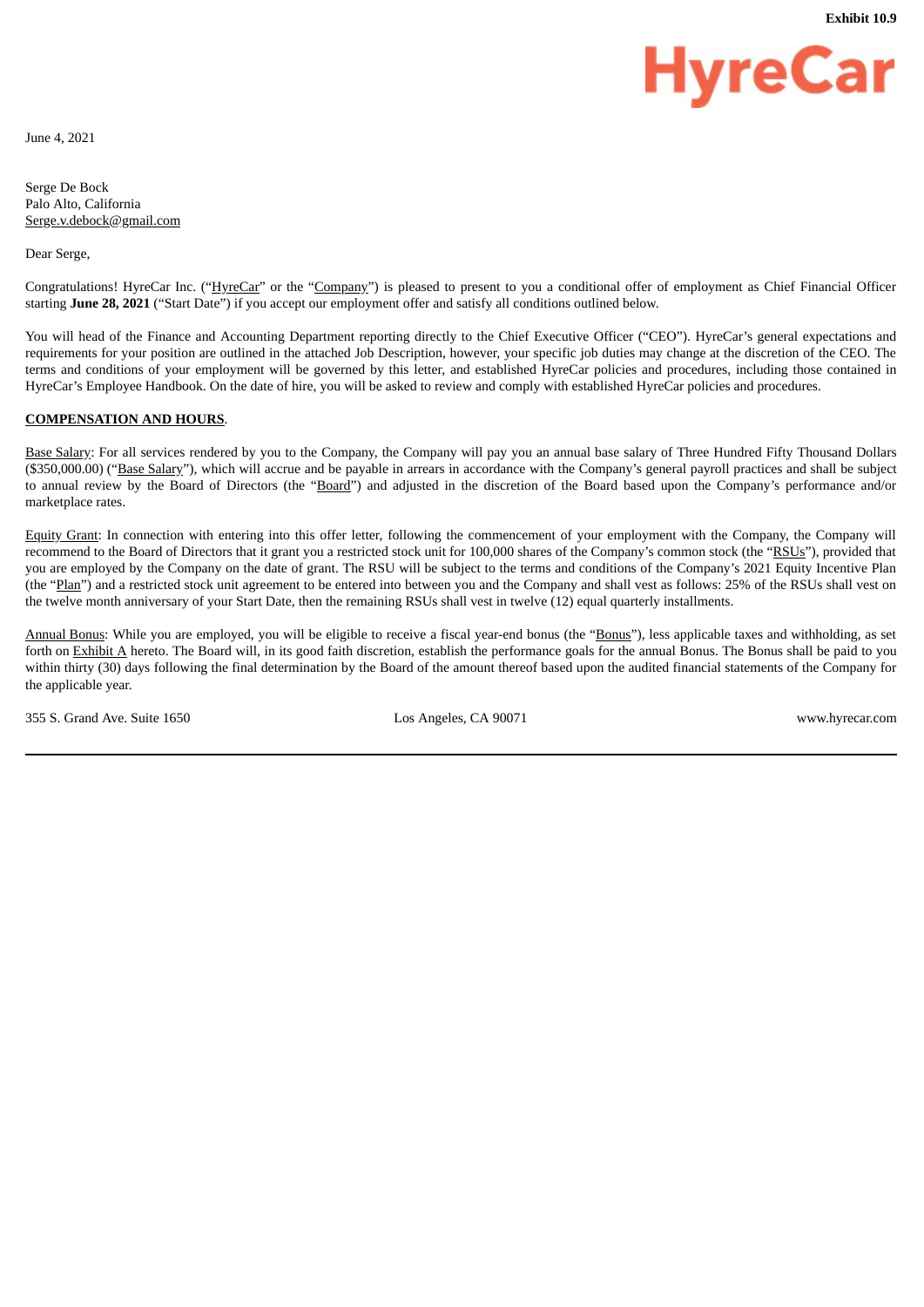**Exhibit 10.9**

HyreCar

June 4, 2021

Serge De Bock
Palo Alto, California
Serge.v.debock@gmail.com

Dear Serge,

Congratulations! HyreCar Inc. ("HyreCar" or the "Company") is pleased to present to you a conditional offer of employment as Chief Financial Officer starting **June 28, 2021** ("Start Date") if you accept our employment offer and satisfy all conditions outlined below.

You will head of the Finance and Accounting Department reporting directly to the Chief Executive Officer ("CEO"). HyreCar's general expectations and requirements for your position are outlined in the attached Job Description, however, your specific job duties may change at the discretion of the CEO. The terms and conditions of your employment will be governed by this letter, and established HyreCar policies and procedures, including those contained in HyreCar's Employee Handbook. On the date of hire, you will be asked to review and comply with established HyreCar policies and procedures.

**COMPENSATION AND HOURS**.

Base Salary: For all services rendered by you to the Company, the Company will pay you an annual base salary of Three Hundred Fifty Thousand Dollars ($350,000.00) ("Base Salary"), which will accrue and be payable in arrears in accordance with the Company's general payroll practices and shall be subject to annual review by the Board of Directors (the "Board") and adjusted in the discretion of the Board based upon the Company's performance and/or marketplace rates.

Equity Grant: In connection with entering into this offer letter, following the commencement of your employment with the Company, the Company will recommend to the Board of Directors that it grant you a restricted stock unit for 100,000 shares of the Company's common stock (the "RSUs"), provided that you are employed by the Company on the date of grant. The RSU will be subject to the terms and conditions of the Company's 2021 Equity Incentive Plan (the "Plan") and a restricted stock unit agreement to be entered into between you and the Company and shall vest as follows: 25% of the RSUs shall vest on the twelve month anniversary of your Start Date, then the remaining RSUs shall vest in twelve (12) equal quarterly installments.

Annual Bonus: While you are employed, you will be eligible to receive a fiscal year-end bonus (the "Bonus"), less applicable taxes and withholding, as set forth on Exhibit A hereto. The Board will, in its good faith discretion, establish the performance goals for the annual Bonus. The Bonus shall be paid to you within thirty (30) days following the final determination by the Board of the amount thereof based upon the audited financial statements of the Company for the applicable year.

355 S. Grand Ave. Suite 1650 Los Angeles, CA 90071 www.hyrecar.com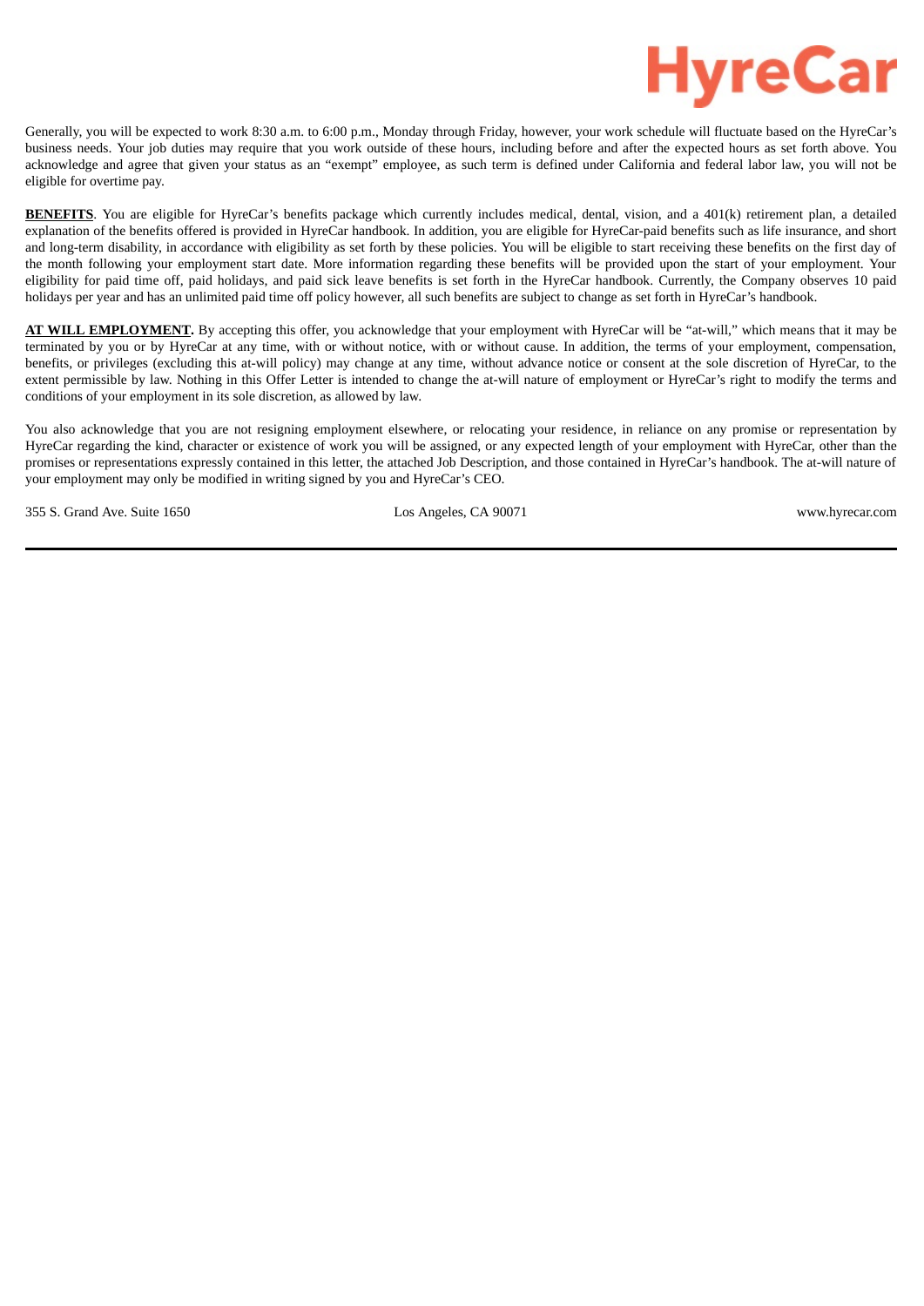Generally, you will be expected to work 8:30 a.m. to 6:00 p.m., Monday through Friday, however, your work schedule will fluctuate based on the HyreCar's business needs. Your job duties may require that you work outside of these hours, including before and after the expected hours as set forth above. You acknowledge and agree that given your status as an "exempt" employee, as such term is defined under California and federal labor law, you will not be eligible for overtime pay.

**BENEFITS**. You are eligible for HyreCar's benefits package which currently includes medical, dental, vision, and a 401(k) retirement plan, a detailed explanation of the benefits offered is provided in HyreCar handbook. In addition, you are eligible for HyreCar-paid benefits such as life insurance, and short and long-term disability, in accordance with eligibility as set forth by these policies. You will be eligible to start receiving these benefits on the first day of the month following your employment start date. More information regarding these benefits will be provided upon the start of your employment. Your eligibility for paid time off, paid holidays, and paid sick leave benefits is set forth in the HyreCar handbook. Currently, the Company observes 10 paid holidays per year and has an unlimited paid time off policy however, all such benefits are subject to change as set forth in HyreCar's handbook.

**AT WILL EMPLOYMENT.** By accepting this offer, you acknowledge that your employment with HyreCar will be "at-will," which means that it may be terminated by you or by HyreCar at any time, with or without notice, with or without cause. In addition, the terms of your employment, compensation, benefits, or privileges (excluding this at-will policy) may change at any time, without advance notice or consent at the sole discretion of HyreCar, to the extent permissible by law. Nothing in this Offer Letter is intended to change the at-will nature of employment or HyreCar's right to modify the terms and conditions of your employment in its sole discretion, as allowed by law.

You also acknowledge that you are not resigning employment elsewhere, or relocating your residence, in reliance on any promise or representation by HyreCar regarding the kind, character or existence of work you will be assigned, or any expected length of your employment with HyreCar, other than the promises or representations expressly contained in this letter, the attached Job Description, and those contained in HyreCar's handbook. The at-will nature of your employment may only be modified in writing signed by you and HyreCar's CEO.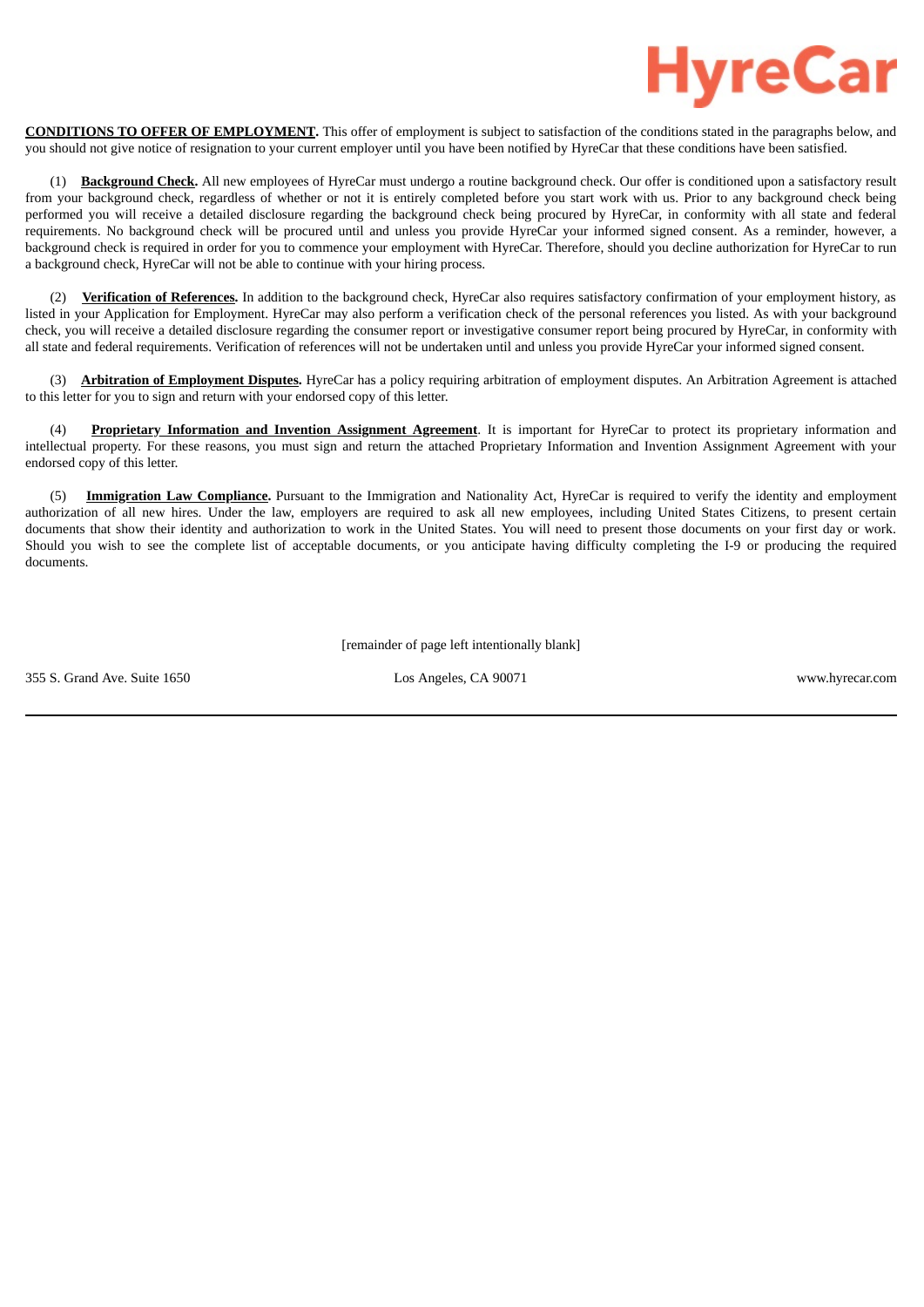**CONDITIONS TO OFFER OF EMPLOYMENT.** This offer of employment is subject to satisfaction of the conditions stated in the paragraphs below, and you should not give notice of resignation to your current employer until you have been notified by HyreCar that these conditions have been satisfied.

(1) **Background Check.** All new employees of HyreCar must undergo a routine background check. Our offer is conditioned upon a satisfactory result from your background check, regardless of whether or not it is entirely completed before you start work with us. Prior to any background check being performed you will receive a detailed disclosure regarding the background check being procured by HyreCar, in conformity with all state and federal requirements. No background check will be procured until and unless you provide HyreCar your informed signed consent. As a reminder, however, a background check is required in order for you to commence your employment with HyreCar. Therefore, should you decline authorization for HyreCar to run a background check, HyreCar will not be able to continue with your hiring process.

(2) **Verification of References.** In addition to the background check, HyreCar also requires satisfactory confirmation of your employment history, as listed in your Application for Employment. HyreCar may also perform a verification check of the personal references you listed. As with your background check, you will receive a detailed disclosure regarding the consumer report or investigative consumer report being procured by HyreCar, in conformity with all state and federal requirements. Verification of references will not be undertaken until and unless you provide HyreCar your informed signed consent.

(3) **Arbitration of Employment Disputes.** HyreCar has a policy requiring arbitration of employment disputes. An Arbitration Agreement is attached to this letter for you to sign and return with your endorsed copy of this letter.

(4) **Proprietary Information and Invention Assignment Agreement**. It is important for HyreCar to protect its proprietary information and intellectual property. For these reasons, you must sign and return the attached Proprietary Information and Invention Assignment Agreement with your endorsed copy of this letter.

(5) **Immigration Law Compliance.** Pursuant to the Immigration and Nationality Act, HyreCar is required to verify the identity and employment authorization of all new hires. Under the law, employers are required to ask all new employees, including United States Citizens, to present certain documents that show their identity and authorization to work in the United States. You will need to present those documents on your first day or work. Should you wish to see the complete list of acceptable documents, or you anticipate having difficulty completing the I-9 or producing the required documents.

[remainder of page left intentionally blank]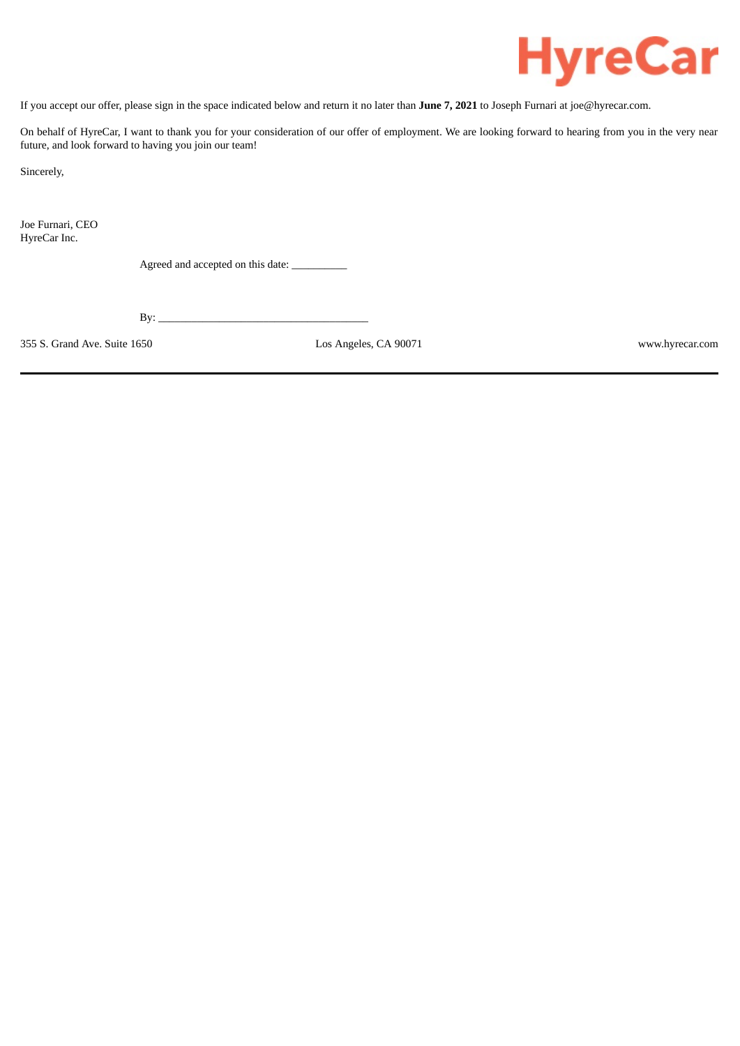If you accept our offer, please sign in the space indicated below and return it no later than **June 7, 2021** to Joseph Furnari at joe@hyrecar.com.

On behalf of HyreCar, I want to thank you for your consideration of our offer of employment. We are looking forward to hearing from you in the very near future, and look forward to having you join our team!

Sincerely,

Joe Furnari, CEO
HyreCar Inc.

Agreed and accepted on this date: __________

By: ____________________________________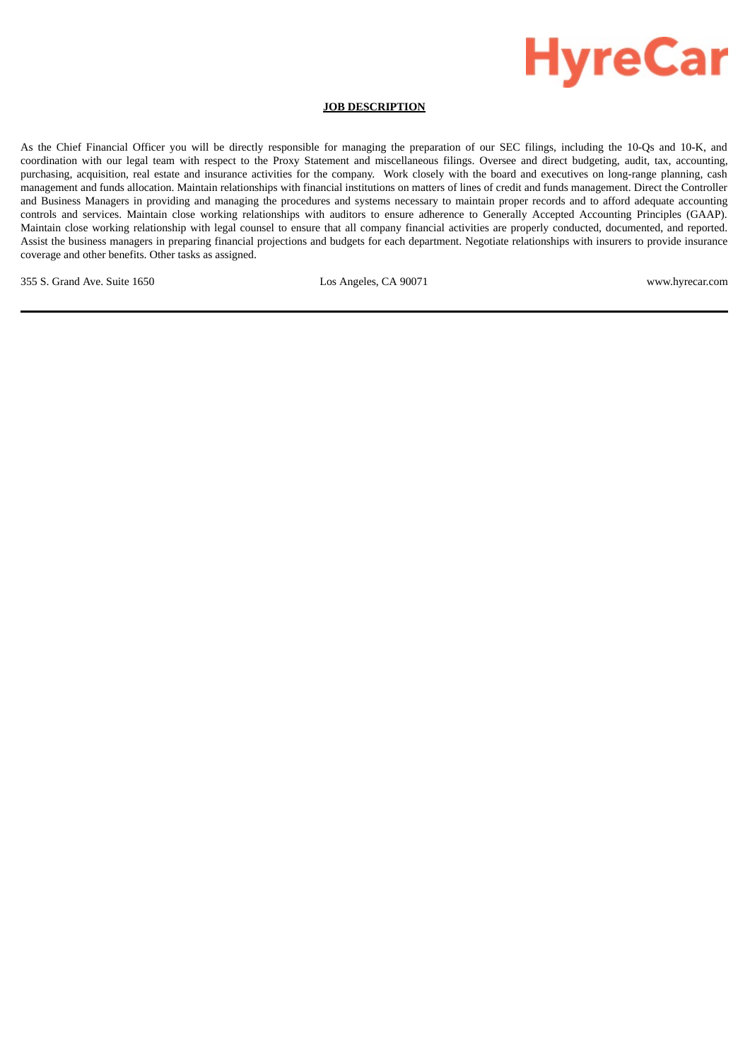HyreCar

**JOB DESCRIPTION**

As the Chief Financial Officer you will be directly responsible for managing the preparation of our SEC filings, including the 10-Qs and 10-K, and coordination with our legal team with respect to the Proxy Statement and miscellaneous filings. Oversee and direct budgeting, audit, tax, accounting, purchasing, acquisition, real estate and insurance activities for the company. Work closely with the board and executives on long-range planning, cash management and funds allocation. Maintain relationships with financial institutions on matters of lines of credit and funds management. Direct the Controller and Business Managers in providing and managing the procedures and systems necessary to maintain proper records and to afford adequate accounting controls and services. Maintain close working relationships with auditors to ensure adherence to Generally Accepted Accounting Principles (GAAP). Maintain close working relationship with legal counsel to ensure that all company financial activities are properly conducted, documented, and reported. Assist the business managers in preparing financial projections and budgets for each department. Negotiate relationships with insurers to provide insurance coverage and other benefits. Other tasks as assigned.

355 S. Grand Ave. Suite 1650 Los Angeles, CA 90071 www.hyrecar.com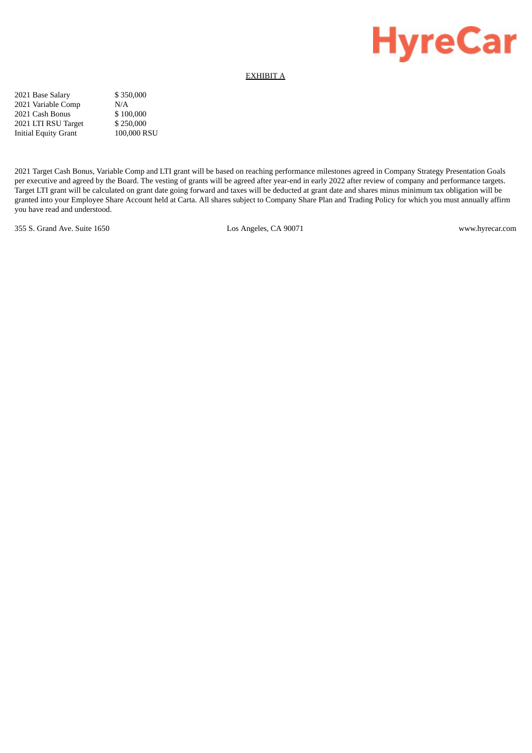HyreCar

EXHIBIT A

| | |
|---|---|
| 2021 Base Salary | $ 350,000 |
| 2021 Variable Comp | N/A |
| 2021 Cash Bonus | $ 100,000 |
| 2021 LTI RSU Target | $ 250,000 |
| Initial Equity Grant | 100,000 RSU |

2021 Target Cash Bonus, Variable Comp and LTI grant will be based on reaching performance milestones agreed in Company Strategy Presentation Goals per executive and agreed by the Board. The vesting of grants will be agreed after year-end in early 2022 after review of company and performance targets. Target LTI grant will be calculated on grant date going forward and taxes will be deducted at grant date and shares minus minimum tax obligation will be granted into your Employee Share Account held at Carta. All shares subject to Company Share Plan and Trading Policy for which you must annually affirm you have read and understood.

355 S. Grand Ave. Suite 1650 Los Angeles, CA 90071 www.hyrecar.com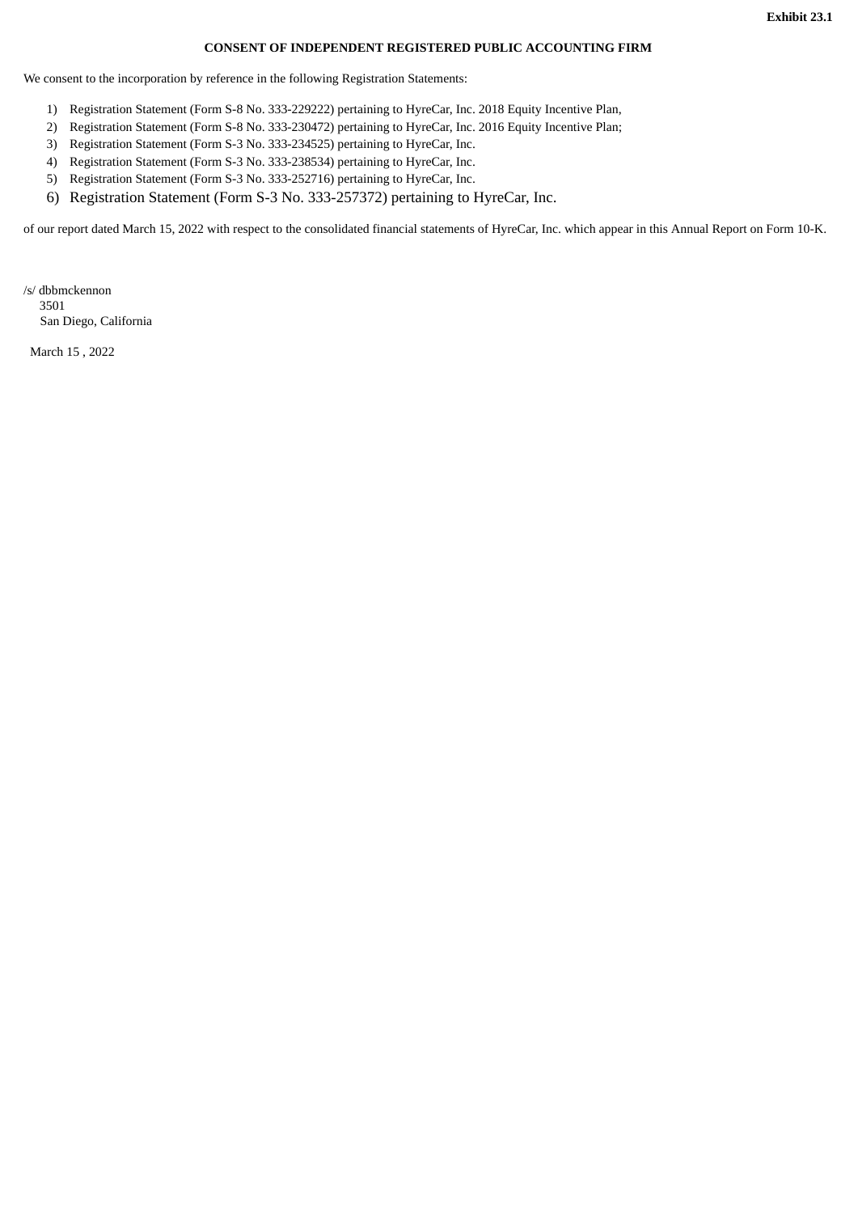**Exhibit 23.1**

**CONSENT OF INDEPENDENT REGISTERED PUBLIC ACCOUNTING FIRM**

We consent to the incorporation by reference in the following Registration Statements:

1) Registration Statement (Form S-8 No. 333-229222) pertaining to HyreCar, Inc. 2018 Equity Incentive Plan,
2) Registration Statement (Form S-8 No. 333-230472) pertaining to HyreCar, Inc. 2016 Equity Incentive Plan;
3) Registration Statement (Form S-3 No. 333-234525) pertaining to HyreCar, Inc.
4) Registration Statement (Form S-3 No. 333-238534) pertaining to HyreCar, Inc.
5) Registration Statement (Form S-3 No. 333-252716) pertaining to HyreCar, Inc.
6) Registration Statement (Form S-3 No. 333-257372) pertaining to HyreCar, Inc.

of our report dated March 15, 2022 with respect to the consolidated financial statements of HyreCar, Inc. which appear in this Annual Report on Form 10-K.

/s/ dbbmckennon
3501
San Diego, California

March 15 , 2022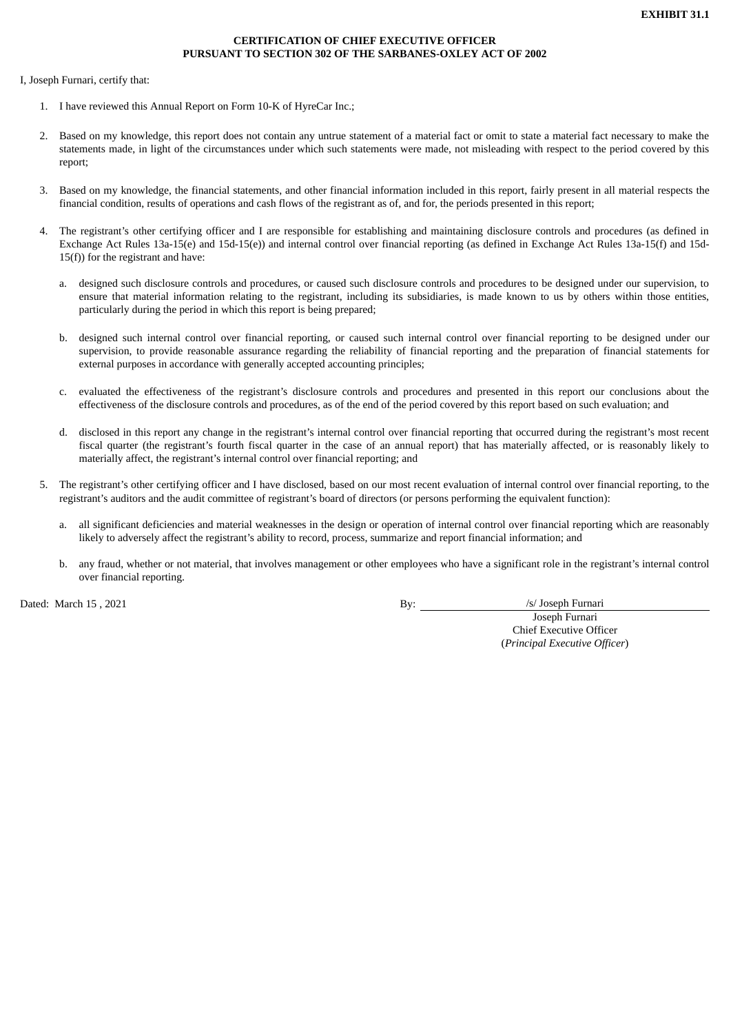**EXHIBIT 31.1**

**CERTIFICATION OF CHIEF EXECUTIVE OFFICER**
**PURSUANT TO SECTION 302 OF THE SARBANES-OXLEY ACT OF 2002**

I, Joseph Furnari, certify that:

1. I have reviewed this Annual Report on Form 10-K of HyreCar Inc.;

2. Based on my knowledge, this report does not contain any untrue statement of a material fact or omit to state a material fact necessary to make the statements made, in light of the circumstances under which such statements were made, not misleading with respect to the period covered by this report;

3. Based on my knowledge, the financial statements, and other financial information included in this report, fairly present in all material respects the financial condition, results of operations and cash flows of the registrant as of, and for, the periods presented in this report;

4. The registrant's other certifying officer and I are responsible for establishing and maintaining disclosure controls and procedures (as defined in Exchange Act Rules 13a-15(e) and 15d-15(e)) and internal control over financial reporting (as defined in Exchange Act Rules 13a-15(f) and 15d-15(f)) for the registrant and have:

   a. designed such disclosure controls and procedures, or caused such disclosure controls and procedures to be designed under our supervision, to ensure that material information relating to the registrant, including its subsidiaries, is made known to us by others within those entities, particularly during the period in which this report is being prepared;

   b. designed such internal control over financial reporting, or caused such internal control over financial reporting to be designed under our supervision, to provide reasonable assurance regarding the reliability of financial reporting and the preparation of financial statements for external purposes in accordance with generally accepted accounting principles;

   c. evaluated the effectiveness of the registrant's disclosure controls and procedures and presented in this report our conclusions about the effectiveness of the disclosure controls and procedures, as of the end of the period covered by this report based on such evaluation; and

   d. disclosed in this report any change in the registrant's internal control over financial reporting that occurred during the registrant's most recent fiscal quarter (the registrant's fourth fiscal quarter in the case of an annual report) that has materially affected, or is reasonably likely to materially affect, the registrant's internal control over financial reporting; and

5. The registrant's other certifying officer and I have disclosed, based on our most recent evaluation of internal control over financial reporting, to the registrant's auditors and the audit committee of registrant's board of directors (or persons performing the equivalent function):

   a. all significant deficiencies and material weaknesses in the design or operation of internal control over financial reporting which are reasonably likely to adversely affect the registrant's ability to record, process, summarize and report financial information; and

   b. any fraud, whether or not material, that involves management or other employees who have a significant role in the registrant's internal control over financial reporting.

Dated: March 15 , 2021

By: /s/ Joseph Furnari
Joseph Furnari
Chief Executive Officer
(*Principal Executive Officer*)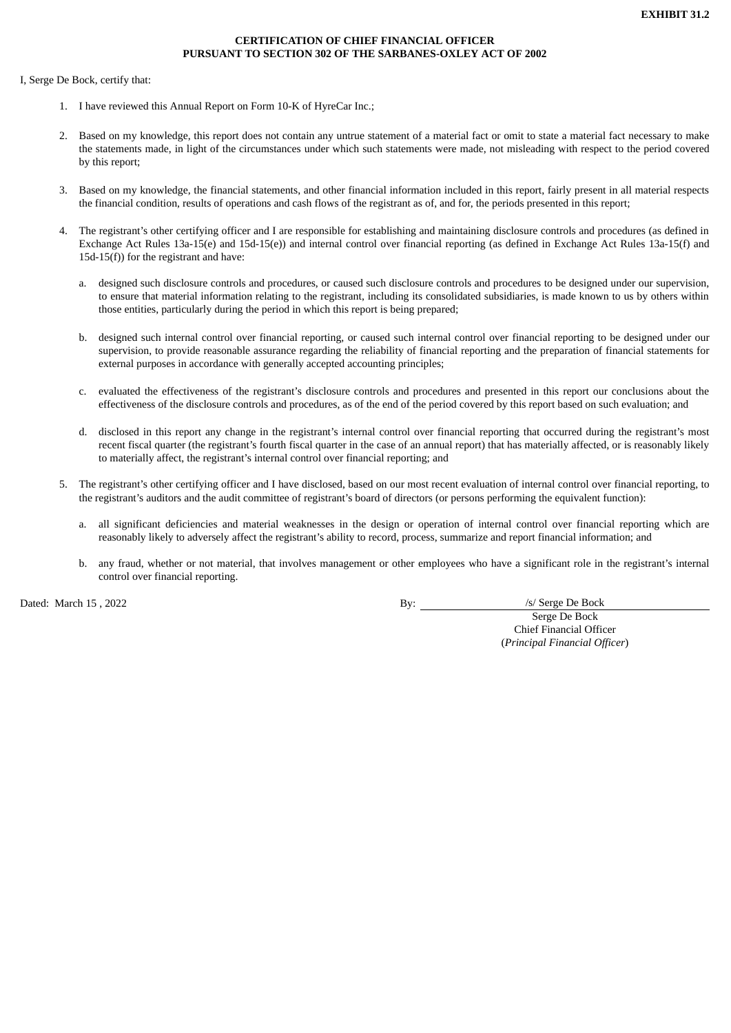**EXHIBIT 31.2**

**CERTIFICATION OF CHIEF FINANCIAL OFFICER**
**PURSUANT TO SECTION 302 OF THE SARBANES-OXLEY ACT OF 2002**

I, Serge De Bock, certify that:

1. I have reviewed this Annual Report on Form 10-K of HyreCar Inc.;

2. Based on my knowledge, this report does not contain any untrue statement of a material fact or omit to state a material fact necessary to make the statements made, in light of the circumstances under which such statements were made, not misleading with respect to the period covered by this report;

3. Based on my knowledge, the financial statements, and other financial information included in this report, fairly present in all material respects the financial condition, results of operations and cash flows of the registrant as of, and for, the periods presented in this report;

4. The registrant's other certifying officer and I are responsible for establishing and maintaining disclosure controls and procedures (as defined in Exchange Act Rules 13a-15(e) and 15d-15(e)) and internal control over financial reporting (as defined in Exchange Act Rules 13a-15(f) and 15d-15(f)) for the registrant and have:

   a. designed such disclosure controls and procedures, or caused such disclosure controls and procedures to be designed under our supervision, to ensure that material information relating to the registrant, including its consolidated subsidiaries, is made known to us by others within those entities, particularly during the period in which this report is being prepared;

   b. designed such internal control over financial reporting, or caused such internal control over financial reporting to be designed under our supervision, to provide reasonable assurance regarding the reliability of financial reporting and the preparation of financial statements for external purposes in accordance with generally accepted accounting principles;

   c. evaluated the effectiveness of the registrant's disclosure controls and procedures and presented in this report our conclusions about the effectiveness of the disclosure controls and procedures, as of the end of the period covered by this report based on such evaluation; and

   d. disclosed in this report any change in the registrant's internal control over financial reporting that occurred during the registrant's most recent fiscal quarter (the registrant's fourth fiscal quarter in the case of an annual report) that has materially affected, or is reasonably likely to materially affect, the registrant's internal control over financial reporting; and

5. The registrant's other certifying officer and I have disclosed, based on our most recent evaluation of internal control over financial reporting, to the registrant's auditors and the audit committee of registrant's board of directors (or persons performing the equivalent function):

   a. all significant deficiencies and material weaknesses in the design or operation of internal control over financial reporting which are reasonably likely to adversely affect the registrant's ability to record, process, summarize and report financial information; and

   b. any fraud, whether or not material, that involves management or other employees who have a significant role in the registrant's internal control over financial reporting.

Dated: March 15 , 2022

By: /s/ Serge De Bock
Serge De Bock
Chief Financial Officer
(*Principal Financial Officer*)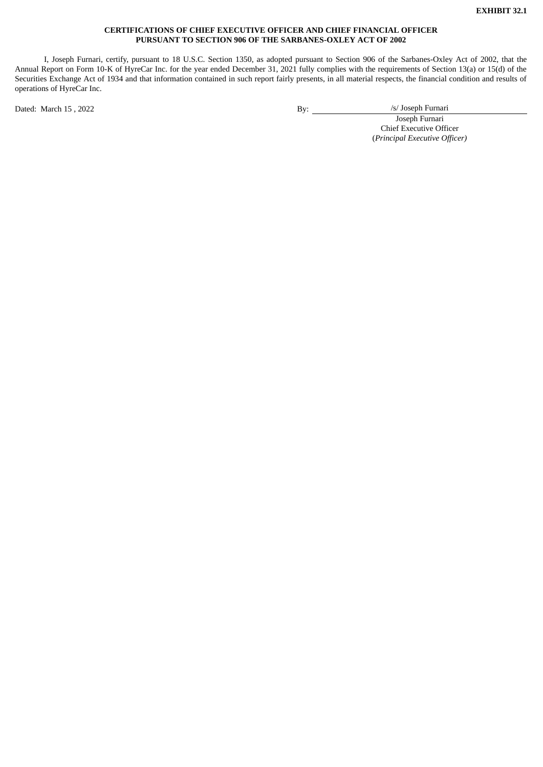**EXHIBIT 32.1**

**CERTIFICATIONS OF CHIEF EXECUTIVE OFFICER AND CHIEF FINANCIAL OFFICER PURSUANT TO SECTION 906 OF THE SARBANES-OXLEY ACT OF 2002**

I, Joseph Furnari, certify, pursuant to 18 U.S.C. Section 1350, as adopted pursuant to Section 906 of the Sarbanes-Oxley Act of 2002, that the Annual Report on Form 10-K of HyreCar Inc. for the year ended December 31, 2021 fully complies with the requirements of Section 13(a) or 15(d) of the Securities Exchange Act of 1934 and that information contained in such report fairly presents, in all material respects, the financial condition and results of operations of HyreCar Inc.

Dated: March 15 , 2022

By: /s/ Joseph Furnari
Joseph Furnari
Chief Executive Officer
(*Principal Executive Officer)*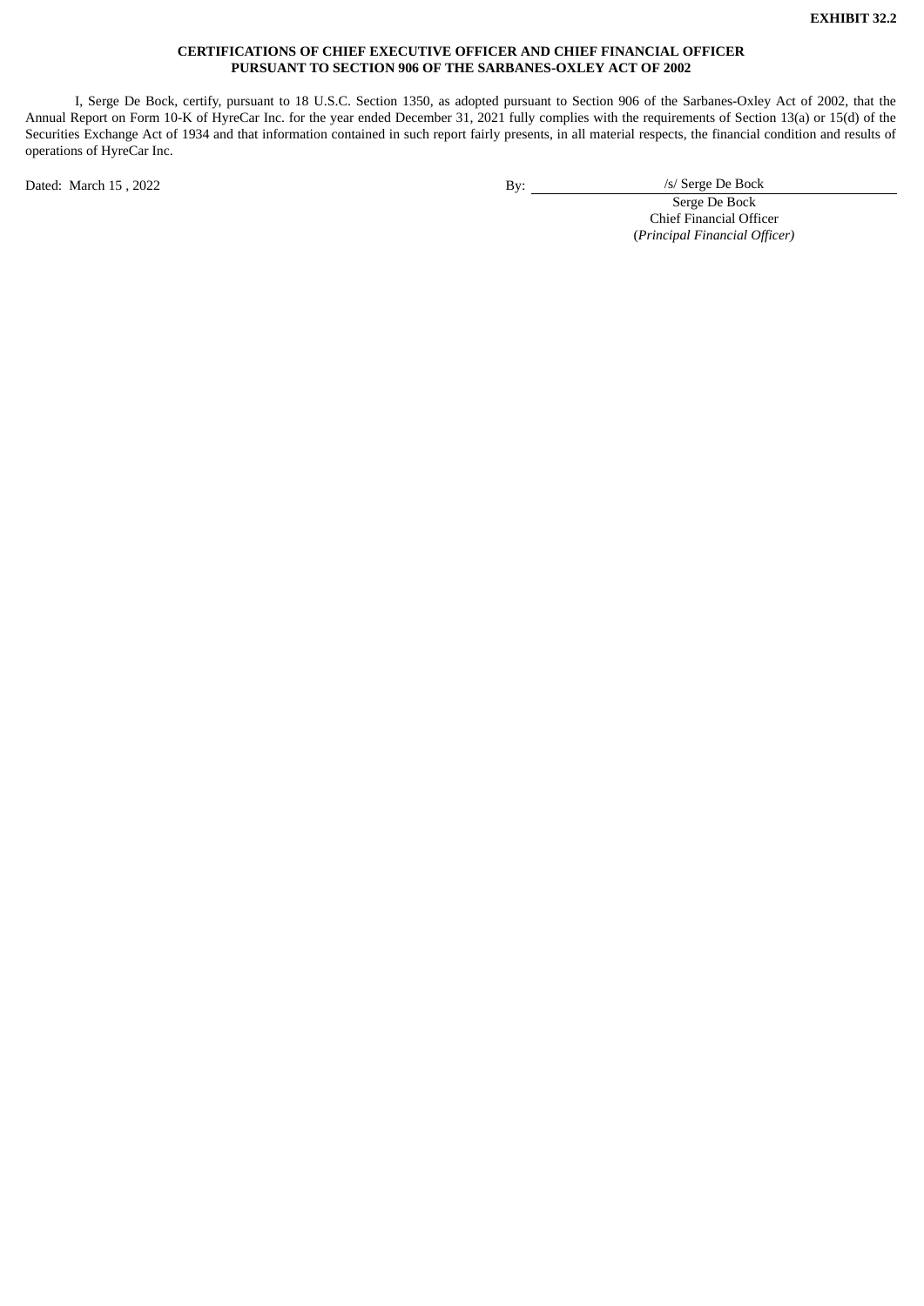**EXHIBIT 32.2**

**CERTIFICATIONS OF CHIEF EXECUTIVE OFFICER AND CHIEF FINANCIAL OFFICER PURSUANT TO SECTION 906 OF THE SARBANES-OXLEY ACT OF 2002**

I, Serge De Bock, certify, pursuant to 18 U.S.C. Section 1350, as adopted pursuant to Section 906 of the Sarbanes-Oxley Act of 2002, that the Annual Report on Form 10-K of HyreCar Inc. for the year ended December 31, 2021 fully complies with the requirements of Section 13(a) or 15(d) of the Securities Exchange Act of 1934 and that information contained in such report fairly presents, in all material respects, the financial condition and results of operations of HyreCar Inc.

Dated: March 15 , 2022

By: /s/ Serge De Bock
Serge De Bock
Chief Financial Officer
(*Principal Financial Officer)*